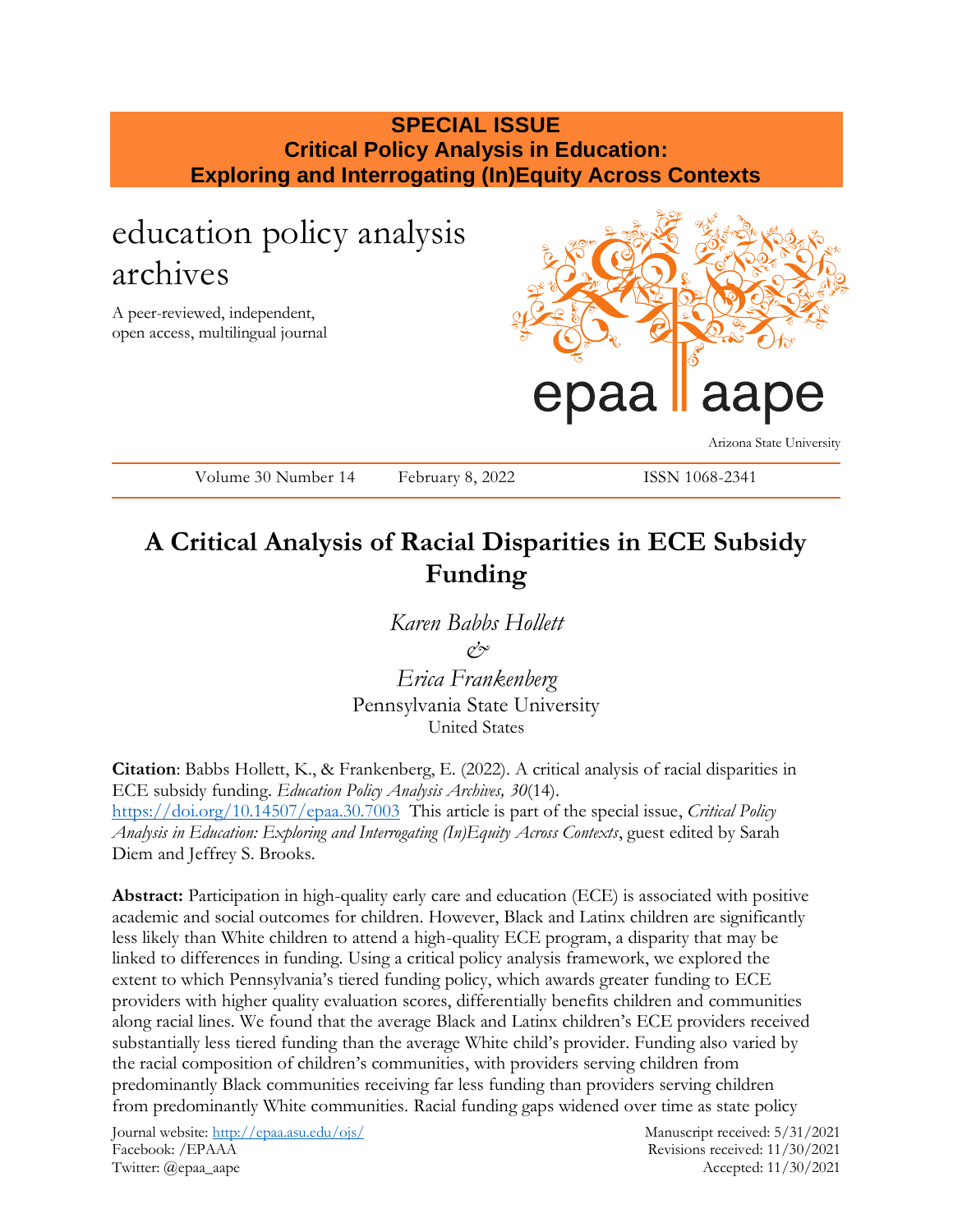**SPECIAL ISSUE**
**Critical Policy Analysis in Education: Exploring and Interrogating (In)Equity Across Contexts**

education policy analysis archives

A peer-reviewed, independent, open access, multilingual journal

epaa aape

Arizona State University

Volume 30 Number 14 February 8, 2022 ISSN 1068-2341

# A Critical Analysis of Racial Disparities in ECE Subsidy Funding

*Karen Babbs Hollett*
*&*
*Erica Frankenberg*
Pennsylvania State University
United States

**Citation**: Babbs Hollett, K., & Frankenberg, E. (2022). A critical analysis of racial disparities in ECE subsidy funding. *Education Policy Analysis Archives, 30*(14). https://doi.org/10.14507/epaa.30.7003 This article is part of the special issue, *Critical Policy Analysis in Education: Exploring and Interrogating (In)Equity Across Contexts*, guest edited by Sarah Diem and Jeffrey S. Brooks.

**Abstract:** Participation in high-quality early care and education (ECE) is associated with positive academic and social outcomes for children. However, Black and Latinx children are significantly less likely than White children to attend a high-quality ECE program, a disparity that may be linked to differences in funding. Using a critical policy analysis framework, we explored the extent to which Pennsylvania's tiered funding policy, which awards greater funding to ECE providers with higher quality evaluation scores, differentially benefits children and communities along racial lines. We found that the average Black and Latinx children's ECE providers received substantially less tiered funding than the average White child's provider. Funding also varied by the racial composition of children's communities, with providers serving children from predominantly Black communities receiving far less funding than providers serving children from predominantly White communities. Racial funding gaps widened over time as state policy

Journal website: http://epaa.asu.edu/ojs/
Facebook: /EPAAA
Twitter: @epaa_aape

Manuscript received: 5/31/2021
Revisions received: 11/30/2021
Accepted: 11/30/2021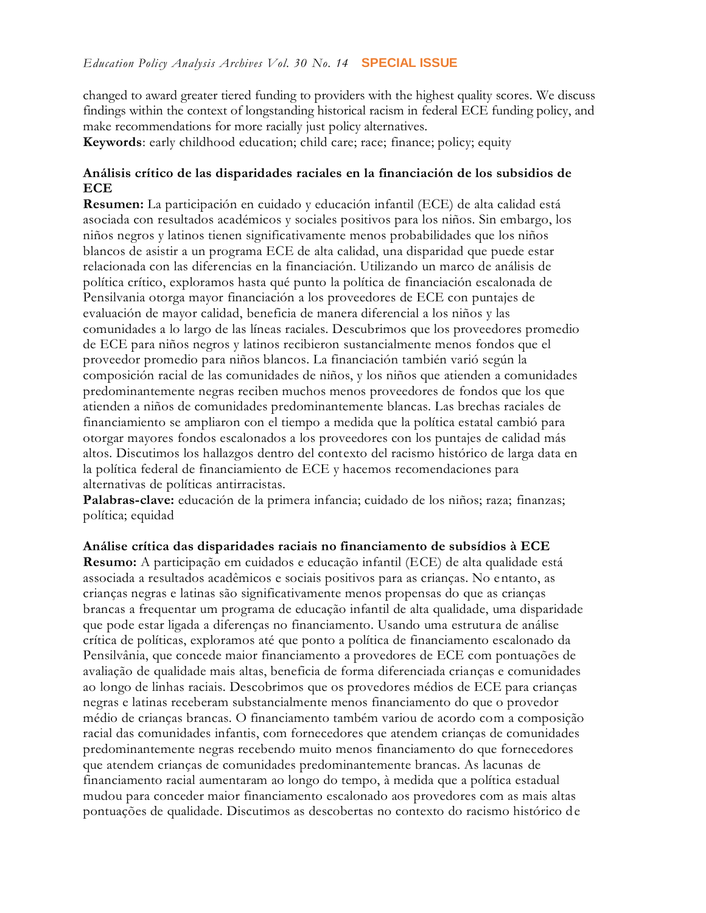changed to award greater tiered funding to providers with the highest quality scores. We discuss findings within the context of longstanding historical racism in federal ECE funding policy, and make recommendations for more racially just policy alternatives.
**Keywords**: early childhood education; child care; race; finance; policy; equity

**Análisis crítico de las disparidades raciales en la financiación de los subsidios de ECE**
**Resumen:** La participación en cuidado y educación infantil (ECE) de alta calidad está asociada con resultados académicos y sociales positivos para los niños. Sin embargo, los niños negros y latinos tienen significativamente menos probabilidades que los niños blancos de asistir a un programa ECE de alta calidad, una disparidad que puede estar relacionada con las diferencias en la financiación. Utilizando un marco de análisis de política crítico, exploramos hasta qué punto la política de financiación escalonada de Pensilvania otorga mayor financiación a los proveedores de ECE con puntajes de evaluación de mayor calidad, beneficia de manera diferencial a los niños y las comunidades a lo largo de las líneas raciales. Descubrimos que los proveedores promedio de ECE para niños negros y latinos recibieron sustancialmente menos fondos que el proveedor promedio para niños blancos. La financiación también varió según la composición racial de las comunidades de niños, y los niños que atienden a comunidades predominantemente negras reciben muchos menos proveedores de fondos que los que atienden a niños de comunidades predominantemente blancas. Las brechas raciales de financiamiento se ampliaron con el tiempo a medida que la política estatal cambió para otorgar mayores fondos escalonados a los proveedores con los puntajes de calidad más altos. Discutimos los hallazgos dentro del contexto del racismo histórico de larga data en la política federal de financiamiento de ECE y hacemos recomendaciones para alternativas de políticas antirracistas.
**Palabras-clave:** educación de la primera infancia; cuidado de los niños; raza; finanzas; política; equidad

**Análise crítica das disparidades raciais no financiamento de subsídios à ECE**
**Resumo:** A participação em cuidados e educação infantil (ECE) de alta qualidade está associada a resultados acadêmicos e sociais positivos para as crianças. No entanto, as crianças negras e latinas são significativamente menos propensas do que as crianças brancas a frequentar um programa de educação infantil de alta qualidade, uma disparidade que pode estar ligada a diferenças no financiamento. Usando uma estrutura de análise crítica de políticas, exploramos até que ponto a política de financiamento escalonado da Pensilvânia, que concede maior financiamento a provedores de ECE com pontuações de avaliação de qualidade mais altas, beneficia de forma diferenciada crianças e comunidades ao longo de linhas raciais. Descobrimos que os provedores médios de ECE para crianças negras e latinas receberam substancialmente menos financiamento do que o provedor médio de crianças brancas. O financiamento também variou de acordo com a composição racial das comunidades infantis, com fornecedores que atendem crianças de comunidades predominantemente negras recebendo muito menos financiamento do que fornecedores que atendem crianças de comunidades predominantemente brancas. As lacunas de financiamento racial aumentaram ao longo do tempo, à medida que a política estadual mudou para conceder maior financiamento escalonado aos provedores com as mais altas pontuações de qualidade. Discutimos as descobertas no contexto do racismo histórico de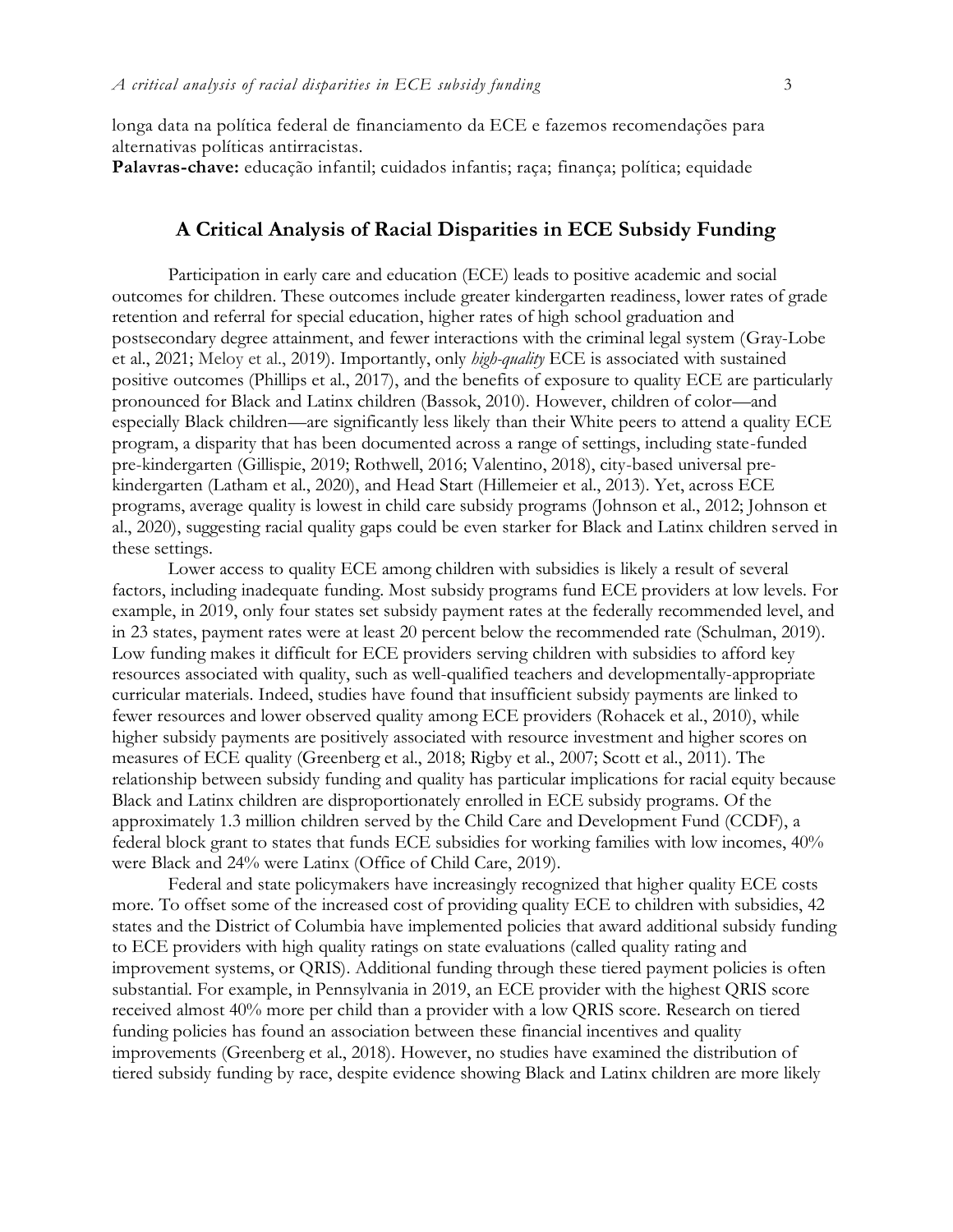longa data na política federal de financiamento da ECE e fazemos recomendações para alternativas políticas antirracistas.

**Palavras-chave:** educação infantil; cuidados infantis; raça; finança; política; equidade

## A Critical Analysis of Racial Disparities in ECE Subsidy Funding

Participation in early care and education (ECE) leads to positive academic and social outcomes for children. These outcomes include greater kindergarten readiness, lower rates of grade retention and referral for special education, higher rates of high school graduation and postsecondary degree attainment, and fewer interactions with the criminal legal system (Gray-Lobe et al., 2021; Meloy et al., 2019). Importantly, only *high-quality* ECE is associated with sustained positive outcomes (Phillips et al., 2017), and the benefits of exposure to quality ECE are particularly pronounced for Black and Latinx children (Bassok, 2010). However, children of color—and especially Black children—are significantly less likely than their White peers to attend a quality ECE program, a disparity that has been documented across a range of settings, including state-funded pre-kindergarten (Gillispie, 2019; Rothwell, 2016; Valentino, 2018), city-based universal pre-kindergarten (Latham et al., 2020), and Head Start (Hillemeier et al., 2013). Yet, across ECE programs, average quality is lowest in child care subsidy programs (Johnson et al., 2012; Johnson et al., 2020), suggesting racial quality gaps could be even starker for Black and Latinx children served in these settings.

Lower access to quality ECE among children with subsidies is likely a result of several factors, including inadequate funding. Most subsidy programs fund ECE providers at low levels. For example, in 2019, only four states set subsidy payment rates at the federally recommended level, and in 23 states, payment rates were at least 20 percent below the recommended rate (Schulman, 2019). Low funding makes it difficult for ECE providers serving children with subsidies to afford key resources associated with quality, such as well-qualified teachers and developmentally-appropriate curricular materials. Indeed, studies have found that insufficient subsidy payments are linked to fewer resources and lower observed quality among ECE providers (Rohacek et al., 2010), while higher subsidy payments are positively associated with resource investment and higher scores on measures of ECE quality (Greenberg et al., 2018; Rigby et al., 2007; Scott et al., 2011). The relationship between subsidy funding and quality has particular implications for racial equity because Black and Latinx children are disproportionately enrolled in ECE subsidy programs. Of the approximately 1.3 million children served by the Child Care and Development Fund (CCDF), a federal block grant to states that funds ECE subsidies for working families with low incomes, 40% were Black and 24% were Latinx (Office of Child Care, 2019).

Federal and state policymakers have increasingly recognized that higher quality ECE costs more. To offset some of the increased cost of providing quality ECE to children with subsidies, 42 states and the District of Columbia have implemented policies that award additional subsidy funding to ECE providers with high quality ratings on state evaluations (called quality rating and improvement systems, or QRIS). Additional funding through these tiered payment policies is often substantial. For example, in Pennsylvania in 2019, an ECE provider with the highest QRIS score received almost 40% more per child than a provider with a low QRIS score. Research on tiered funding policies has found an association between these financial incentives and quality improvements (Greenberg et al., 2018). However, no studies have examined the distribution of tiered subsidy funding by race, despite evidence showing Black and Latinx children are more likely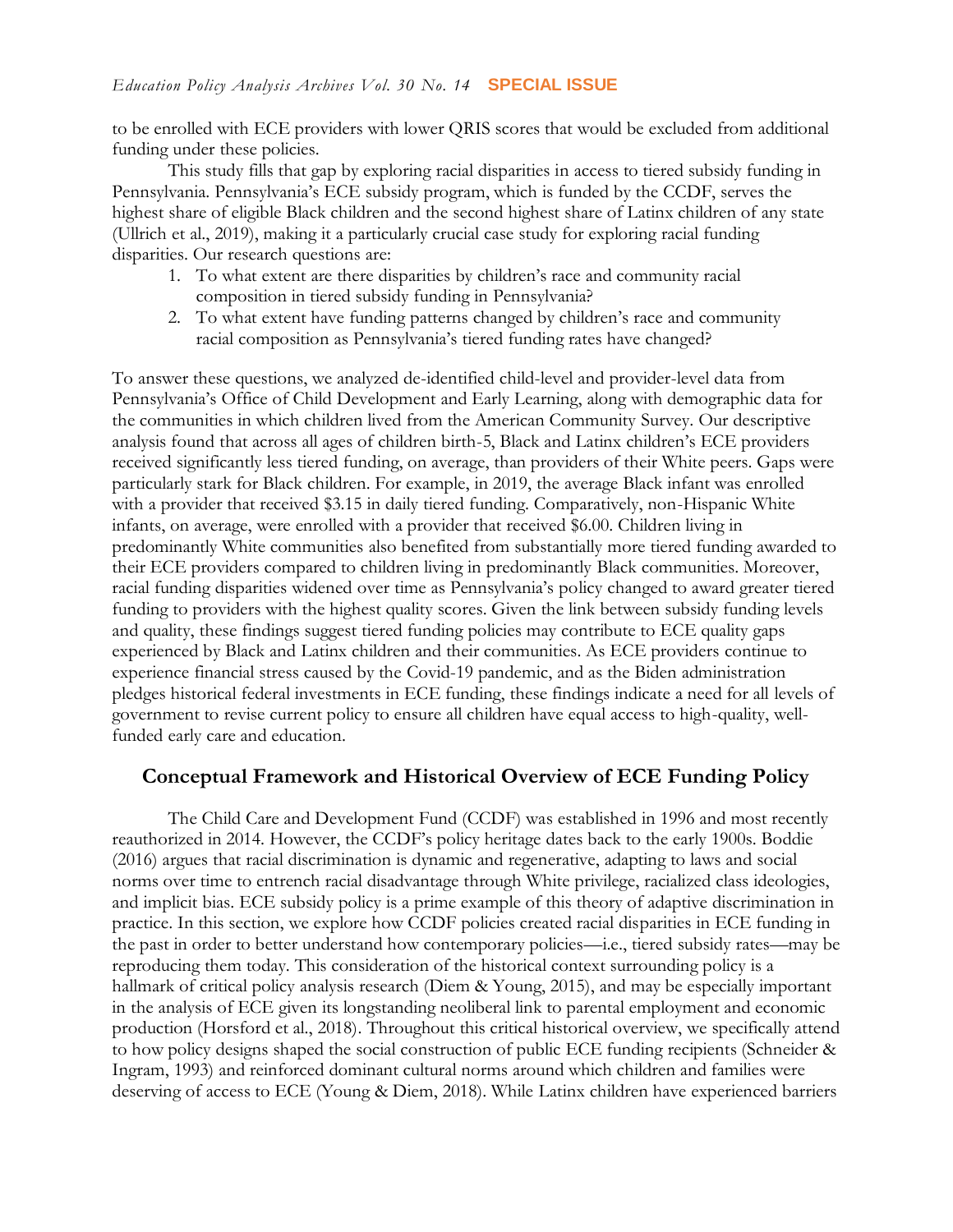to be enrolled with ECE providers with lower QRIS scores that would be excluded from additional funding under these policies.

This study fills that gap by exploring racial disparities in access to tiered subsidy funding in Pennsylvania. Pennsylvania's ECE subsidy program, which is funded by the CCDF, serves the highest share of eligible Black children and the second highest share of Latinx children of any state (Ullrich et al., 2019), making it a particularly crucial case study for exploring racial funding disparities. Our research questions are:

1. To what extent are there disparities by children's race and community racial composition in tiered subsidy funding in Pennsylvania?
2. To what extent have funding patterns changed by children's race and community racial composition as Pennsylvania's tiered funding rates have changed?

To answer these questions, we analyzed de-identified child-level and provider-level data from Pennsylvania's Office of Child Development and Early Learning, along with demographic data for the communities in which children lived from the American Community Survey. Our descriptive analysis found that across all ages of children birth-5, Black and Latinx children's ECE providers received significantly less tiered funding, on average, than providers of their White peers. Gaps were particularly stark for Black children. For example, in 2019, the average Black infant was enrolled with a provider that received $3.15 in daily tiered funding. Comparatively, non-Hispanic White infants, on average, were enrolled with a provider that received $6.00. Children living in predominantly White communities also benefited from substantially more tiered funding awarded to their ECE providers compared to children living in predominantly Black communities. Moreover, racial funding disparities widened over time as Pennsylvania's policy changed to award greater tiered funding to providers with the highest quality scores. Given the link between subsidy funding levels and quality, these findings suggest tiered funding policies may contribute to ECE quality gaps experienced by Black and Latinx children and their communities. As ECE providers continue to experience financial stress caused by the Covid-19 pandemic, and as the Biden administration pledges historical federal investments in ECE funding, these findings indicate a need for all levels of government to revise current policy to ensure all children have equal access to high-quality, well-funded early care and education.

## Conceptual Framework and Historical Overview of ECE Funding Policy

The Child Care and Development Fund (CCDF) was established in 1996 and most recently reauthorized in 2014. However, the CCDF's policy heritage dates back to the early 1900s. Boddie (2016) argues that racial discrimination is dynamic and regenerative, adapting to laws and social norms over time to entrench racial disadvantage through White privilege, racialized class ideologies, and implicit bias. ECE subsidy policy is a prime example of this theory of adaptive discrimination in practice. In this section, we explore how CCDF policies created racial disparities in ECE funding in the past in order to better understand how contemporary policies—i.e., tiered subsidy rates—may be reproducing them today. This consideration of the historical context surrounding policy is a hallmark of critical policy analysis research (Diem & Young, 2015), and may be especially important in the analysis of ECE given its longstanding neoliberal link to parental employment and economic production (Horsford et al., 2018). Throughout this critical historical overview, we specifically attend to how policy designs shaped the social construction of public ECE funding recipients (Schneider & Ingram, 1993) and reinforced dominant cultural norms around which children and families were deserving of access to ECE (Young & Diem, 2018). While Latinx children have experienced barriers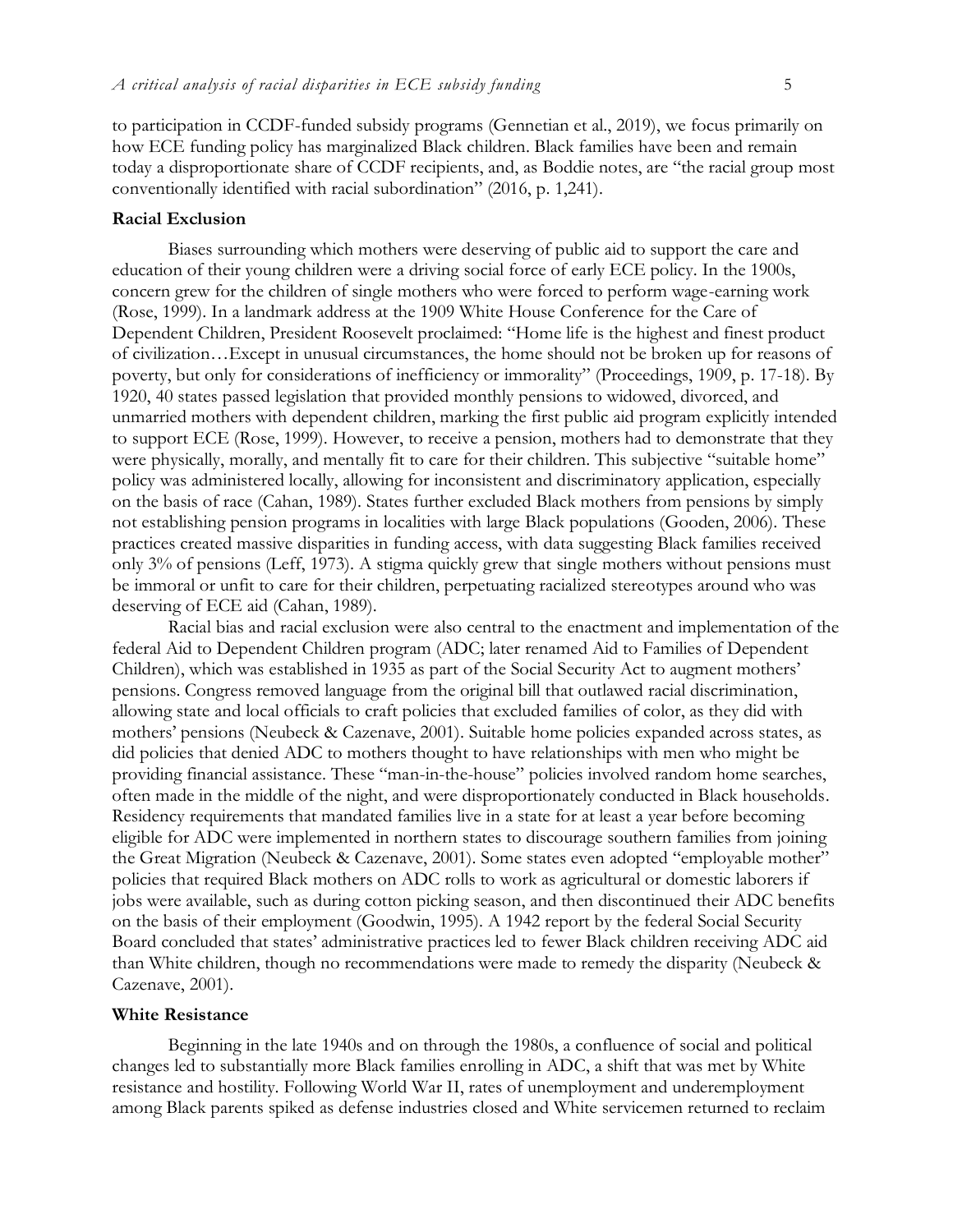to participation in CCDF-funded subsidy programs (Gennetian et al., 2019), we focus primarily on how ECE funding policy has marginalized Black children. Black families have been and remain today a disproportionate share of CCDF recipients, and, as Boddie notes, are "the racial group most conventionally identified with racial subordination" (2016, p. 1,241).

**Racial Exclusion**

Biases surrounding which mothers were deserving of public aid to support the care and education of their young children were a driving social force of early ECE policy. In the 1900s, concern grew for the children of single mothers who were forced to perform wage-earning work (Rose, 1999). In a landmark address at the 1909 White House Conference for the Care of Dependent Children, President Roosevelt proclaimed: "Home life is the highest and finest product of civilization…Except in unusual circumstances, the home should not be broken up for reasons of poverty, but only for considerations of inefficiency or immorality" (Proceedings, 1909, p. 17-18). By 1920, 40 states passed legislation that provided monthly pensions to widowed, divorced, and unmarried mothers with dependent children, marking the first public aid program explicitly intended to support ECE (Rose, 1999). However, to receive a pension, mothers had to demonstrate that they were physically, morally, and mentally fit to care for their children. This subjective "suitable home" policy was administered locally, allowing for inconsistent and discriminatory application, especially on the basis of race (Cahan, 1989). States further excluded Black mothers from pensions by simply not establishing pension programs in localities with large Black populations (Gooden, 2006). These practices created massive disparities in funding access, with data suggesting Black families received only 3% of pensions (Leff, 1973). A stigma quickly grew that single mothers without pensions must be immoral or unfit to care for their children, perpetuating racialized stereotypes around who was deserving of ECE aid (Cahan, 1989).

Racial bias and racial exclusion were also central to the enactment and implementation of the federal Aid to Dependent Children program (ADC; later renamed Aid to Families of Dependent Children), which was established in 1935 as part of the Social Security Act to augment mothers' pensions. Congress removed language from the original bill that outlawed racial discrimination, allowing state and local officials to craft policies that excluded families of color, as they did with mothers' pensions (Neubeck & Cazenave, 2001). Suitable home policies expanded across states, as did policies that denied ADC to mothers thought to have relationships with men who might be providing financial assistance. These "man-in-the-house" policies involved random home searches, often made in the middle of the night, and were disproportionately conducted in Black households. Residency requirements that mandated families live in a state for at least a year before becoming eligible for ADC were implemented in northern states to discourage southern families from joining the Great Migration (Neubeck & Cazenave, 2001). Some states even adopted "employable mother" policies that required Black mothers on ADC rolls to work as agricultural or domestic laborers if jobs were available, such as during cotton picking season, and then discontinued their ADC benefits on the basis of their employment (Goodwin, 1995). A 1942 report by the federal Social Security Board concluded that states' administrative practices led to fewer Black children receiving ADC aid than White children, though no recommendations were made to remedy the disparity (Neubeck & Cazenave, 2001).

**White Resistance**

Beginning in the late 1940s and on through the 1980s, a confluence of social and political changes led to substantially more Black families enrolling in ADC, a shift that was met by White resistance and hostility. Following World War II, rates of unemployment and underemployment among Black parents spiked as defense industries closed and White servicemen returned to reclaim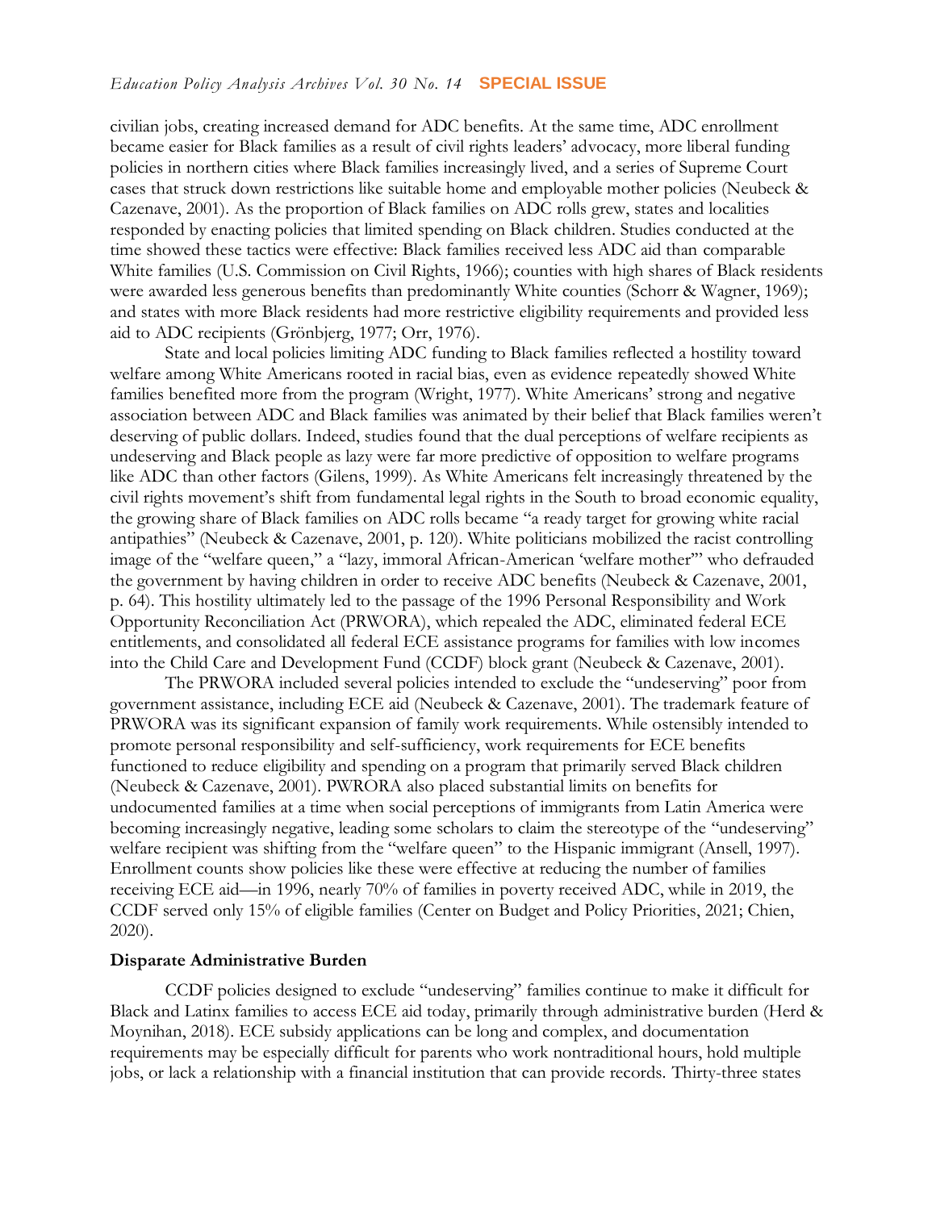civilian jobs, creating increased demand for ADC benefits. At the same time, ADC enrollment became easier for Black families as a result of civil rights leaders' advocacy, more liberal funding policies in northern cities where Black families increasingly lived, and a series of Supreme Court cases that struck down restrictions like suitable home and employable mother policies (Neubeck & Cazenave, 2001). As the proportion of Black families on ADC rolls grew, states and localities responded by enacting policies that limited spending on Black children. Studies conducted at the time showed these tactics were effective: Black families received less ADC aid than comparable White families (U.S. Commission on Civil Rights, 1966); counties with high shares of Black residents were awarded less generous benefits than predominantly White counties (Schorr & Wagner, 1969); and states with more Black residents had more restrictive eligibility requirements and provided less aid to ADC recipients (Grönbjerg, 1977; Orr, 1976).

State and local policies limiting ADC funding to Black families reflected a hostility toward welfare among White Americans rooted in racial bias, even as evidence repeatedly showed White families benefited more from the program (Wright, 1977). White Americans' strong and negative association between ADC and Black families was animated by their belief that Black families weren't deserving of public dollars. Indeed, studies found that the dual perceptions of welfare recipients as undeserving and Black people as lazy were far more predictive of opposition to welfare programs like ADC than other factors (Gilens, 1999). As White Americans felt increasingly threatened by the civil rights movement's shift from fundamental legal rights in the South to broad economic equality, the growing share of Black families on ADC rolls became "a ready target for growing white racial antipathies" (Neubeck & Cazenave, 2001, p. 120). White politicians mobilized the racist controlling image of the "welfare queen," a "lazy, immoral African-American 'welfare mother'" who defrauded the government by having children in order to receive ADC benefits (Neubeck & Cazenave, 2001, p. 64). This hostility ultimately led to the passage of the 1996 Personal Responsibility and Work Opportunity Reconciliation Act (PRWORA), which repealed the ADC, eliminated federal ECE entitlements, and consolidated all federal ECE assistance programs for families with low incomes into the Child Care and Development Fund (CCDF) block grant (Neubeck & Cazenave, 2001).

The PRWORA included several policies intended to exclude the "undeserving" poor from government assistance, including ECE aid (Neubeck & Cazenave, 2001). The trademark feature of PRWORA was its significant expansion of family work requirements. While ostensibly intended to promote personal responsibility and self-sufficiency, work requirements for ECE benefits functioned to reduce eligibility and spending on a program that primarily served Black children (Neubeck & Cazenave, 2001). PWRORA also placed substantial limits on benefits for undocumented families at a time when social perceptions of immigrants from Latin America were becoming increasingly negative, leading some scholars to claim the stereotype of the "undeserving" welfare recipient was shifting from the "welfare queen" to the Hispanic immigrant (Ansell, 1997). Enrollment counts show policies like these were effective at reducing the number of families receiving ECE aid—in 1996, nearly 70% of families in poverty received ADC, while in 2019, the CCDF served only 15% of eligible families (Center on Budget and Policy Priorities, 2021; Chien, 2020).

### Disparate Administrative Burden

CCDF policies designed to exclude "undeserving" families continue to make it difficult for Black and Latinx families to access ECE aid today, primarily through administrative burden (Herd & Moynihan, 2018). ECE subsidy applications can be long and complex, and documentation requirements may be especially difficult for parents who work nontraditional hours, hold multiple jobs, or lack a relationship with a financial institution that can provide records. Thirty-three states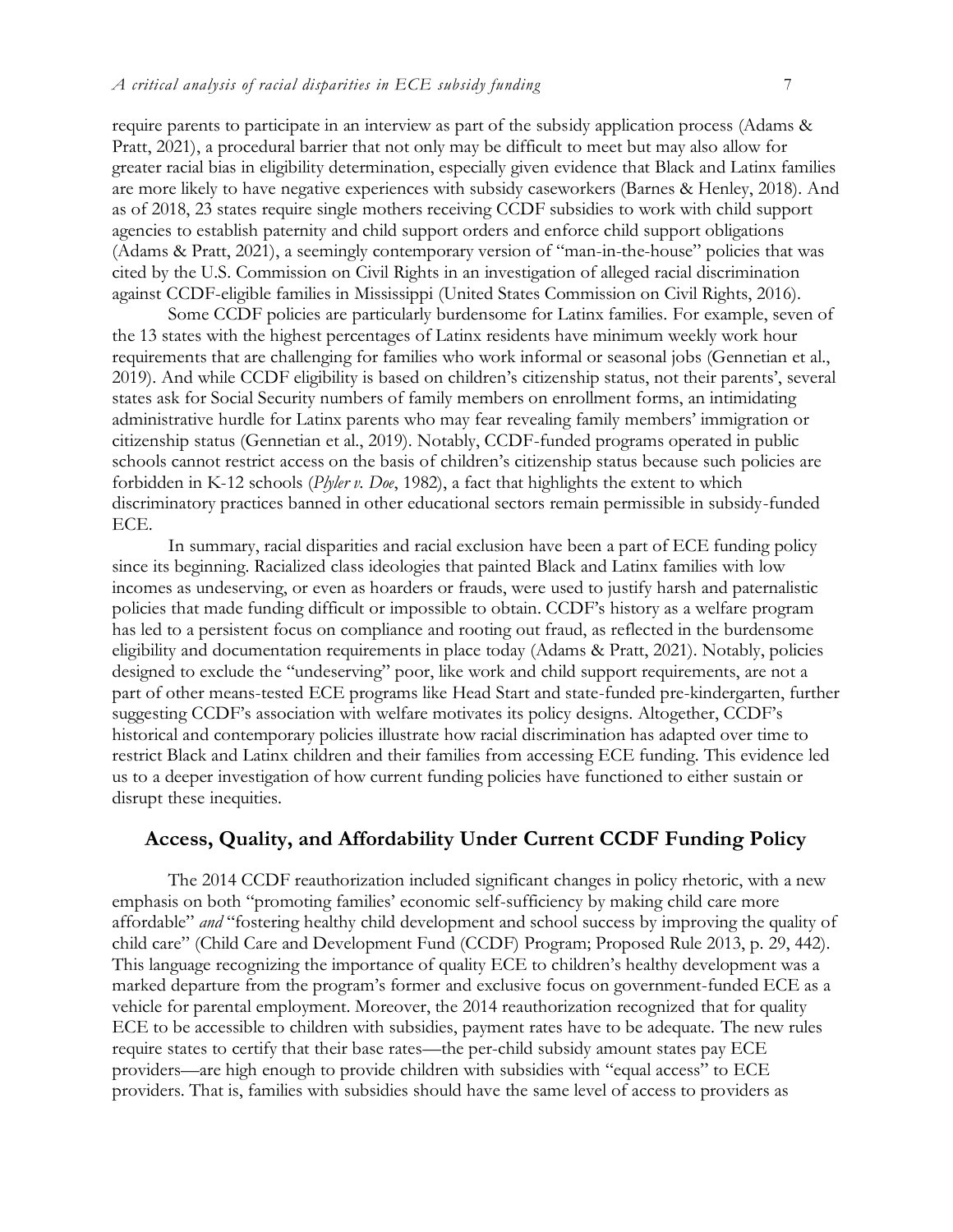require parents to participate in an interview as part of the subsidy application process (Adams & Pratt, 2021), a procedural barrier that not only may be difficult to meet but may also allow for greater racial bias in eligibility determination, especially given evidence that Black and Latinx families are more likely to have negative experiences with subsidy caseworkers (Barnes & Henley, 2018). And as of 2018, 23 states require single mothers receiving CCDF subsidies to work with child support agencies to establish paternity and child support orders and enforce child support obligations (Adams & Pratt, 2021), a seemingly contemporary version of "man-in-the-house" policies that was cited by the U.S. Commission on Civil Rights in an investigation of alleged racial discrimination against CCDF-eligible families in Mississippi (United States Commission on Civil Rights, 2016).

Some CCDF policies are particularly burdensome for Latinx families. For example, seven of the 13 states with the highest percentages of Latinx residents have minimum weekly work hour requirements that are challenging for families who work informal or seasonal jobs (Gennetian et al., 2019). And while CCDF eligibility is based on children's citizenship status, not their parents', several states ask for Social Security numbers of family members on enrollment forms, an intimidating administrative hurdle for Latinx parents who may fear revealing family members' immigration or citizenship status (Gennetian et al., 2019). Notably, CCDF-funded programs operated in public schools cannot restrict access on the basis of children's citizenship status because such policies are forbidden in K-12 schools (*Plyler v. Doe*, 1982), a fact that highlights the extent to which discriminatory practices banned in other educational sectors remain permissible in subsidy-funded ECE.

In summary, racial disparities and racial exclusion have been a part of ECE funding policy since its beginning. Racialized class ideologies that painted Black and Latinx families with low incomes as undeserving, or even as hoarders or frauds, were used to justify harsh and paternalistic policies that made funding difficult or impossible to obtain. CCDF's history as a welfare program has led to a persistent focus on compliance and rooting out fraud, as reflected in the burdensome eligibility and documentation requirements in place today (Adams & Pratt, 2021). Notably, policies designed to exclude the "undeserving" poor, like work and child support requirements, are not a part of other means-tested ECE programs like Head Start and state-funded pre-kindergarten, further suggesting CCDF's association with welfare motivates its policy designs. Altogether, CCDF's historical and contemporary policies illustrate how racial discrimination has adapted over time to restrict Black and Latinx children and their families from accessing ECE funding. This evidence led us to a deeper investigation of how current funding policies have functioned to either sustain or disrupt these inequities.

## Access, Quality, and Affordability Under Current CCDF Funding Policy

The 2014 CCDF reauthorization included significant changes in policy rhetoric, with a new emphasis on both "promoting families' economic self-sufficiency by making child care more affordable" *and* "fostering healthy child development and school success by improving the quality of child care" (Child Care and Development Fund (CCDF) Program; Proposed Rule 2013, p. 29, 442). This language recognizing the importance of quality ECE to children's healthy development was a marked departure from the program's former and exclusive focus on government-funded ECE as a vehicle for parental employment. Moreover, the 2014 reauthorization recognized that for quality ECE to be accessible to children with subsidies, payment rates have to be adequate. The new rules require states to certify that their base rates—the per-child subsidy amount states pay ECE providers—are high enough to provide children with subsidies with "equal access" to ECE providers. That is, families with subsidies should have the same level of access to providers as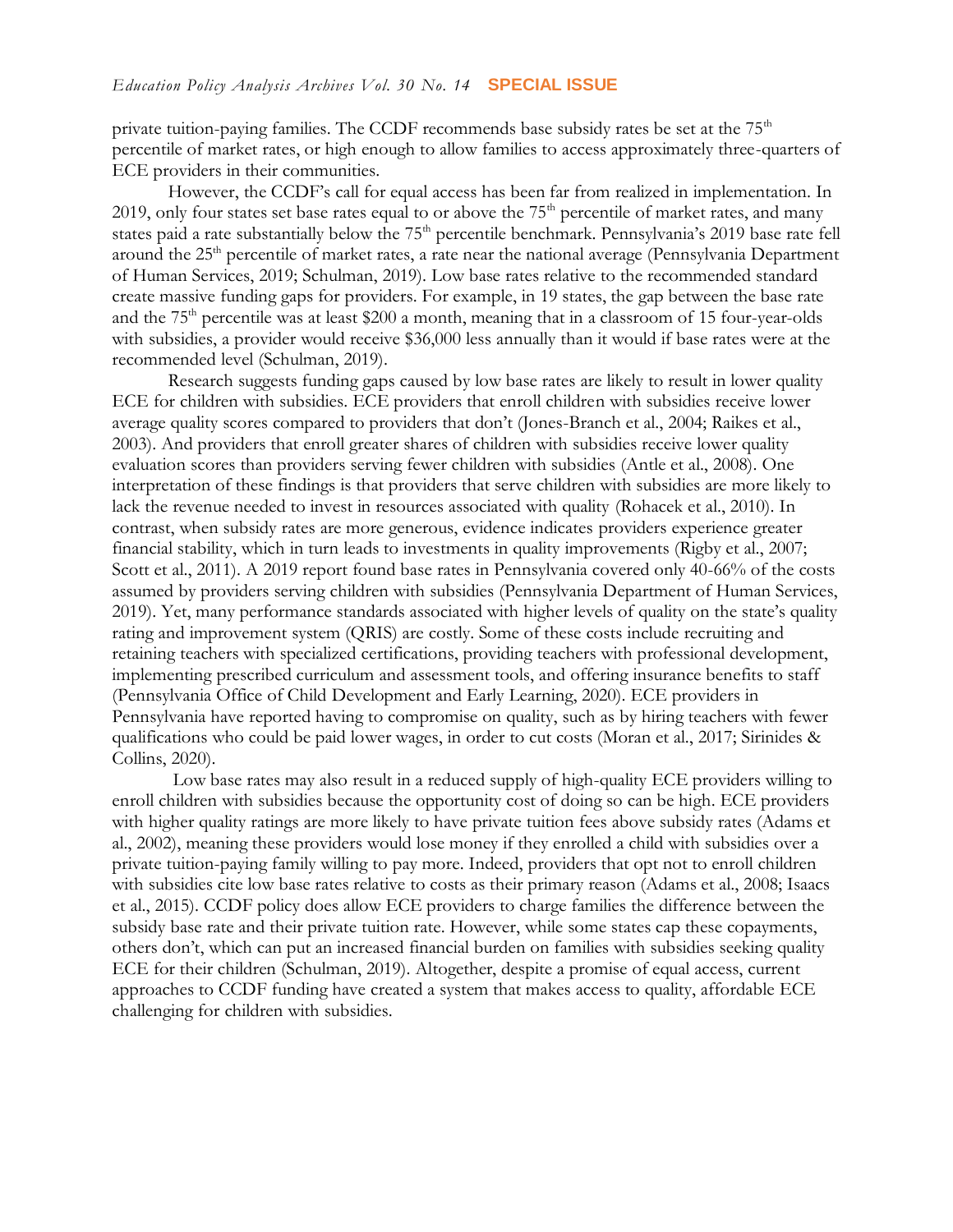private tuition-paying families. The CCDF recommends base subsidy rates be set at the 75th percentile of market rates, or high enough to allow families to access approximately three-quarters of ECE providers in their communities.

However, the CCDF's call for equal access has been far from realized in implementation. In 2019, only four states set base rates equal to or above the 75th percentile of market rates, and many states paid a rate substantially below the 75th percentile benchmark. Pennsylvania's 2019 base rate fell around the 25th percentile of market rates, a rate near the national average (Pennsylvania Department of Human Services, 2019; Schulman, 2019). Low base rates relative to the recommended standard create massive funding gaps for providers. For example, in 19 states, the gap between the base rate and the 75th percentile was at least $200 a month, meaning that in a classroom of 15 four-year-olds with subsidies, a provider would receive $36,000 less annually than it would if base rates were at the recommended level (Schulman, 2019).

Research suggests funding gaps caused by low base rates are likely to result in lower quality ECE for children with subsidies. ECE providers that enroll children with subsidies receive lower average quality scores compared to providers that don't (Jones-Branch et al., 2004; Raikes et al., 2003). And providers that enroll greater shares of children with subsidies receive lower quality evaluation scores than providers serving fewer children with subsidies (Antle et al., 2008). One interpretation of these findings is that providers that serve children with subsidies are more likely to lack the revenue needed to invest in resources associated with quality (Rohacek et al., 2010). In contrast, when subsidy rates are more generous, evidence indicates providers experience greater financial stability, which in turn leads to investments in quality improvements (Rigby et al., 2007; Scott et al., 2011). A 2019 report found base rates in Pennsylvania covered only 40-66% of the costs assumed by providers serving children with subsidies (Pennsylvania Department of Human Services, 2019). Yet, many performance standards associated with higher levels of quality on the state's quality rating and improvement system (QRIS) are costly. Some of these costs include recruiting and retaining teachers with specialized certifications, providing teachers with professional development, implementing prescribed curriculum and assessment tools, and offering insurance benefits to staff (Pennsylvania Office of Child Development and Early Learning, 2020). ECE providers in Pennsylvania have reported having to compromise on quality, such as by hiring teachers with fewer qualifications who could be paid lower wages, in order to cut costs (Moran et al., 2017; Sirinides & Collins, 2020).

Low base rates may also result in a reduced supply of high-quality ECE providers willing to enroll children with subsidies because the opportunity cost of doing so can be high. ECE providers with higher quality ratings are more likely to have private tuition fees above subsidy rates (Adams et al., 2002), meaning these providers would lose money if they enrolled a child with subsidies over a private tuition-paying family willing to pay more. Indeed, providers that opt not to enroll children with subsidies cite low base rates relative to costs as their primary reason (Adams et al., 2008; Isaacs et al., 2015). CCDF policy does allow ECE providers to charge families the difference between the subsidy base rate and their private tuition rate. However, while some states cap these copayments, others don't, which can put an increased financial burden on families with subsidies seeking quality ECE for their children (Schulman, 2019). Altogether, despite a promise of equal access, current approaches to CCDF funding have created a system that makes access to quality, affordable ECE challenging for children with subsidies.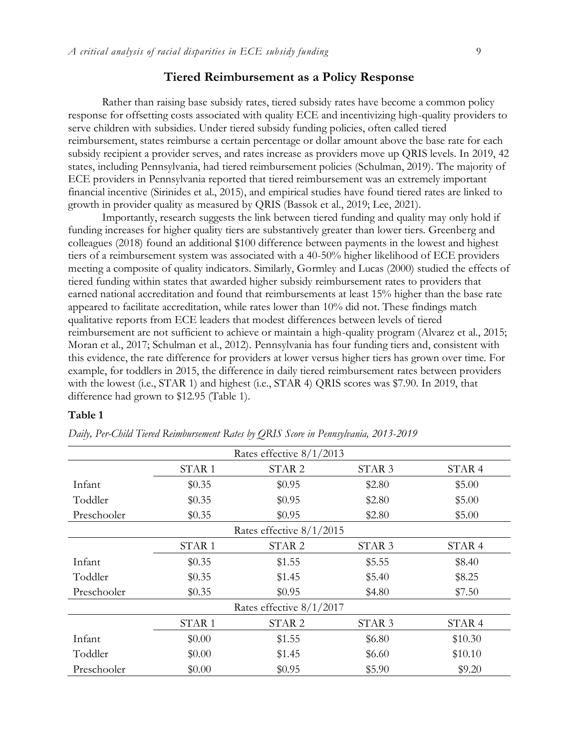## Tiered Reimbursement as a Policy Response

Rather than raising base subsidy rates, tiered subsidy rates have become a common policy response for offsetting costs associated with quality ECE and incentivizing high-quality providers to serve children with subsidies. Under tiered subsidy funding policies, often called tiered reimbursement, states reimburse a certain percentage or dollar amount above the base rate for each subsidy recipient a provider serves, and rates increase as providers move up QRIS levels. In 2019, 42 states, including Pennsylvania, had tiered reimbursement policies (Schulman, 2019). The majority of ECE providers in Pennsylvania reported that tiered reimbursement was an extremely important financial incentive (Sirinides et al., 2015), and empirical studies have found tiered rates are linked to growth in provider quality as measured by QRIS (Bassok et al., 2019; Lee, 2021).

Importantly, research suggests the link between tiered funding and quality may only hold if funding increases for higher quality tiers are substantively greater than lower tiers. Greenberg and colleagues (2018) found an additional $100 difference between payments in the lowest and highest tiers of a reimbursement system was associated with a 40-50% higher likelihood of ECE providers meeting a composite of quality indicators. Similarly, Gormley and Lucas (2000) studied the effects of tiered funding within states that awarded higher subsidy reimbursement rates to providers that earned national accreditation and found that reimbursements at least 15% higher than the base rate appeared to facilitate accreditation, while rates lower than 10% did not. These findings match qualitative reports from ECE leaders that modest differences between levels of tiered reimbursement are not sufficient to achieve or maintain a high-quality program (Alvarez et al., 2015; Moran et al., 2017; Schulman et al., 2012). Pennsylvania has four funding tiers and, consistent with this evidence, the rate difference for providers at lower versus higher tiers has grown over time. For example, for toddlers in 2015, the difference in daily tiered reimbursement rates between providers with the lowest (i.e., STAR 1) and highest (i.e., STAR 4) QRIS scores was $7.90. In 2019, that difference had grown to $12.95 (Table 1).

**Table 1**

*Daily, Per-Child Tiered Reimbursement Rates by QRIS Score in Pennsylvania, 2013-2019*

| | Rates effective 8/1/2013 | | | |
|---|---|---|---|---|
| | STAR 1 | STAR 2 | STAR 3 | STAR 4 |
| Infant | $0.35 | $0.95 | $2.80 | $5.00 |
| Toddler | $0.35 | $0.95 | $2.80 | $5.00 |
| Preschooler | $0.35 | $0.95 | $2.80 | $5.00 |
| | **Rates effective 8/1/2015** | | | |
| | STAR 1 | STAR 2 | STAR 3 | STAR 4 |
| Infant | $0.35 | $1.55 | $5.55 | $8.40 |
| Toddler | $0.35 | $1.45 | $5.40 | $8.25 |
| Preschooler | $0.35 | $0.95 | $4.80 | $7.50 |
| | **Rates effective 8/1/2017** | | | |
| | STAR 1 | STAR 2 | STAR 3 | STAR 4 |
| Infant | $0.00 | $1.55 | $6.80 | $10.30 |
| Toddler | $0.00 | $1.45 | $6.60 | $10.10 |
| Preschooler | $0.00 | $0.95 | $5.90 | $9.20 |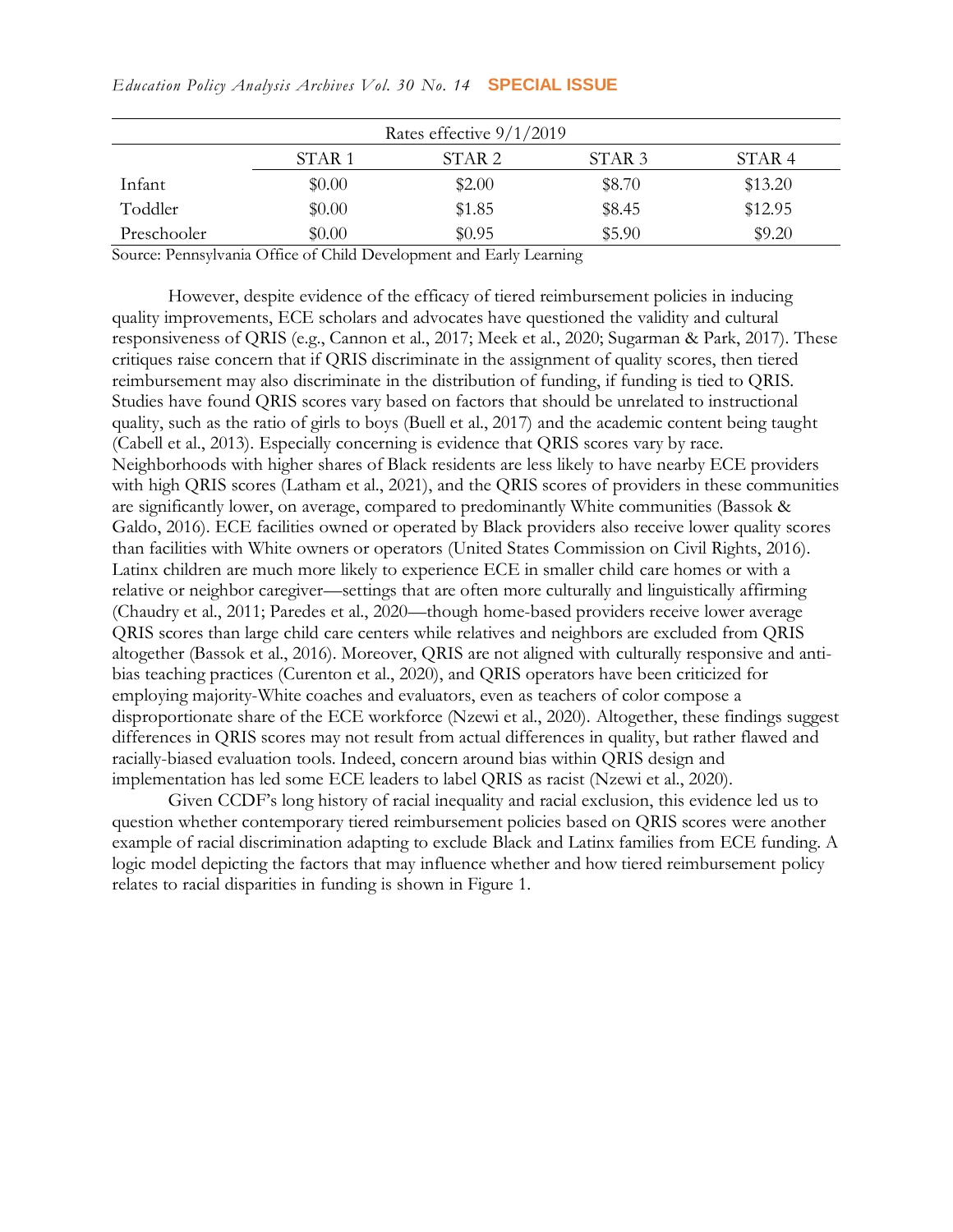| Rates effective 9/1/2019 | | | | |
|---|---|---|---|---|
| | STAR 1 | STAR 2 | STAR 3 | STAR 4 |
| Infant | $0.00 | $2.00 | $8.70 | $13.20 |
| Toddler | $0.00 | $1.85 | $8.45 | $12.95 |
| Preschooler | $0.00 | $0.95 | $5.90 | $9.20 |

Source: Pennsylvania Office of Child Development and Early Learning

However, despite evidence of the efficacy of tiered reimbursement policies in inducing quality improvements, ECE scholars and advocates have questioned the validity and cultural responsiveness of QRIS (e.g., Cannon et al., 2017; Meek et al., 2020; Sugarman & Park, 2017). These critiques raise concern that if QRIS discriminate in the assignment of quality scores, then tiered reimbursement may also discriminate in the distribution of funding, if funding is tied to QRIS. Studies have found QRIS scores vary based on factors that should be unrelated to instructional quality, such as the ratio of girls to boys (Buell et al., 2017) and the academic content being taught (Cabell et al., 2013). Especially concerning is evidence that QRIS scores vary by race. Neighborhoods with higher shares of Black residents are less likely to have nearby ECE providers with high QRIS scores (Latham et al., 2021), and the QRIS scores of providers in these communities are significantly lower, on average, compared to predominantly White communities (Bassok & Galdo, 2016). ECE facilities owned or operated by Black providers also receive lower quality scores than facilities with White owners or operators (United States Commission on Civil Rights, 2016). Latinx children are much more likely to experience ECE in smaller child care homes or with a relative or neighbor caregiver—settings that are often more culturally and linguistically affirming (Chaudry et al., 2011; Paredes et al., 2020—though home-based providers receive lower average QRIS scores than large child care centers while relatives and neighbors are excluded from QRIS altogether (Bassok et al., 2016). Moreover, QRIS are not aligned with culturally responsive and anti-bias teaching practices (Curenton et al., 2020), and QRIS operators have been criticized for employing majority-White coaches and evaluators, even as teachers of color compose a disproportionate share of the ECE workforce (Nzewi et al., 2020). Altogether, these findings suggest differences in QRIS scores may not result from actual differences in quality, but rather flawed and racially-biased evaluation tools. Indeed, concern around bias within QRIS design and implementation has led some ECE leaders to label QRIS as racist (Nzewi et al., 2020).

Given CCDF's long history of racial inequality and racial exclusion, this evidence led us to question whether contemporary tiered reimbursement policies based on QRIS scores were another example of racial discrimination adapting to exclude Black and Latinx families from ECE funding. A logic model depicting the factors that may influence whether and how tiered reimbursement policy relates to racial disparities in funding is shown in Figure 1.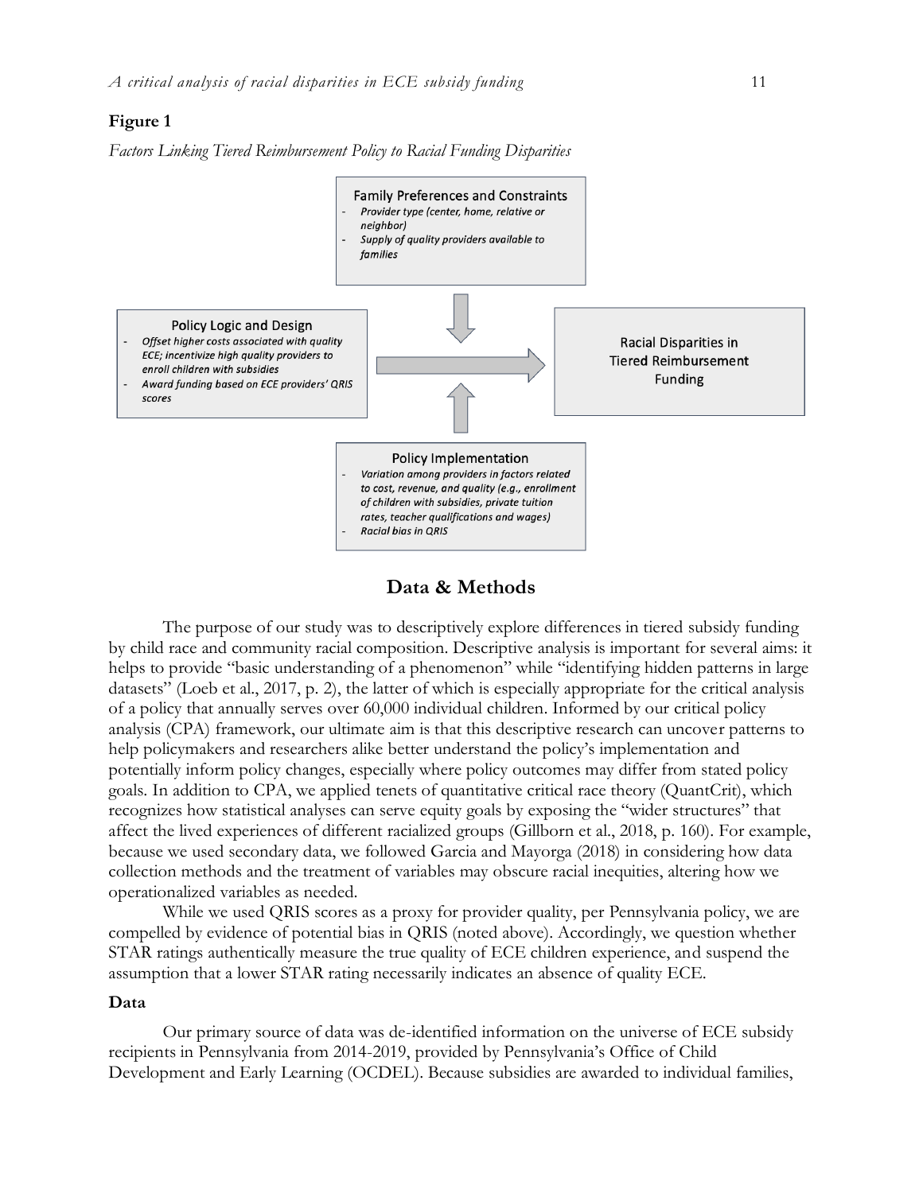**Figure 1**

*Factors Linking Tiered Reimbursement Policy to Racial Funding Disparities*

**Family Preferences and Constraints**
- *Provider type (center, home, relative or neighbor)*
- *Supply of quality providers available to families*

**Policy Logic and Design**
- *Offset higher costs associated with quality ECE; incentivize high quality providers to enroll children with subsidies*
- *Award funding based on ECE providers' QRIS scores*

**Racial Disparities in Tiered Reimbursement Funding**

**Policy Implementation**
- *Variation among providers in factors related to cost, revenue, and quality (e.g., enrollment of children with subsidies, private tuition rates, teacher qualifications and wages)*
- *Racial bias in QRIS*

## Data & Methods

The purpose of our study was to descriptively explore differences in tiered subsidy funding by child race and community racial composition. Descriptive analysis is important for several aims: it helps to provide "basic understanding of a phenomenon" while "identifying hidden patterns in large datasets" (Loeb et al., 2017, p. 2), the latter of which is especially appropriate for the critical analysis of a policy that annually serves over 60,000 individual children. Informed by our critical policy analysis (CPA) framework, our ultimate aim is that this descriptive research can uncover patterns to help policymakers and researchers alike better understand the policy's implementation and potentially inform policy changes, especially where policy outcomes may differ from stated policy goals. In addition to CPA, we applied tenets of quantitative critical race theory (QuantCrit), which recognizes how statistical analyses can serve equity goals by exposing the "wider structures" that affect the lived experiences of different racialized groups (Gillborn et al., 2018, p. 160). For example, because we used secondary data, we followed Garcia and Mayorga (2018) in considering how data collection methods and the treatment of variables may obscure racial inequities, altering how we operationalized variables as needed.

While we used QRIS scores as a proxy for provider quality, per Pennsylvania policy, we are compelled by evidence of potential bias in QRIS (noted above). Accordingly, we question whether STAR ratings authentically measure the true quality of ECE children experience, and suspend the assumption that a lower STAR rating necessarily indicates an absence of quality ECE.

### Data

Our primary source of data was de-identified information on the universe of ECE subsidy recipients in Pennsylvania from 2014-2019, provided by Pennsylvania's Office of Child Development and Early Learning (OCDEL). Because subsidies are awarded to individual families,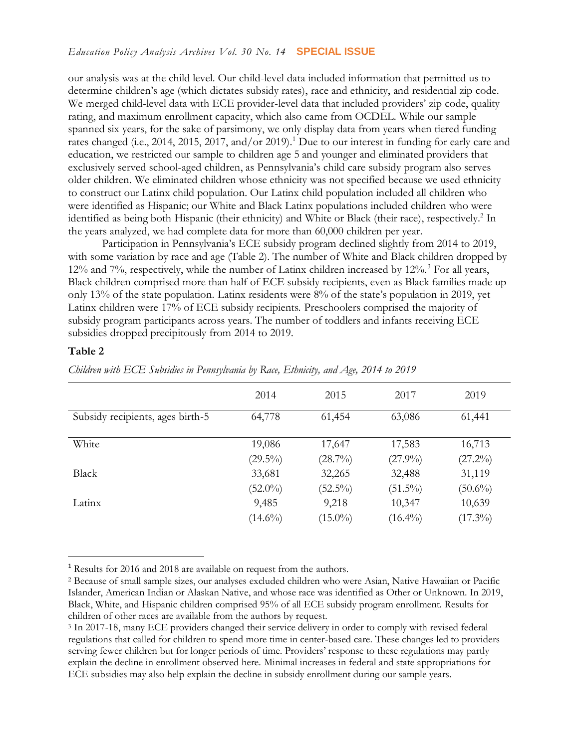our analysis was at the child level. Our child-level data included information that permitted us to determine children's age (which dictates subsidy rates), race and ethnicity, and residential zip code. We merged child-level data with ECE provider-level data that included providers' zip code, quality rating, and maximum enrollment capacity, which also came from OCDEL. While our sample spanned six years, for the sake of parsimony, we only display data from years when tiered funding rates changed (i.e., 2014, 2015, 2017, and/or 2019).[1] Due to our interest in funding for early care and education, we restricted our sample to children age 5 and younger and eliminated providers that exclusively served school-aged children, as Pennsylvania's child care subsidy program also serves older children. We eliminated children whose ethnicity was not specified because we used ethnicity to construct our Latinx child population. Our Latinx child population included all children who were identified as Hispanic; our White and Black Latinx populations included children who were identified as being both Hispanic (their ethnicity) and White or Black (their race), respectively.[2] In the years analyzed, we had complete data for more than 60,000 children per year.

Participation in Pennsylvania's ECE subsidy program declined slightly from 2014 to 2019, with some variation by race and age (Table 2). The number of White and Black children dropped by 12% and 7%, respectively, while the number of Latinx children increased by 12%.[3] For all years, Black children comprised more than half of ECE subsidy recipients, even as Black families made up only 13% of the state population. Latinx residents were 8% of the state's population in 2019, yet Latinx children were 17% of ECE subsidy recipients. Preschoolers comprised the majority of subsidy program participants across years. The number of toddlers and infants receiving ECE subsidies dropped precipitously from 2014 to 2019.

**Table 2**

*Children with ECE Subsidies in Pennsylvania by Race, Ethnicity, and Age, 2014 to 2019*

| | 2014 | 2015 | 2017 | 2019 |
|---|---|---|---|---|
| Subsidy recipients, ages birth-5 | 64,778 | 61,454 | 63,086 | 61,441 |
| White | 19,086 (29.5%) | 17,647 (28.7%) | 17,583 (27.9%) | 16,713 (27.2%) |
| Black | 33,681 (52.0%) | 32,265 (52.5%) | 32,488 (51.5%) | 31,119 (50.6%) |
| Latinx | 9,485 (14.6%) | 9,218 (15.0%) | 10,347 (16.4%) | 10,639 (17.3%) |

[1] Results for 2016 and 2018 are available on request from the authors.

[2] Because of small sample sizes, our analyses excluded children who were Asian, Native Hawaiian or Pacific Islander, American Indian or Alaskan Native, and whose race was identified as Other or Unknown. In 2019, Black, White, and Hispanic children comprised 95% of all ECE subsidy program enrollment. Results for children of other races are available from the authors by request.

[3] In 2017-18, many ECE providers changed their service delivery in order to comply with revised federal regulations that called for children to spend more time in center-based care. These changes led to providers serving fewer children but for longer periods of time. Providers' response to these regulations may partly explain the decline in enrollment observed here. Minimal increases in federal and state appropriations for ECE subsidies may also help explain the decline in subsidy enrollment during our sample years.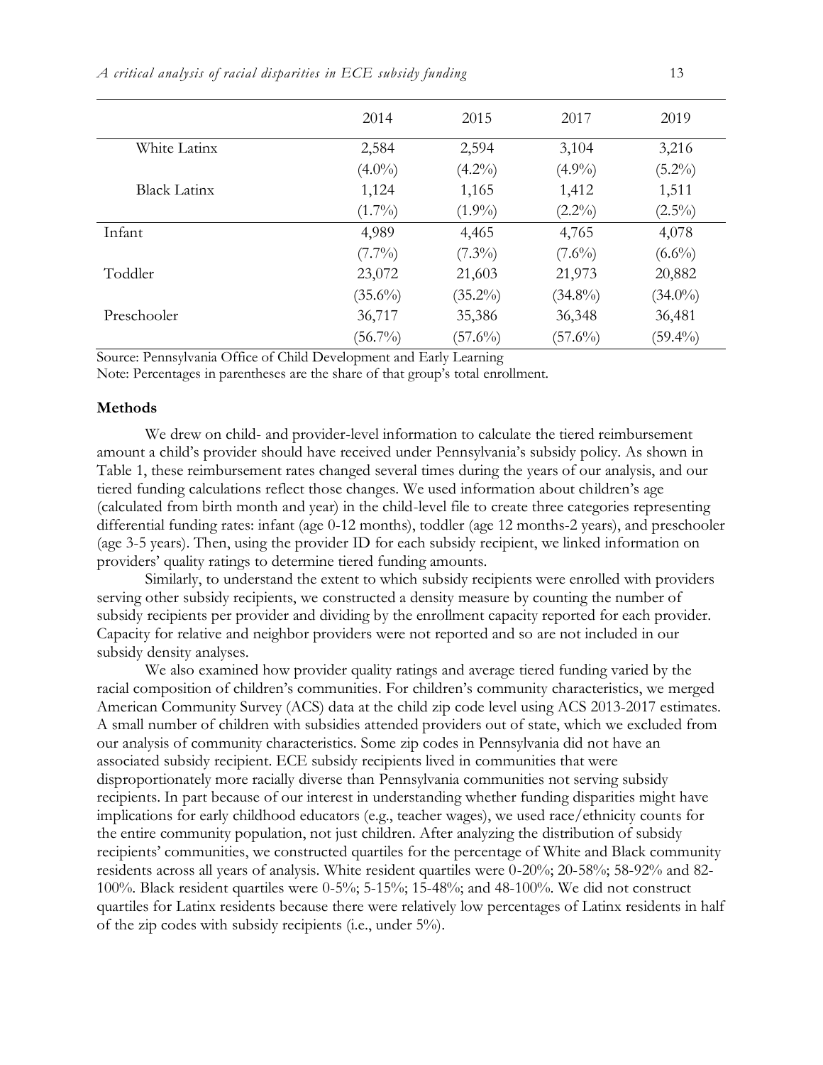| | 2014 | 2015 | 2017 | 2019 |
|---|---|---|---|---|
| White Latinx | 2,584 | 2,594 | 3,104 | 3,216 |
| | (4.0%) | (4.2%) | (4.9%) | (5.2%) |
| Black Latinx | 1,124 | 1,165 | 1,412 | 1,511 |
| | (1.7%) | (1.9%) | (2.2%) | (2.5%) |
| Infant | 4,989 | 4,465 | 4,765 | 4,078 |
| | (7.7%) | (7.3%) | (7.6%) | (6.6%) |
| Toddler | 23,072 | 21,603 | 21,973 | 20,882 |
| | (35.6%) | (35.2%) | (34.8%) | (34.0%) |
| Preschooler | 36,717 | 35,386 | 36,348 | 36,481 |
| | (56.7%) | (57.6%) | (57.6%) | (59.4%) |

Source: Pennsylvania Office of Child Development and Early Learning

Note: Percentages in parentheses are the share of that group's total enrollment.

### Methods

We drew on child- and provider-level information to calculate the tiered reimbursement amount a child's provider should have received under Pennsylvania's subsidy policy. As shown in Table 1, these reimbursement rates changed several times during the years of our analysis, and our tiered funding calculations reflect those changes. We used information about children's age (calculated from birth month and year) in the child-level file to create three categories representing differential funding rates: infant (age 0-12 months), toddler (age 12 months-2 years), and preschooler (age 3-5 years). Then, using the provider ID for each subsidy recipient, we linked information on providers' quality ratings to determine tiered funding amounts.

Similarly, to understand the extent to which subsidy recipients were enrolled with providers serving other subsidy recipients, we constructed a density measure by counting the number of subsidy recipients per provider and dividing by the enrollment capacity reported for each provider. Capacity for relative and neighbor providers were not reported and so are not included in our subsidy density analyses.

We also examined how provider quality ratings and average tiered funding varied by the racial composition of children's communities. For children's community characteristics, we merged American Community Survey (ACS) data at the child zip code level using ACS 2013-2017 estimates. A small number of children with subsidies attended providers out of state, which we excluded from our analysis of community characteristics. Some zip codes in Pennsylvania did not have an associated subsidy recipient. ECE subsidy recipients lived in communities that were disproportionately more racially diverse than Pennsylvania communities not serving subsidy recipients. In part because of our interest in understanding whether funding disparities might have implications for early childhood educators (e.g., teacher wages), we used race/ethnicity counts for the entire community population, not just children. After analyzing the distribution of subsidy recipients' communities, we constructed quartiles for the percentage of White and Black community residents across all years of analysis. White resident quartiles were 0-20%; 20-58%; 58-92% and 82-100%. Black resident quartiles were 0-5%; 5-15%; 15-48%; and 48-100%. We did not construct quartiles for Latinx residents because there were relatively low percentages of Latinx residents in half of the zip codes with subsidy recipients (i.e., under 5%).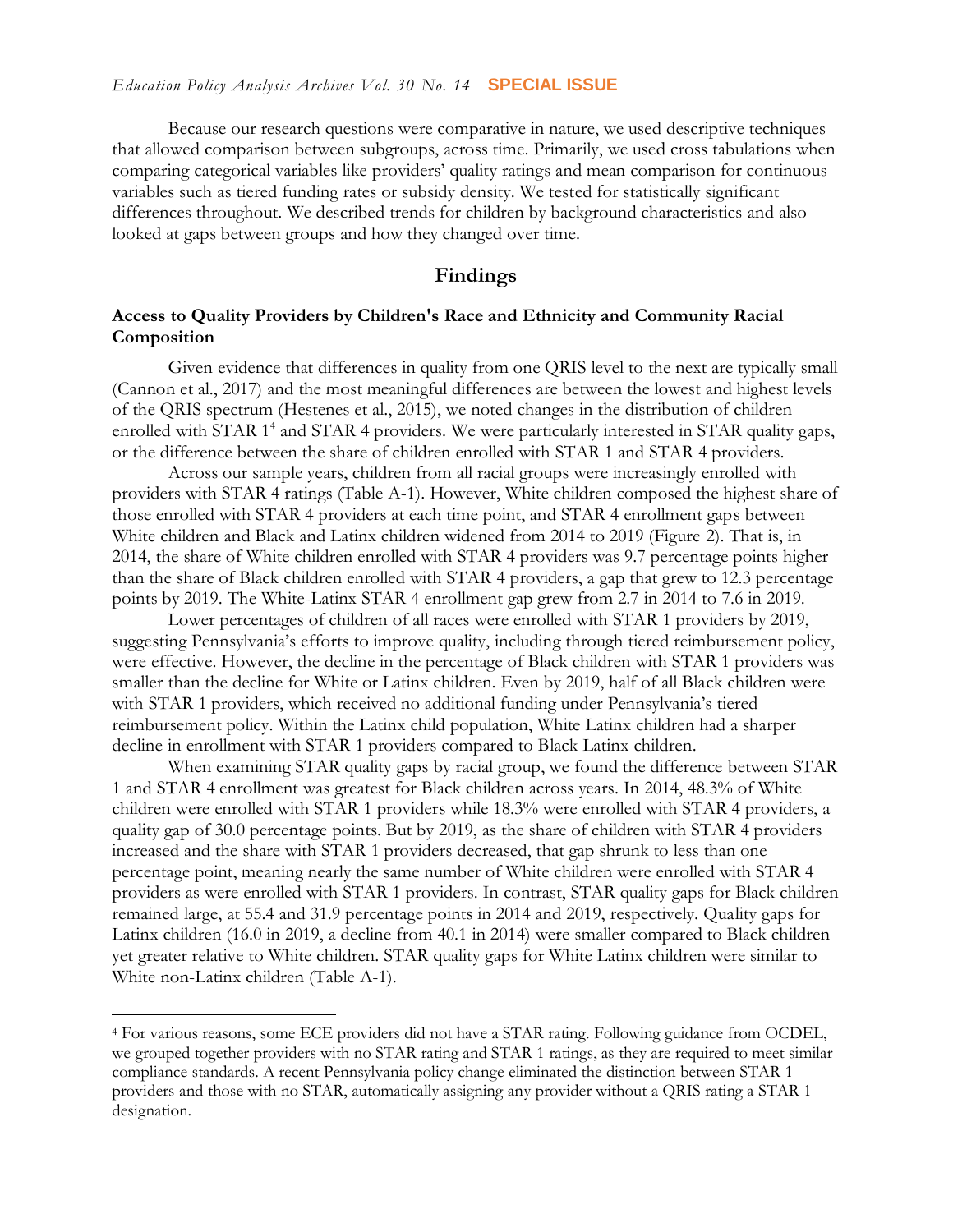Because our research questions were comparative in nature, we used descriptive techniques that allowed comparison between subgroups, across time. Primarily, we used cross tabulations when comparing categorical variables like providers' quality ratings and mean comparison for continuous variables such as tiered funding rates or subsidy density. We tested for statistically significant differences throughout. We described trends for children by background characteristics and also looked at gaps between groups and how they changed over time.

## Findings

### Access to Quality Providers by Children's Race and Ethnicity and Community Racial Composition

Given evidence that differences in quality from one QRIS level to the next are typically small (Cannon et al., 2017) and the most meaningful differences are between the lowest and highest levels of the QRIS spectrum (Hestenes et al., 2015), we noted changes in the distribution of children enrolled with STAR 1[4] and STAR 4 providers. We were particularly interested in STAR quality gaps, or the difference between the share of children enrolled with STAR 1 and STAR 4 providers.

Across our sample years, children from all racial groups were increasingly enrolled with providers with STAR 4 ratings (Table A-1). However, White children composed the highest share of those enrolled with STAR 4 providers at each time point, and STAR 4 enrollment gaps between White children and Black and Latinx children widened from 2014 to 2019 (Figure 2). That is, in 2014, the share of White children enrolled with STAR 4 providers was 9.7 percentage points higher than the share of Black children enrolled with STAR 4 providers, a gap that grew to 12.3 percentage points by 2019. The White-Latinx STAR 4 enrollment gap grew from 2.7 in 2014 to 7.6 in 2019.

Lower percentages of children of all races were enrolled with STAR 1 providers by 2019, suggesting Pennsylvania's efforts to improve quality, including through tiered reimbursement policy, were effective. However, the decline in the percentage of Black children with STAR 1 providers was smaller than the decline for White or Latinx children. Even by 2019, half of all Black children were with STAR 1 providers, which received no additional funding under Pennsylvania's tiered reimbursement policy. Within the Latinx child population, White Latinx children had a sharper decline in enrollment with STAR 1 providers compared to Black Latinx children.

When examining STAR quality gaps by racial group, we found the difference between STAR 1 and STAR 4 enrollment was greatest for Black children across years. In 2014, 48.3% of White children were enrolled with STAR 1 providers while 18.3% were enrolled with STAR 4 providers, a quality gap of 30.0 percentage points. But by 2019, as the share of children with STAR 4 providers increased and the share with STAR 1 providers decreased, that gap shrunk to less than one percentage point, meaning nearly the same number of White children were enrolled with STAR 4 providers as were enrolled with STAR 1 providers. In contrast, STAR quality gaps for Black children remained large, at 55.4 and 31.9 percentage points in 2014 and 2019, respectively. Quality gaps for Latinx children (16.0 in 2019, a decline from 40.1 in 2014) were smaller compared to Black children yet greater relative to White children. STAR quality gaps for White Latinx children were similar to White non-Latinx children (Table A-1).

[4] For various reasons, some ECE providers did not have a STAR rating. Following guidance from OCDEL, we grouped together providers with no STAR rating and STAR 1 ratings, as they are required to meet similar compliance standards. A recent Pennsylvania policy change eliminated the distinction between STAR 1 providers and those with no STAR, automatically assigning any provider without a QRIS rating a STAR 1 designation.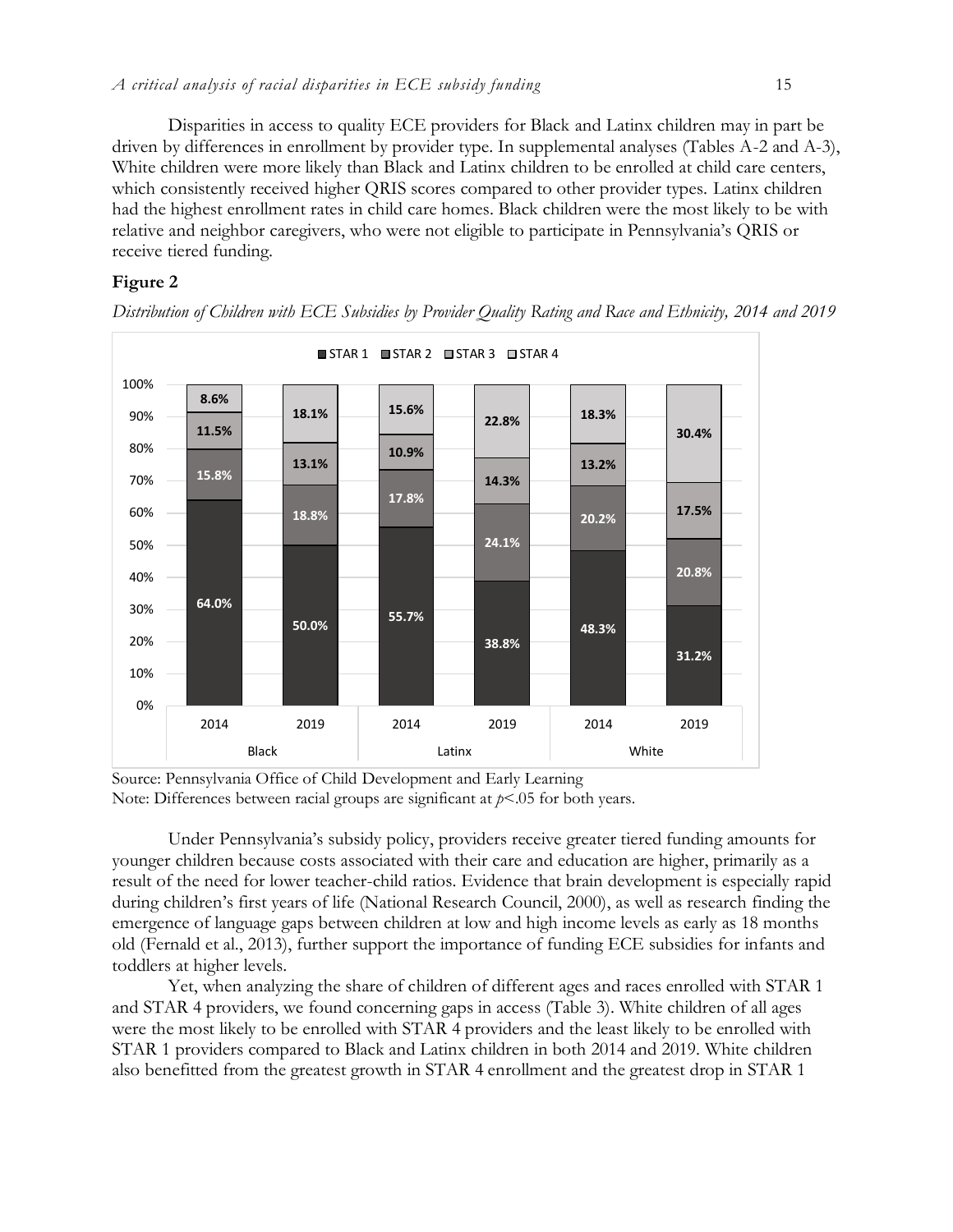Disparities in access to quality ECE providers for Black and Latinx children may in part be driven by differences in enrollment by provider type. In supplemental analyses (Tables A-2 and A-3), White children were more likely than Black and Latinx children to be enrolled at child care centers, which consistently received higher QRIS scores compared to other provider types. Latinx children had the highest enrollment rates in child care homes. Black children were the most likely to be with relative and neighbor caregivers, who were not eligible to participate in Pennsylvania's QRIS or receive tiered funding.

**Figure 2**

*Distribution of Children with ECE Subsidies by Provider Quality Rating and Race and Ethnicity, 2014 and 2019*

| | Black 2014 | Black 2019 | Latinx 2014 | Latinx 2019 | White 2014 | White 2019 |
|---|---|---|---|---|---|---|
| STAR 1 | 64.0% | 50.0% | 55.7% | 38.8% | 48.3% | 31.2% |
| STAR 2 | 15.8% | 18.8% | 17.8% | 24.1% | 20.2% | 20.8% |
| STAR 3 | 11.5% | 13.1% | 10.9% | 14.3% | 13.2% | 17.5% |
| STAR 4 | 8.6% | 18.1% | 15.6% | 22.8% | 18.3% | 30.4% |

Source: Pennsylvania Office of Child Development and Early Learning
Note: Differences between racial groups are significant at $p<.05$ for both years.

Under Pennsylvania's subsidy policy, providers receive greater tiered funding amounts for younger children because costs associated with their care and education are higher, primarily as a result of the need for lower teacher-child ratios. Evidence that brain development is especially rapid during children's first years of life (National Research Council, 2000), as well as research finding the emergence of language gaps between children at low and high income levels as early as 18 months old (Fernald et al., 2013), further support the importance of funding ECE subsidies for infants and toddlers at higher levels.

Yet, when analyzing the share of children of different ages and races enrolled with STAR 1 and STAR 4 providers, we found concerning gaps in access (Table 3). White children of all ages were the most likely to be enrolled with STAR 4 providers and the least likely to be enrolled with STAR 1 providers compared to Black and Latinx children in both 2014 and 2019. White children also benefitted from the greatest growth in STAR 4 enrollment and the greatest drop in STAR 1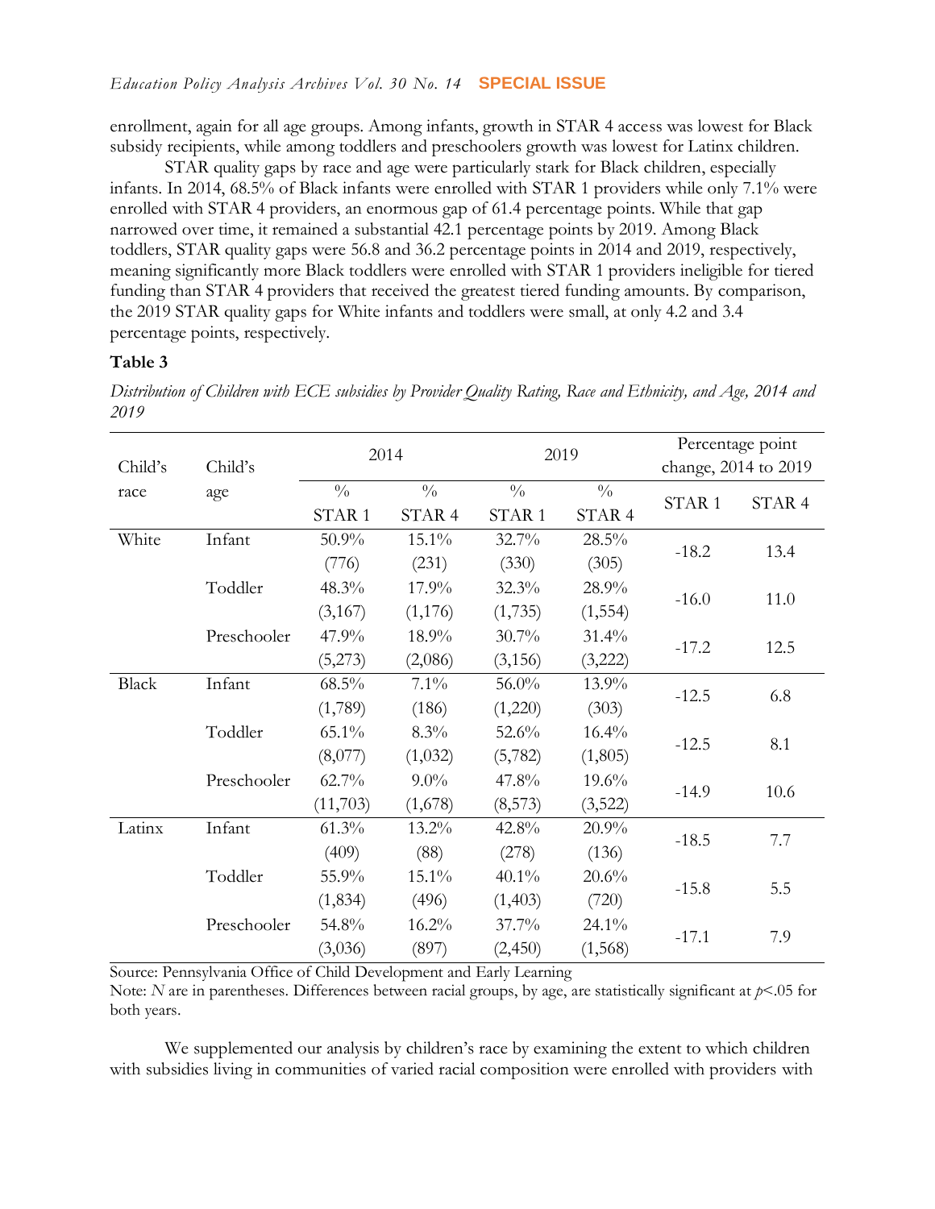enrollment, again for all age groups. Among infants, growth in STAR 4 access was lowest for Black subsidy recipients, while among toddlers and preschoolers growth was lowest for Latinx children.

STAR quality gaps by race and age were particularly stark for Black children, especially infants. In 2014, 68.5% of Black infants were enrolled with STAR 1 providers while only 7.1% were enrolled with STAR 4 providers, an enormous gap of 61.4 percentage points. While that gap narrowed over time, it remained a substantial 42.1 percentage points by 2019. Among Black toddlers, STAR quality gaps were 56.8 and 36.2 percentage points in 2014 and 2019, respectively, meaning significantly more Black toddlers were enrolled with STAR 1 providers ineligible for tiered funding than STAR 4 providers that received the greatest tiered funding amounts. By comparison, the 2019 STAR quality gaps for White infants and toddlers were small, at only 4.2 and 3.4 percentage points, respectively.

**Table 3**

*Distribution of Children with ECE subsidies by Provider Quality Rating, Race and Ethnicity, and Age, 2014 and 2019*

| Child's race | Child's age | 2014 | | 2019 | | Percentage point change, 2014 to 2019 | |
|---|---|---|---|---|---|---|---|
| | | % STAR 1 | % STAR 4 | % STAR 1 | % STAR 4 | STAR 1 | STAR 4 |
| White | Infant | 50.9% (776) | 15.1% (231) | 32.7% (330) | 28.5% (305) | -18.2 | 13.4 |
| | Toddler | 48.3% (3,167) | 17.9% (1,176) | 32.3% (1,735) | 28.9% (1,554) | -16.0 | 11.0 |
| | Preschooler | 47.9% (5,273) | 18.9% (2,086) | 30.7% (3,156) | 31.4% (3,222) | -17.2 | 12.5 |
| Black | Infant | 68.5% (1,789) | 7.1% (186) | 56.0% (1,220) | 13.9% (303) | -12.5 | 6.8 |
| | Toddler | 65.1% (8,077) | 8.3% (1,032) | 52.6% (5,782) | 16.4% (1,805) | -12.5 | 8.1 |
| | Preschooler | 62.7% (11,703) | 9.0% (1,678) | 47.8% (8,573) | 19.6% (3,522) | -14.9 | 10.6 |
| Latinx | Infant | 61.3% (409) | 13.2% (88) | 42.8% (278) | 20.9% (136) | -18.5 | 7.7 |
| | Toddler | 55.9% (1,834) | 15.1% (496) | 40.1% (1,403) | 20.6% (720) | -15.8 | 5.5 |
| | Preschooler | 54.8% (3,036) | 16.2% (897) | 37.7% (2,450) | 24.1% (1,568) | -17.1 | 7.9 |

Source: Pennsylvania Office of Child Development and Early Learning

Note: *N* are in parentheses. Differences between racial groups, by age, are statistically significant at $p<.05$ for both years.

We supplemented our analysis by children's race by examining the extent to which children with subsidies living in communities of varied racial composition were enrolled with providers with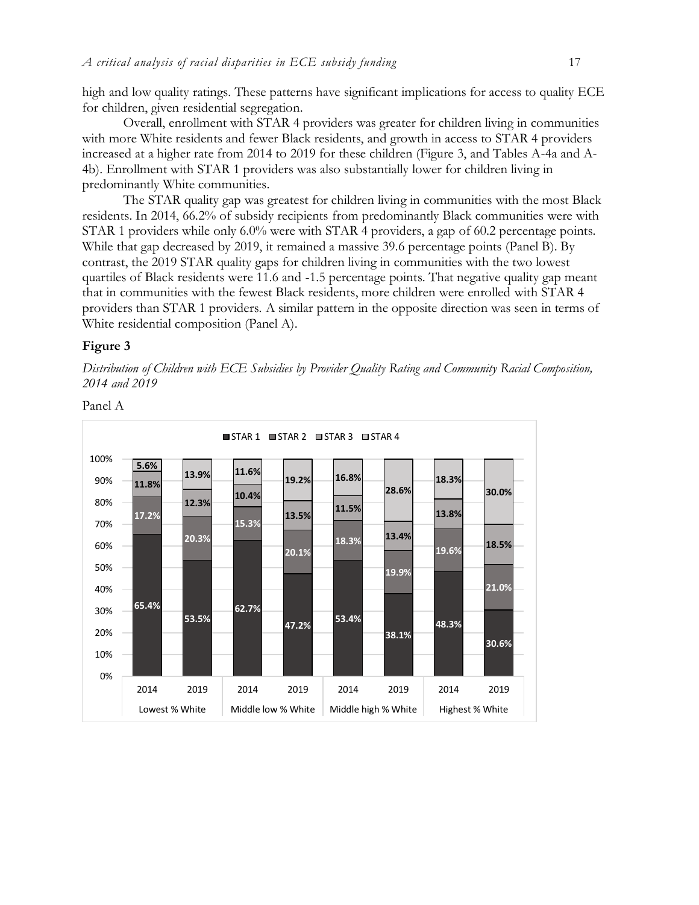high and low quality ratings. These patterns have significant implications for access to quality ECE for children, given residential segregation.

Overall, enrollment with STAR 4 providers was greater for children living in communities with more White residents and fewer Black residents, and growth in access to STAR 4 providers increased at a higher rate from 2014 to 2019 for these children (Figure 3, and Tables A-4a and A-4b). Enrollment with STAR 1 providers was also substantially lower for children living in predominantly White communities.

The STAR quality gap was greatest for children living in communities with the most Black residents. In 2014, 66.2% of subsidy recipients from predominantly Black communities were with STAR 1 providers while only 6.0% were with STAR 4 providers, a gap of 60.2 percentage points. While that gap decreased by 2019, it remained a massive 39.6 percentage points (Panel B). By contrast, the 2019 STAR quality gaps for children living in communities with the two lowest quartiles of Black residents were 11.6 and -1.5 percentage points. That negative quality gap meant that in communities with the fewest Black residents, more children were enrolled with STAR 4 providers than STAR 1 providers. A similar pattern in the opposite direction was seen in terms of White residential composition (Panel A).

## Figure 3

*Distribution of Children with ECE Subsidies by Provider Quality Rating and Community Racial Composition, 2014 and 2019*

Panel A

| | Lowest % White 2014 | Lowest % White 2019 | Middle low % White 2014 | Middle low % White 2019 | Middle high % White 2014 | Middle high % White 2019 | Highest % White 2014 | Highest % White 2019 |
|---|---|---|---|---|---|---|---|---|
| STAR 1 | 65.4% | 53.5% | 62.7% | 47.2% | 53.4% | 38.1% | 48.3% | 30.6% |
| STAR 2 | 17.2% | 20.3% | 15.3% | 20.1% | 18.3% | 19.9% | 19.6% | 21.0% |
| STAR 3 | 11.8% | 12.3% | 10.4% | 13.5% | 11.5% | 13.4% | 13.8% | 18.5% |
| STAR 4 | 5.6% | 13.9% | 11.6% | 19.2% | 16.8% | 28.6% | 18.3% | 30.0% |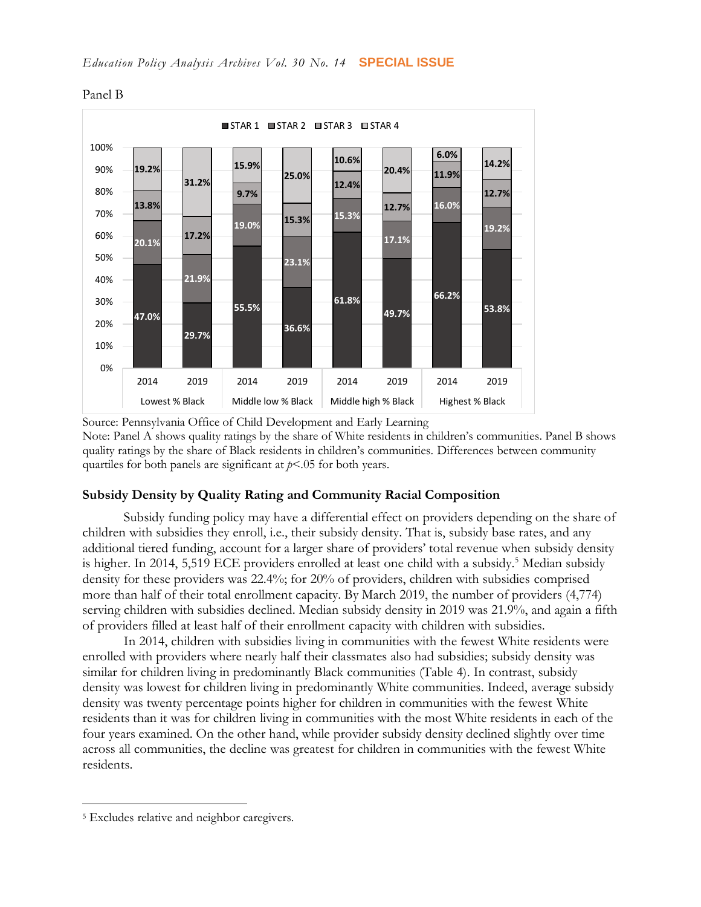Panel B

| | | STAR 1 | STAR 2 | STAR 3 | STAR 4 |
|---|---|---|---|---|---|
| Lowest % Black | 2014 | 47.0% | 20.1% | 13.8% | 19.2% |
| | 2019 | 29.7% | 21.9% | 17.2% | 31.2% |
| Middle low % Black | 2014 | 55.5% | 19.0% | 9.7% | 15.9% |
| | 2019 | 36.6% | 23.1% | 15.3% | 25.0% |
| Middle high % Black | 2014 | 61.8% | 15.3% | 12.4% | 10.6% |
| | 2019 | 49.7% | 17.1% | 12.7% | 20.4% |
| Highest % Black | 2014 | 66.2% | 16.0% | 11.9% | 6.0% |
| | 2019 | 53.8% | 19.2% | 12.7% | 14.2% |

Source: Pennsylvania Office of Child Development and Early Learning

Note: Panel A shows quality ratings by the share of White residents in children's communities. Panel B shows quality ratings by the share of Black residents in children's communities. Differences between community quartiles for both panels are significant at $p<.05$ for both years.

### Subsidy Density by Quality Rating and Community Racial Composition

Subsidy funding policy may have a differential effect on providers depending on the share of children with subsidies they enroll, i.e., their subsidy density. That is, subsidy base rates, and any additional tiered funding, account for a larger share of providers' total revenue when subsidy density is higher. In 2014, 5,519 ECE providers enrolled at least one child with a subsidy.[5] Median subsidy density for these providers was 22.4%; for 20% of providers, children with subsidies comprised more than half of their total enrollment capacity. By March 2019, the number of providers (4,774) serving children with subsidies declined. Median subsidy density in 2019 was 21.9%, and again a fifth of providers filled at least half of their enrollment capacity with children with subsidies.

In 2014, children with subsidies living in communities with the fewest White residents were enrolled with providers where nearly half their classmates also had subsidies; subsidy density was similar for children living in predominantly Black communities (Table 4). In contrast, subsidy density was lowest for children living in predominantly White communities. Indeed, average subsidy density was twenty percentage points higher for children in communities with the fewest White residents than it was for children living in communities with the most White residents in each of the four years examined. On the other hand, while provider subsidy density declined slightly over time across all communities, the decline was greatest for children in communities with the fewest White residents.

[5] Excludes relative and neighbor caregivers.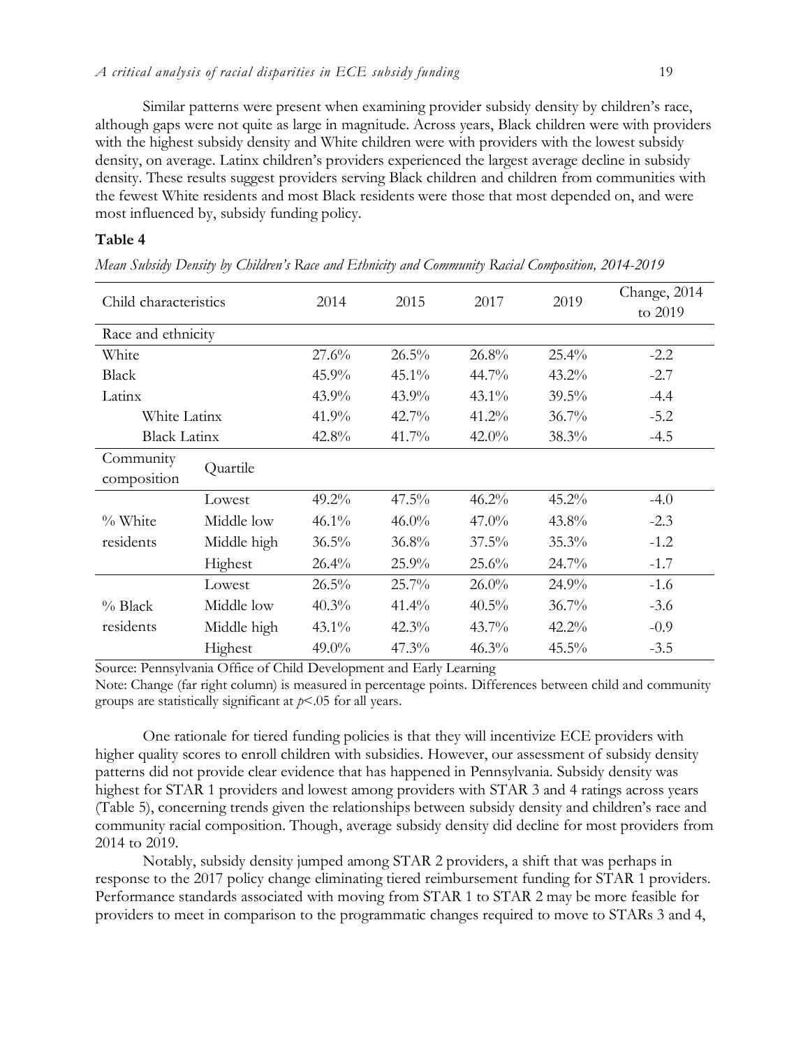Similar patterns were present when examining provider subsidy density by children's race, although gaps were not quite as large in magnitude. Across years, Black children were with providers with the highest subsidy density and White children were with providers with the lowest subsidy density, on average. Latinx children's providers experienced the largest average decline in subsidy density. These results suggest providers serving Black children and children from communities with the fewest White residents and most Black residents were those that most depended on, and were most influenced by, subsidy funding policy.

**Table 4**

*Mean Subsidy Density by Children's Race and Ethnicity and Community Racial Composition, 2014-2019*

| Child characteristics | | 2014 | 2015 | 2017 | 2019 | Change, 2014 to 2019 |
|---|---|---|---|---|---|---|
| Race and ethnicity | | | | | | |
| White | | 27.6% | 26.5% | 26.8% | 25.4% | -2.2 |
| Black | | 45.9% | 45.1% | 44.7% | 43.2% | -2.7 |
| Latinx | | 43.9% | 43.9% | 43.1% | 39.5% | -4.4 |
| White Latinx | | 41.9% | 42.7% | 41.2% | 36.7% | -5.2 |
| Black Latinx | | 42.8% | 41.7% | 42.0% | 38.3% | -4.5 |
| Community composition | Quartile | | | | | |
| % White residents | Lowest | 49.2% | 47.5% | 46.2% | 45.2% | -4.0 |
| | Middle low | 46.1% | 46.0% | 47.0% | 43.8% | -2.3 |
| | Middle high | 36.5% | 36.8% | 37.5% | 35.3% | -1.2 |
| | Highest | 26.4% | 25.9% | 25.6% | 24.7% | -1.7 |
| % Black residents | Lowest | 26.5% | 25.7% | 26.0% | 24.9% | -1.6 |
| | Middle low | 40.3% | 41.4% | 40.5% | 36.7% | -3.6 |
| | Middle high | 43.1% | 42.3% | 43.7% | 42.2% | -0.9 |
| | Highest | 49.0% | 47.3% | 46.3% | 45.5% | -3.5 |

Source: Pennsylvania Office of Child Development and Early Learning

Note: Change (far right column) is measured in percentage points. Differences between child and community groups are statistically significant at $p<.05$ for all years.

One rationale for tiered funding policies is that they will incentivize ECE providers with higher quality scores to enroll children with subsidies. However, our assessment of subsidy density patterns did not provide clear evidence that has happened in Pennsylvania. Subsidy density was highest for STAR 1 providers and lowest among providers with STAR 3 and 4 ratings across years (Table 5), concerning trends given the relationships between subsidy density and children's race and community racial composition. Though, average subsidy density did decline for most providers from 2014 to 2019.

Notably, subsidy density jumped among STAR 2 providers, a shift that was perhaps in response to the 2017 policy change eliminating tiered reimbursement funding for STAR 1 providers. Performance standards associated with moving from STAR 1 to STAR 2 may be more feasible for providers to meet in comparison to the programmatic changes required to move to STARs 3 and 4,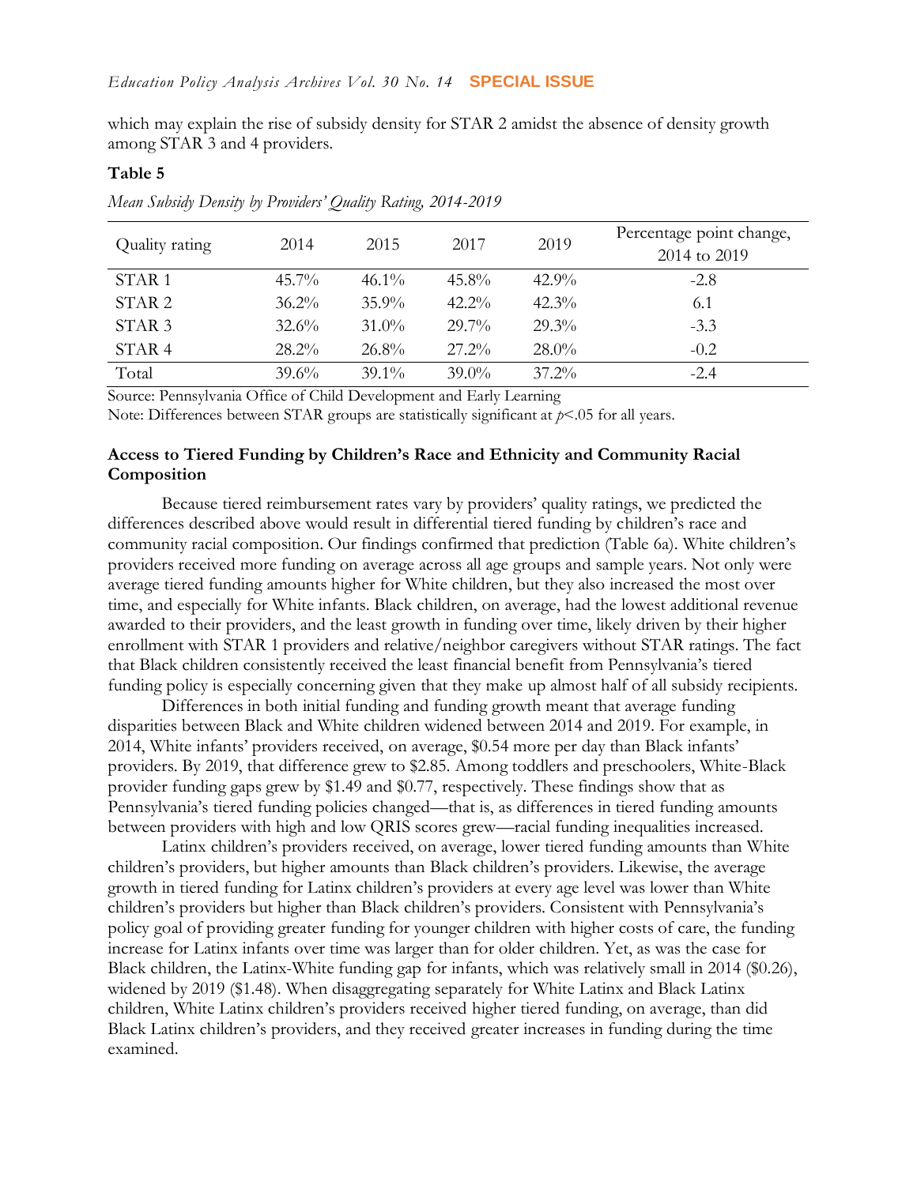which may explain the rise of subsidy density for STAR 2 amidst the absence of density growth among STAR 3 and 4 providers.

**Table 5**

*Mean Subsidy Density by Providers' Quality Rating, 2014-2019*

| Quality rating | 2014 | 2015 | 2017 | 2019 | Percentage point change, 2014 to 2019 |
|---|---|---|---|---|---|
| STAR 1 | 45.7% | 46.1% | 45.8% | 42.9% | -2.8 |
| STAR 2 | 36.2% | 35.9% | 42.2% | 42.3% | 6.1 |
| STAR 3 | 32.6% | 31.0% | 29.7% | 29.3% | -3.3 |
| STAR 4 | 28.2% | 26.8% | 27.2% | 28.0% | -0.2 |
| Total | 39.6% | 39.1% | 39.0% | 37.2% | -2.4 |

Source: Pennsylvania Office of Child Development and Early Learning
Note: Differences between STAR groups are statistically significant at $p<.05$ for all years.

### Access to Tiered Funding by Children's Race and Ethnicity and Community Racial Composition

Because tiered reimbursement rates vary by providers' quality ratings, we predicted the differences described above would result in differential tiered funding by children's race and community racial composition. Our findings confirmed that prediction (Table 6a). White children's providers received more funding on average across all age groups and sample years. Not only were average tiered funding amounts higher for White children, but they also increased the most over time, and especially for White infants. Black children, on average, had the lowest additional revenue awarded to their providers, and the least growth in funding over time, likely driven by their higher enrollment with STAR 1 providers and relative/neighbor caregivers without STAR ratings. The fact that Black children consistently received the least financial benefit from Pennsylvania's tiered funding policy is especially concerning given that they make up almost half of all subsidy recipients.

Differences in both initial funding and funding growth meant that average funding disparities between Black and White children widened between 2014 and 2019. For example, in 2014, White infants' providers received, on average, $0.54 more per day than Black infants' providers. By 2019, that difference grew to $2.85. Among toddlers and preschoolers, White-Black provider funding gaps grew by $1.49 and $0.77, respectively. These findings show that as Pennsylvania's tiered funding policies changed—that is, as differences in tiered funding amounts between providers with high and low QRIS scores grew—racial funding inequalities increased.

Latinx children's providers received, on average, lower tiered funding amounts than White children's providers, but higher amounts than Black children's providers. Likewise, the average growth in tiered funding for Latinx children's providers at every age level was lower than White children's providers but higher than Black children's providers. Consistent with Pennsylvania's policy goal of providing greater funding for younger children with higher costs of care, the funding increase for Latinx infants over time was larger than for older children. Yet, as was the case for Black children, the Latinx-White funding gap for infants, which was relatively small in 2014 ($0.26), widened by 2019 ($1.48). When disaggregating separately for White Latinx and Black Latinx children, White Latinx children's providers received higher tiered funding, on average, than did Black Latinx children's providers, and they received greater increases in funding during the time examined.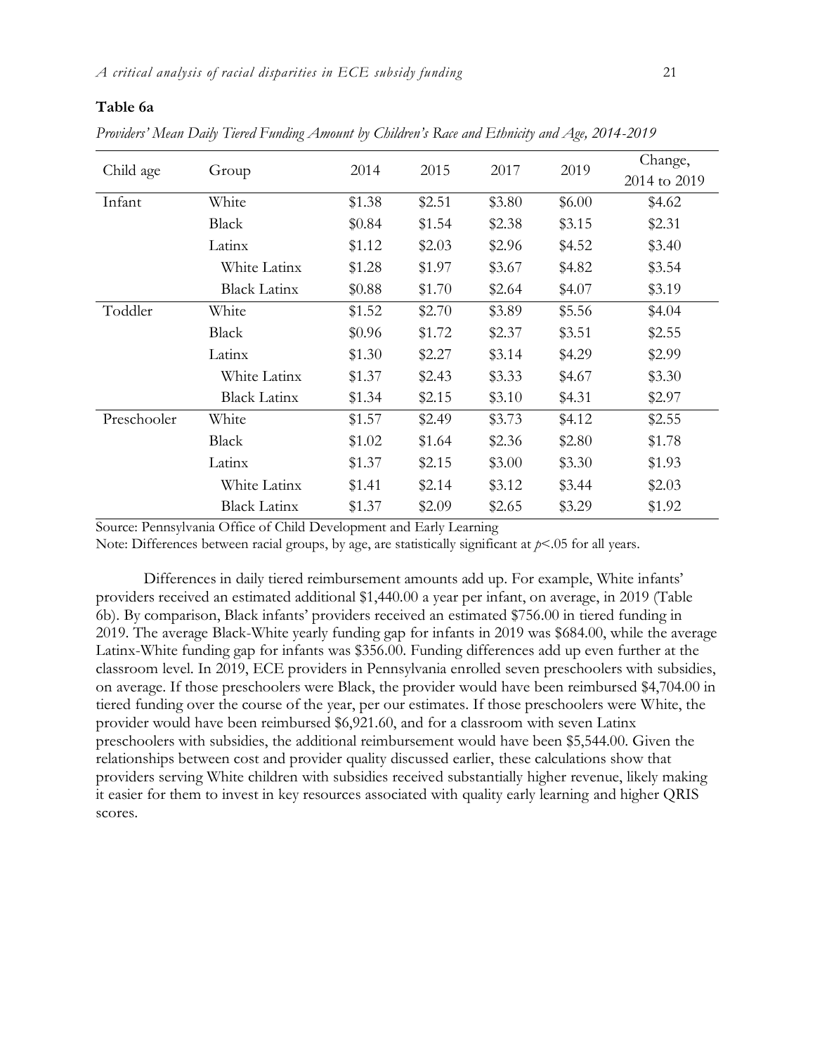**Table 6a**

*Providers' Mean Daily Tiered Funding Amount by Children's Race and Ethnicity and Age, 2014-2019*

| Child age | Group | 2014 | 2015 | 2017 | 2019 | Change, 2014 to 2019 |
|---|---|---|---|---|---|---|
| Infant | White | $1.38 | $2.51 | $3.80 | $6.00 | $4.62 |
| | Black | $0.84 | $1.54 | $2.38 | $3.15 | $2.31 |
| | Latinx | $1.12 | $2.03 | $2.96 | $4.52 | $3.40 |
| | White Latinx | $1.28 | $1.97 | $3.67 | $4.82 | $3.54 |
| | Black Latinx | $0.88 | $1.70 | $2.64 | $4.07 | $3.19 |
| Toddler | White | $1.52 | $2.70 | $3.89 | $5.56 | $4.04 |
| | Black | $0.96 | $1.72 | $2.37 | $3.51 | $2.55 |
| | Latinx | $1.30 | $2.27 | $3.14 | $4.29 | $2.99 |
| | White Latinx | $1.37 | $2.43 | $3.33 | $4.67 | $3.30 |
| | Black Latinx | $1.34 | $2.15 | $3.10 | $4.31 | $2.97 |
| Preschooler | White | $1.57 | $2.49 | $3.73 | $4.12 | $2.55 |
| | Black | $1.02 | $1.64 | $2.36 | $2.80 | $1.78 |
| | Latinx | $1.37 | $2.15 | $3.00 | $3.30 | $1.93 |
| | White Latinx | $1.41 | $2.14 | $3.12 | $3.44 | $2.03 |
| | Black Latinx | $1.37 | $2.09 | $2.65 | $3.29 | $1.92 |

Source: Pennsylvania Office of Child Development and Early Learning

Note: Differences between racial groups, by age, are statistically significant at $p<.05$ for all years.

Differences in daily tiered reimbursement amounts add up. For example, White infants' providers received an estimated additional $1,440.00 a year per infant, on average, in 2019 (Table 6b). By comparison, Black infants' providers received an estimated $756.00 in tiered funding in 2019. The average Black-White yearly funding gap for infants in 2019 was $684.00, while the average Latinx-White funding gap for infants was $356.00. Funding differences add up even further at the classroom level. In 2019, ECE providers in Pennsylvania enrolled seven preschoolers with subsidies, on average. If those preschoolers were Black, the provider would have been reimbursed $4,704.00 in tiered funding over the course of the year, per our estimates. If those preschoolers were White, the provider would have been reimbursed $6,921.60, and for a classroom with seven Latinx preschoolers with subsidies, the additional reimbursement would have been $5,544.00. Given the relationships between cost and provider quality discussed earlier, these calculations show that providers serving White children with subsidies received substantially higher revenue, likely making it easier for them to invest in key resources associated with quality early learning and higher QRIS scores.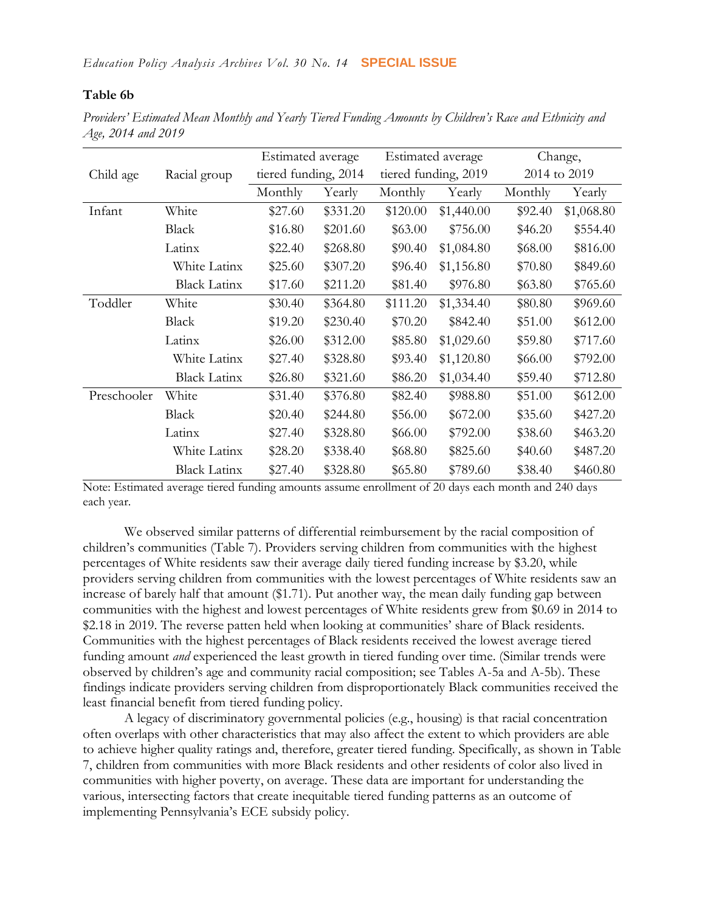**Table 6b**

*Providers' Estimated Mean Monthly and Yearly Tiered Funding Amounts by Children's Race and Ethnicity and Age, 2014 and 2019*

| Child age | Racial group | Estimated average tiered funding, 2014 | | Estimated average tiered funding, 2019 | | Change, 2014 to 2019 | |
|---|---|---|---|---|---|---|---|
| | | Monthly | Yearly | Monthly | Yearly | Monthly | Yearly |
| Infant | White | $27.60 | $331.20 | $120.00 | $1,440.00 | $92.40 | $1,068.80 |
| | Black | $16.80 | $201.60 | $63.00 | $756.00 | $46.20 | $554.40 |
| | Latinx | $22.40 | $268.80 | $90.40 | $1,084.80 | $68.00 | $816.00 |
| | White Latinx | $25.60 | $307.20 | $96.40 | $1,156.80 | $70.80 | $849.60 |
| | Black Latinx | $17.60 | $211.20 | $81.40 | $976.80 | $63.80 | $765.60 |
| Toddler | White | $30.40 | $364.80 | $111.20 | $1,334.40 | $80.80 | $969.60 |
| | Black | $19.20 | $230.40 | $70.20 | $842.40 | $51.00 | $612.00 |
| | Latinx | $26.00 | $312.00 | $85.80 | $1,029.60 | $59.80 | $717.60 |
| | White Latinx | $27.40 | $328.80 | $93.40 | $1,120.80 | $66.00 | $792.00 |
| | Black Latinx | $26.80 | $321.60 | $86.20 | $1,034.40 | $59.40 | $712.80 |
| Preschooler | White | $31.40 | $376.80 | $82.40 | $988.80 | $51.00 | $612.00 |
| | Black | $20.40 | $244.80 | $56.00 | $672.00 | $35.60 | $427.20 |
| | Latinx | $27.40 | $328.80 | $66.00 | $792.00 | $38.60 | $463.20 |
| | White Latinx | $28.20 | $338.40 | $68.80 | $825.60 | $40.60 | $487.20 |
| | Black Latinx | $27.40 | $328.80 | $65.80 | $789.60 | $38.40 | $460.80 |

Note: Estimated average tiered funding amounts assume enrollment of 20 days each month and 240 days each year.

We observed similar patterns of differential reimbursement by the racial composition of children's communities (Table 7). Providers serving children from communities with the highest percentages of White residents saw their average daily tiered funding increase by $3.20, while providers serving children from communities with the lowest percentages of White residents saw an increase of barely half that amount ($1.71). Put another way, the mean daily funding gap between communities with the highest and lowest percentages of White residents grew from $0.69 in 2014 to $2.18 in 2019. The reverse patten held when looking at communities' share of Black residents. Communities with the highest percentages of Black residents received the lowest average tiered funding amount *and* experienced the least growth in tiered funding over time. (Similar trends were observed by children's age and community racial composition; see Tables A-5a and A-5b). These findings indicate providers serving children from disproportionately Black communities received the least financial benefit from tiered funding policy.

A legacy of discriminatory governmental policies (e.g., housing) is that racial concentration often overlaps with other characteristics that may also affect the extent to which providers are able to achieve higher quality ratings and, therefore, greater tiered funding. Specifically, as shown in Table 7, children from communities with more Black residents and other residents of color also lived in communities with higher poverty, on average. These data are important for understanding the various, intersecting factors that create inequitable tiered funding patterns as an outcome of implementing Pennsylvania's ECE subsidy policy.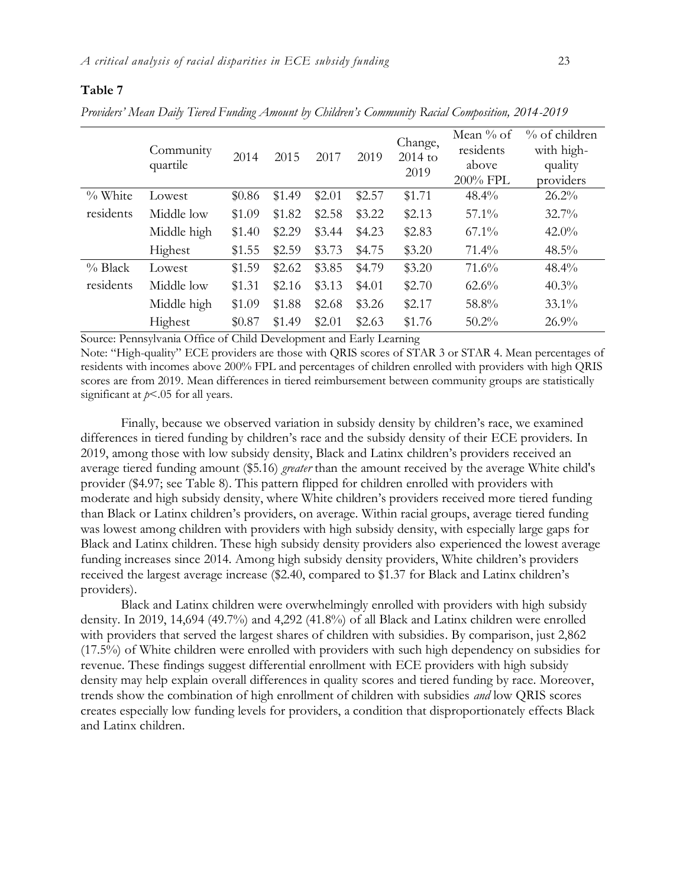**Table 7**

*Providers' Mean Daily Tiered Funding Amount by Children's Community Racial Composition, 2014-2019*

| | Community quartile | 2014 | 2015 | 2017 | 2019 | Change, 2014 to 2019 | Mean % of residents above 200% FPL | % of children with high-quality providers |
|---|---|---|---|---|---|---|---|---|
| % White residents | Lowest | $0.86 | $1.49 | $2.01 | $2.57 | $1.71 | 48.4% | 26.2% |
| | Middle low | $1.09 | $1.82 | $2.58 | $3.22 | $2.13 | 57.1% | 32.7% |
| | Middle high | $1.40 | $2.29 | $3.44 | $4.23 | $2.83 | 67.1% | 42.0% |
| | Highest | $1.55 | $2.59 | $3.73 | $4.75 | $3.20 | 71.4% | 48.5% |
| % Black residents | Lowest | $1.59 | $2.62 | $3.85 | $4.79 | $3.20 | 71.6% | 48.4% |
| | Middle low | $1.31 | $2.16 | $3.13 | $4.01 | $2.70 | 62.6% | 40.3% |
| | Middle high | $1.09 | $1.88 | $2.68 | $3.26 | $2.17 | 58.8% | 33.1% |
| | Highest | $0.87 | $1.49 | $2.01 | $2.63 | $1.76 | 50.2% | 26.9% |

Source: Pennsylvania Office of Child Development and Early Learning

Note: "High-quality" ECE providers are those with QRIS scores of STAR 3 or STAR 4. Mean percentages of residents with incomes above 200% FPL and percentages of children enrolled with providers with high QRIS scores are from 2019. Mean differences in tiered reimbursement between community groups are statistically significant at $p<.05$ for all years.

Finally, because we observed variation in subsidy density by children's race, we examined differences in tiered funding by children's race and the subsidy density of their ECE providers. In 2019, among those with low subsidy density, Black and Latinx children's providers received an average tiered funding amount ($5.16) *greater* than the amount received by the average White child's provider ($4.97; see Table 8). This pattern flipped for children enrolled with providers with moderate and high subsidy density, where White children's providers received more tiered funding than Black or Latinx children's providers, on average. Within racial groups, average tiered funding was lowest among children with providers with high subsidy density, with especially large gaps for Black and Latinx children. These high subsidy density providers also experienced the lowest average funding increases since 2014. Among high subsidy density providers, White children's providers received the largest average increase ($2.40, compared to $1.37 for Black and Latinx children's providers).

Black and Latinx children were overwhelmingly enrolled with providers with high subsidy density. In 2019, 14,694 (49.7%) and 4,292 (41.8%) of all Black and Latinx children were enrolled with providers that served the largest shares of children with subsidies. By comparison, just 2,862 (17.5%) of White children were enrolled with providers with such high dependency on subsidies for revenue. These findings suggest differential enrollment with ECE providers with high subsidy density may help explain overall differences in quality scores and tiered funding by race. Moreover, trends show the combination of high enrollment of children with subsidies *and* low QRIS scores creates especially low funding levels for providers, a condition that disproportionately effects Black and Latinx children.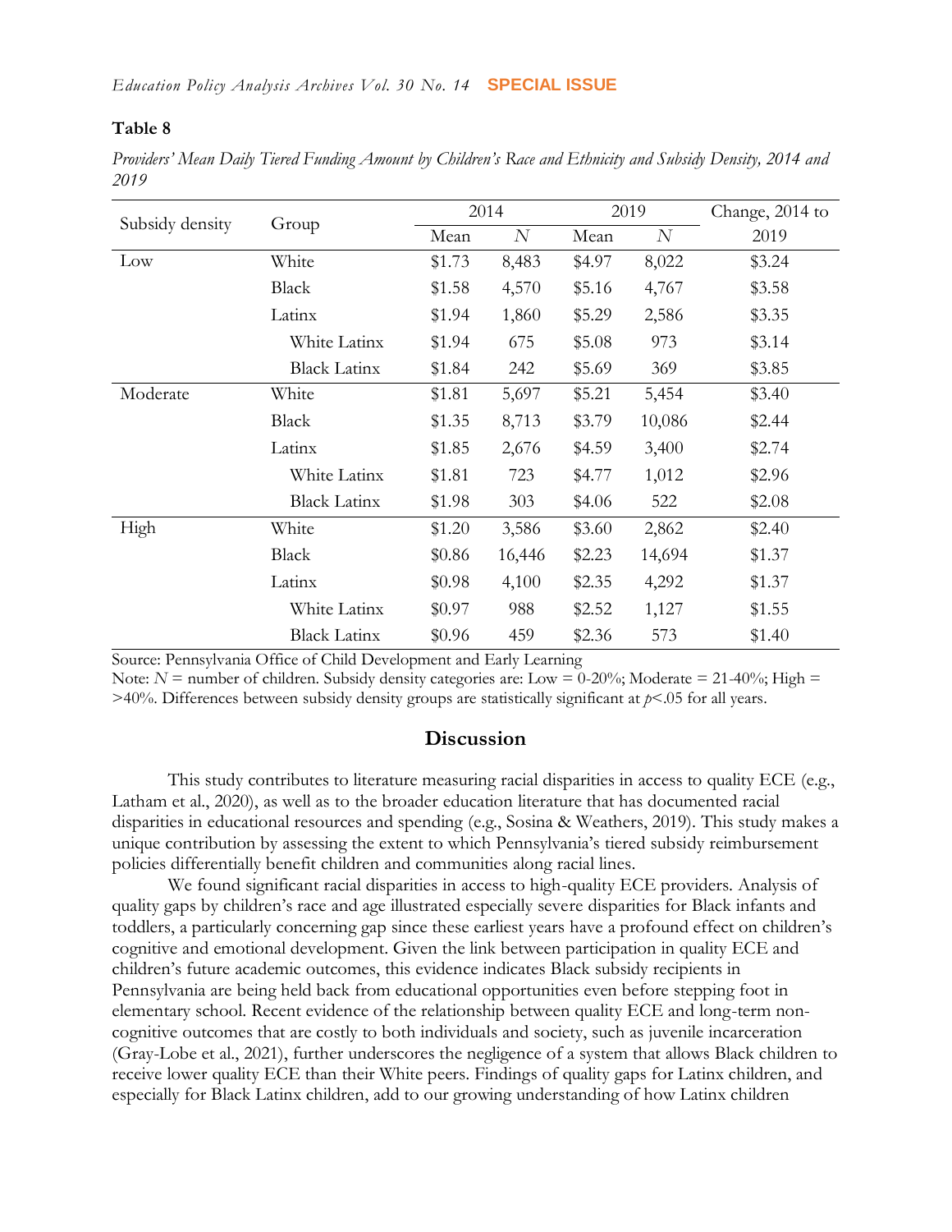**Table 8**

*Providers' Mean Daily Tiered Funding Amount by Children's Race and Ethnicity and Subsidy Density, 2014 and 2019*

| Subsidy density | Group | 2014 | | 2019 | | Change, 2014 to 2019 |
|---|---|---|---|---|---|---|
| | | Mean | *N* | Mean | *N* | |
| Low | White | $1.73 | 8,483 | $4.97 | 8,022 | $3.24 |
| | Black | $1.58 | 4,570 | $5.16 | 4,767 | $3.58 |
| | Latinx | $1.94 | 1,860 | $5.29 | 2,586 | $3.35 |
| | White Latinx | $1.94 | 675 | $5.08 | 973 | $3.14 |
| | Black Latinx | $1.84 | 242 | $5.69 | 369 | $3.85 |
| Moderate | White | $1.81 | 5,697 | $5.21 | 5,454 | $3.40 |
| | Black | $1.35 | 8,713 | $3.79 | 10,086 | $2.44 |
| | Latinx | $1.85 | 2,676 | $4.59 | 3,400 | $2.74 |
| | White Latinx | $1.81 | 723 | $4.77 | 1,012 | $2.96 |
| | Black Latinx | $1.98 | 303 | $4.06 | 522 | $2.08 |
| High | White | $1.20 | 3,586 | $3.60 | 2,862 | $2.40 |
| | Black | $0.86 | 16,446 | $2.23 | 14,694 | $1.37 |
| | Latinx | $0.98 | 4,100 | $2.35 | 4,292 | $1.37 |
| | White Latinx | $0.97 | 988 | $2.52 | 1,127 | $1.55 |
| | Black Latinx | $0.96 | 459 | $2.36 | 573 | $1.40 |

Source: Pennsylvania Office of Child Development and Early Learning

Note: *N* = number of children. Subsidy density categories are: Low = 0-20%; Moderate = 21-40%; High = >40%. Differences between subsidy density groups are statistically significant at $p<.05$ for all years.

## Discussion

This study contributes to literature measuring racial disparities in access to quality ECE (e.g., Latham et al., 2020), as well as to the broader education literature that has documented racial disparities in educational resources and spending (e.g., Sosina & Weathers, 2019). This study makes a unique contribution by assessing the extent to which Pennsylvania's tiered subsidy reimbursement policies differentially benefit children and communities along racial lines.

We found significant racial disparities in access to high-quality ECE providers. Analysis of quality gaps by children's race and age illustrated especially severe disparities for Black infants and toddlers, a particularly concerning gap since these earliest years have a profound effect on children's cognitive and emotional development. Given the link between participation in quality ECE and children's future academic outcomes, this evidence indicates Black subsidy recipients in Pennsylvania are being held back from educational opportunities even before stepping foot in elementary school. Recent evidence of the relationship between quality ECE and long-term non-cognitive outcomes that are costly to both individuals and society, such as juvenile incarceration (Gray-Lobe et al., 2021), further underscores the negligence of a system that allows Black children to receive lower quality ECE than their White peers. Findings of quality gaps for Latinx children, and especially for Black Latinx children, add to our growing understanding of how Latinx children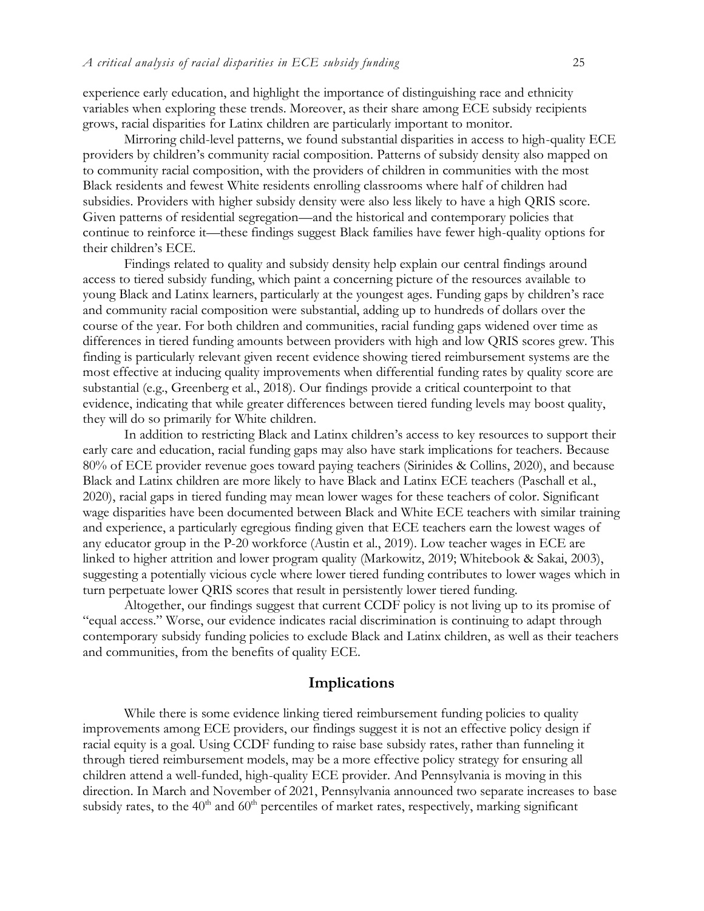experience early education, and highlight the importance of distinguishing race and ethnicity variables when exploring these trends. Moreover, as their share among ECE subsidy recipients grows, racial disparities for Latinx children are particularly important to monitor.

Mirroring child-level patterns, we found substantial disparities in access to high-quality ECE providers by children's community racial composition. Patterns of subsidy density also mapped on to community racial composition, with the providers of children in communities with the most Black residents and fewest White residents enrolling classrooms where half of children had subsidies. Providers with higher subsidy density were also less likely to have a high QRIS score. Given patterns of residential segregation—and the historical and contemporary policies that continue to reinforce it—these findings suggest Black families have fewer high-quality options for their children's ECE.

Findings related to quality and subsidy density help explain our central findings around access to tiered subsidy funding, which paint a concerning picture of the resources available to young Black and Latinx learners, particularly at the youngest ages. Funding gaps by children's race and community racial composition were substantial, adding up to hundreds of dollars over the course of the year. For both children and communities, racial funding gaps widened over time as differences in tiered funding amounts between providers with high and low QRIS scores grew. This finding is particularly relevant given recent evidence showing tiered reimbursement systems are the most effective at inducing quality improvements when differential funding rates by quality score are substantial (e.g., Greenberg et al., 2018). Our findings provide a critical counterpoint to that evidence, indicating that while greater differences between tiered funding levels may boost quality, they will do so primarily for White children.

In addition to restricting Black and Latinx children's access to key resources to support their early care and education, racial funding gaps may also have stark implications for teachers. Because 80% of ECE provider revenue goes toward paying teachers (Sirinides & Collins, 2020), and because Black and Latinx children are more likely to have Black and Latinx ECE teachers (Paschall et al., 2020), racial gaps in tiered funding may mean lower wages for these teachers of color. Significant wage disparities have been documented between Black and White ECE teachers with similar training and experience, a particularly egregious finding given that ECE teachers earn the lowest wages of any educator group in the P-20 workforce (Austin et al., 2019). Low teacher wages in ECE are linked to higher attrition and lower program quality (Markowitz, 2019; Whitebook & Sakai, 2003), suggesting a potentially vicious cycle where lower tiered funding contributes to lower wages which in turn perpetuate lower QRIS scores that result in persistently lower tiered funding.

Altogether, our findings suggest that current CCDF policy is not living up to its promise of "equal access." Worse, our evidence indicates racial discrimination is continuing to adapt through contemporary subsidy funding policies to exclude Black and Latinx children, as well as their teachers and communities, from the benefits of quality ECE.

## Implications

While there is some evidence linking tiered reimbursement funding policies to quality improvements among ECE providers, our findings suggest it is not an effective policy design if racial equity is a goal. Using CCDF funding to raise base subsidy rates, rather than funneling it through tiered reimbursement models, may be a more effective policy strategy for ensuring all children attend a well-funded, high-quality ECE provider. And Pennsylvania is moving in this direction. In March and November of 2021, Pennsylvania announced two separate increases to base subsidy rates, to the 40th and 60th percentiles of market rates, respectively, marking significant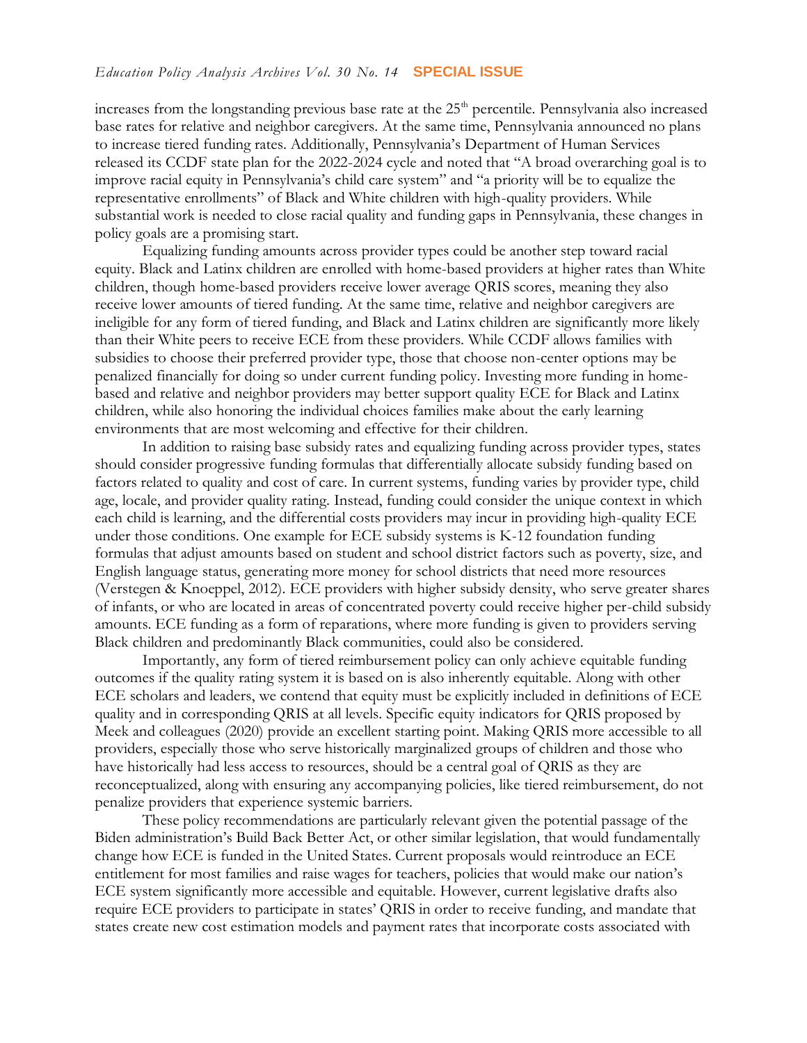increases from the longstanding previous base rate at the 25th percentile. Pennsylvania also increased base rates for relative and neighbor caregivers. At the same time, Pennsylvania announced no plans to increase tiered funding rates. Additionally, Pennsylvania's Department of Human Services released its CCDF state plan for the 2022-2024 cycle and noted that "A broad overarching goal is to improve racial equity in Pennsylvania's child care system" and "a priority will be to equalize the representative enrollments" of Black and White children with high-quality providers. While substantial work is needed to close racial quality and funding gaps in Pennsylvania, these changes in policy goals are a promising start.

Equalizing funding amounts across provider types could be another step toward racial equity. Black and Latinx children are enrolled with home-based providers at higher rates than White children, though home-based providers receive lower average QRIS scores, meaning they also receive lower amounts of tiered funding. At the same time, relative and neighbor caregivers are ineligible for any form of tiered funding, and Black and Latinx children are significantly more likely than their White peers to receive ECE from these providers. While CCDF allows families with subsidies to choose their preferred provider type, those that choose non-center options may be penalized financially for doing so under current funding policy. Investing more funding in home-based and relative and neighbor providers may better support quality ECE for Black and Latinx children, while also honoring the individual choices families make about the early learning environments that are most welcoming and effective for their children.

In addition to raising base subsidy rates and equalizing funding across provider types, states should consider progressive funding formulas that differentially allocate subsidy funding based on factors related to quality and cost of care. In current systems, funding varies by provider type, child age, locale, and provider quality rating. Instead, funding could consider the unique context in which each child is learning, and the differential costs providers may incur in providing high-quality ECE under those conditions. One example for ECE subsidy systems is K-12 foundation funding formulas that adjust amounts based on student and school district factors such as poverty, size, and English language status, generating more money for school districts that need more resources (Verstegen & Knoeppel, 2012). ECE providers with higher subsidy density, who serve greater shares of infants, or who are located in areas of concentrated poverty could receive higher per-child subsidy amounts. ECE funding as a form of reparations, where more funding is given to providers serving Black children and predominantly Black communities, could also be considered.

Importantly, any form of tiered reimbursement policy can only achieve equitable funding outcomes if the quality rating system it is based on is also inherently equitable. Along with other ECE scholars and leaders, we contend that equity must be explicitly included in definitions of ECE quality and in corresponding QRIS at all levels. Specific equity indicators for QRIS proposed by Meek and colleagues (2020) provide an excellent starting point. Making QRIS more accessible to all providers, especially those who serve historically marginalized groups of children and those who have historically had less access to resources, should be a central goal of QRIS as they are reconceptualized, along with ensuring any accompanying policies, like tiered reimbursement, do not penalize providers that experience systemic barriers.

These policy recommendations are particularly relevant given the potential passage of the Biden administration's Build Back Better Act, or other similar legislation, that would fundamentally change how ECE is funded in the United States. Current proposals would reintroduce an ECE entitlement for most families and raise wages for teachers, policies that would make our nation's ECE system significantly more accessible and equitable. However, current legislative drafts also require ECE providers to participate in states' QRIS in order to receive funding, and mandate that states create new cost estimation models and payment rates that incorporate costs associated with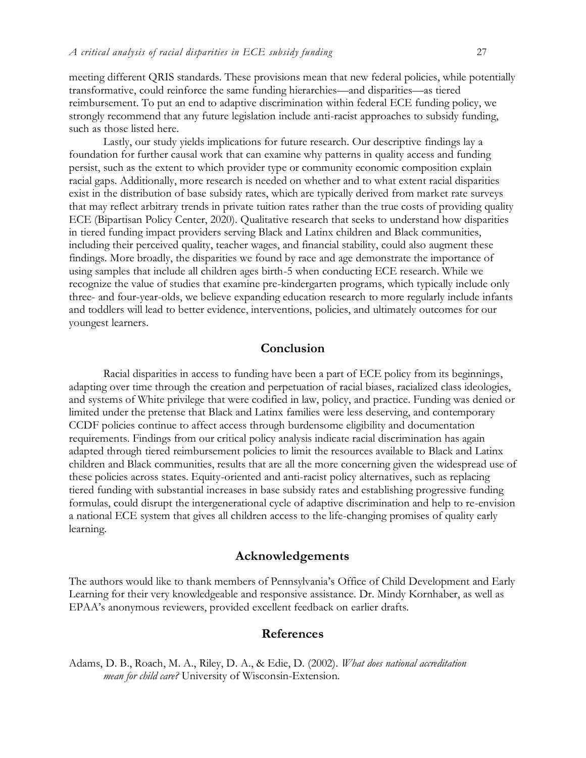meeting different QRIS standards. These provisions mean that new federal policies, while potentially transformative, could reinforce the same funding hierarchies—and disparities—as tiered reimbursement. To put an end to adaptive discrimination within federal ECE funding policy, we strongly recommend that any future legislation include anti-racist approaches to subsidy funding, such as those listed here.

Lastly, our study yields implications for future research. Our descriptive findings lay a foundation for further causal work that can examine why patterns in quality access and funding persist, such as the extent to which provider type or community economic composition explain racial gaps. Additionally, more research is needed on whether and to what extent racial disparities exist in the distribution of base subsidy rates, which are typically derived from market rate surveys that may reflect arbitrary trends in private tuition rates rather than the true costs of providing quality ECE (Bipartisan Policy Center, 2020). Qualitative research that seeks to understand how disparities in tiered funding impact providers serving Black and Latinx children and Black communities, including their perceived quality, teacher wages, and financial stability, could also augment these findings. More broadly, the disparities we found by race and age demonstrate the importance of using samples that include all children ages birth-5 when conducting ECE research. While we recognize the value of studies that examine pre-kindergarten programs, which typically include only three- and four-year-olds, we believe expanding education research to more regularly include infants and toddlers will lead to better evidence, interventions, policies, and ultimately outcomes for our youngest learners.

## Conclusion

Racial disparities in access to funding have been a part of ECE policy from its beginnings, adapting over time through the creation and perpetuation of racial biases, racialized class ideologies, and systems of White privilege that were codified in law, policy, and practice. Funding was denied or limited under the pretense that Black and Latinx families were less deserving, and contemporary CCDF policies continue to affect access through burdensome eligibility and documentation requirements. Findings from our critical policy analysis indicate racial discrimination has again adapted through tiered reimbursement policies to limit the resources available to Black and Latinx children and Black communities, results that are all the more concerning given the widespread use of these policies across states. Equity-oriented and anti-racist policy alternatives, such as replacing tiered funding with substantial increases in base subsidy rates and establishing progressive funding formulas, could disrupt the intergenerational cycle of adaptive discrimination and help to re-envision a national ECE system that gives all children access to the life-changing promises of quality early learning.

## Acknowledgements

The authors would like to thank members of Pennsylvania's Office of Child Development and Early Learning for their very knowledgeable and responsive assistance. Dr. Mindy Kornhaber, as well as EPAA's anonymous reviewers, provided excellent feedback on earlier drafts.

## References

Adams, D. B., Roach, M. A., Riley, D. A., & Edie, D. (2002). *What does national accreditation mean for child care?* University of Wisconsin-Extension.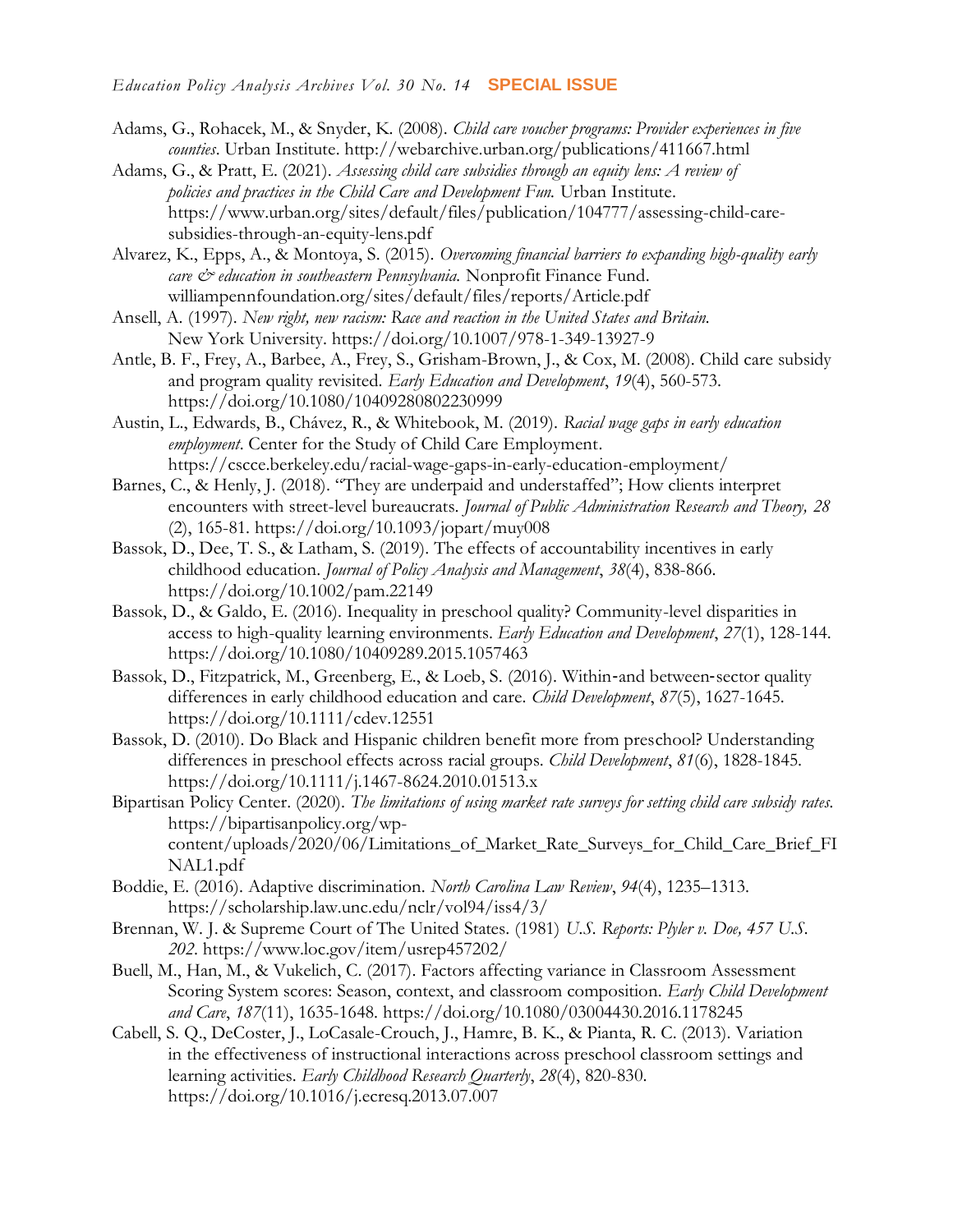Adams, G., Rohacek, M., & Snyder, K. (2008). *Child care voucher programs: Provider experiences in five counties*. Urban Institute. http://webarchive.urban.org/publications/411667.html

Adams, G., & Pratt, E. (2021). *Assessing child care subsidies through an equity lens: A review of policies and practices in the Child Care and Development Fun.* Urban Institute. https://www.urban.org/sites/default/files/publication/104777/assessing-child-care-subsidies-through-an-equity-lens.pdf

Alvarez, K., Epps, A., & Montoya, S. (2015). *Overcoming financial barriers to expanding high-quality early care & education in southeastern Pennsylvania.* Nonprofit Finance Fund. williampennfoundation.org/sites/default/files/reports/Article.pdf

Ansell, A. (1997). *New right, new racism: Race and reaction in the United States and Britain.* New York University. https://doi.org/10.1007/978-1-349-13927-9

Antle, B. F., Frey, A., Barbee, A., Frey, S., Grisham-Brown, J., & Cox, M. (2008). Child care subsidy and program quality revisited. *Early Education and Development*, *19*(4), 560-573. https://doi.org/10.1080/10409280802230999

Austin, L., Edwards, B., Chávez, R., & Whitebook, M. (2019). *Racial wage gaps in early education employment*. Center for the Study of Child Care Employment. https://cscce.berkeley.edu/racial-wage-gaps-in-early-education-employment/

Barnes, C., & Henly, J. (2018). "They are underpaid and understaffed"; How clients interpret encounters with street-level bureaucrats. *Journal of Public Administration Research and Theory, 28* (2), 165-81. https://doi.org/10.1093/jopart/muy008

Bassok, D., Dee, T. S., & Latham, S. (2019). The effects of accountability incentives in early childhood education. *Journal of Policy Analysis and Management*, *38*(4), 838-866. https://doi.org/10.1002/pam.22149

Bassok, D., & Galdo, E. (2016). Inequality in preschool quality? Community-level disparities in access to high-quality learning environments. *Early Education and Development*, *27*(1), 128-144. https://doi.org/10.1080/10409289.2015.1057463

Bassok, D., Fitzpatrick, M., Greenberg, E., & Loeb, S. (2016). Within‐and between‐sector quality differences in early childhood education and care. *Child Development*, *87*(5), 1627-1645. https://doi.org/10.1111/cdev.12551

Bassok, D. (2010). Do Black and Hispanic children benefit more from preschool? Understanding differences in preschool effects across racial groups. *Child Development*, *81*(6), 1828-1845. https://doi.org/10.1111/j.1467-8624.2010.01513.x

Bipartisan Policy Center. (2020). *The limitations of using market rate surveys for setting child care subsidy rates*. https://bipartisanpolicy.org/wp-content/uploads/2020/06/Limitations_of_Market_Rate_Surveys_for_Child_Care_Brief_FINAL1.pdf

Boddie, E. (2016). Adaptive discrimination. *North Carolina Law Review*, *94*(4), 1235–1313. https://scholarship.law.unc.edu/nclr/vol94/iss4/3/

Brennan, W. J. & Supreme Court of The United States. (1981) *U.S. Reports: Plyler v. Doe, 457 U.S. 202*. https://www.loc.gov/item/usrep457202/

Buell, M., Han, M., & Vukelich, C. (2017). Factors affecting variance in Classroom Assessment Scoring System scores: Season, context, and classroom composition. *Early Child Development and Care*, *187*(11), 1635-1648. https://doi.org/10.1080/03004430.2016.1178245

Cabell, S. Q., DeCoster, J., LoCasale-Crouch, J., Hamre, B. K., & Pianta, R. C. (2013). Variation in the effectiveness of instructional interactions across preschool classroom settings and learning activities. *Early Childhood Research Quarterly*, *28*(4), 820-830. https://doi.org/10.1016/j.ecresq.2013.07.007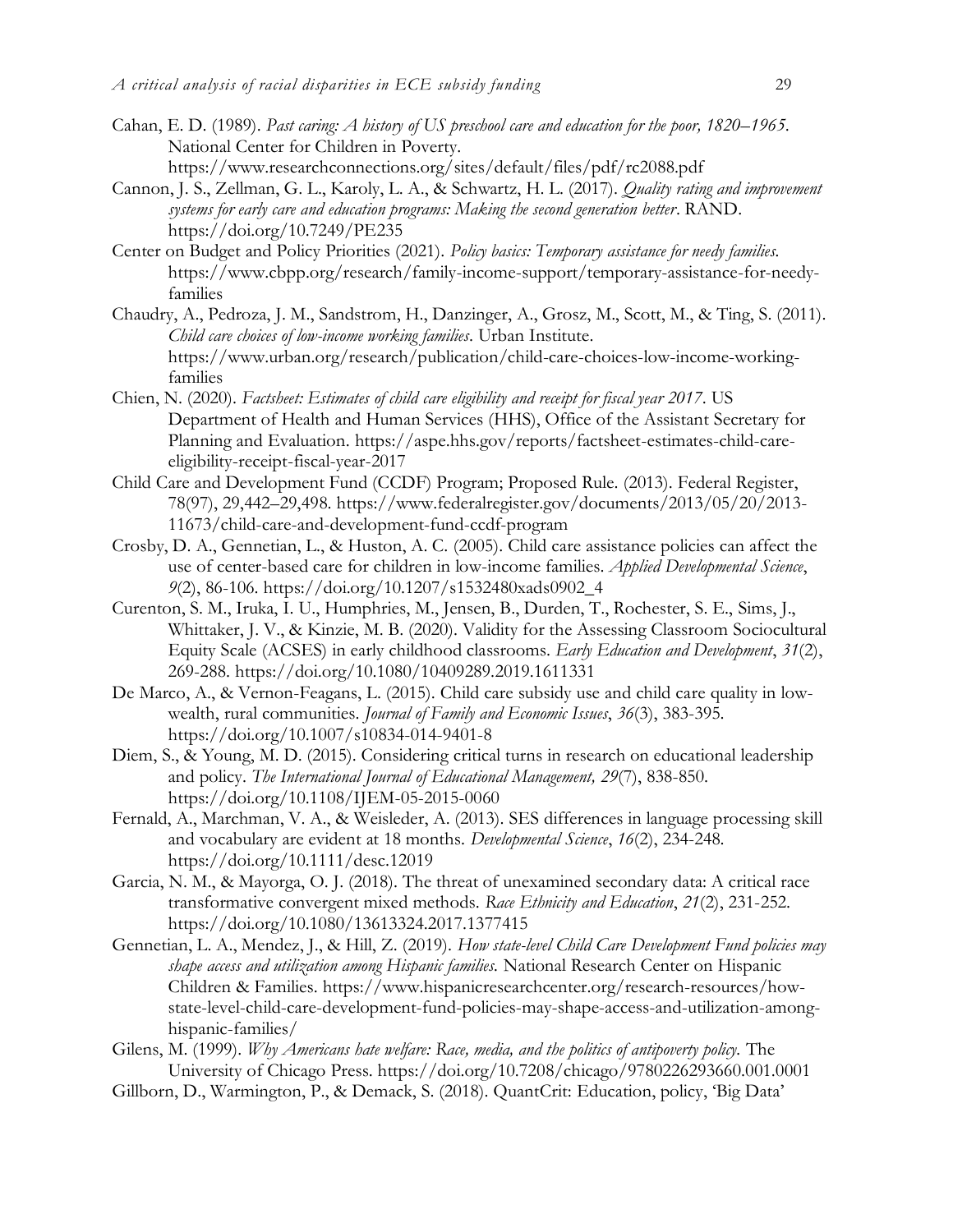Cahan, E. D. (1989). *Past caring: A history of US preschool care and education for the poor, 1820–1965*. National Center for Children in Poverty. https://www.researchconnections.org/sites/default/files/pdf/rc2088.pdf

Cannon, J. S., Zellman, G. L., Karoly, L. A., & Schwartz, H. L. (2017). *Quality rating and improvement systems for early care and education programs: Making the second generation better*. RAND. https://doi.org/10.7249/PE235

Center on Budget and Policy Priorities (2021). *Policy basics: Temporary assistance for needy families*. https://www.cbpp.org/research/family-income-support/temporary-assistance-for-needy-families

Chaudry, A., Pedroza, J. M., Sandstrom, H., Danzinger, A., Grosz, M., Scott, M., & Ting, S. (2011). *Child care choices of low-income working families*. Urban Institute. https://www.urban.org/research/publication/child-care-choices-low-income-working-families

Chien, N. (2020). *Factsheet: Estimates of child care eligibility and receipt for fiscal year 2017*. US Department of Health and Human Services (HHS), Office of the Assistant Secretary for Planning and Evaluation. https://aspe.hhs.gov/reports/factsheet-estimates-child-care-eligibility-receipt-fiscal-year-2017

Child Care and Development Fund (CCDF) Program; Proposed Rule. (2013). Federal Register, 78(97), 29,442–29,498. https://www.federalregister.gov/documents/2013/05/20/2013-11673/child-care-and-development-fund-ccdf-program

Crosby, D. A., Gennetian, L., & Huston, A. C. (2005). Child care assistance policies can affect the use of center-based care for children in low-income families. *Applied Developmental Science*, *9*(2), 86-106. https://doi.org/10.1207/s1532480xads0902_4

Curenton, S. M., Iruka, I. U., Humphries, M., Jensen, B., Durden, T., Rochester, S. E., Sims, J., Whittaker, J. V., & Kinzie, M. B. (2020). Validity for the Assessing Classroom Sociocultural Equity Scale (ACSES) in early childhood classrooms. *Early Education and Development*, *31*(2), 269-288. https://doi.org/10.1080/10409289.2019.1611331

De Marco, A., & Vernon-Feagans, L. (2015). Child care subsidy use and child care quality in low-wealth, rural communities. *Journal of Family and Economic Issues*, *36*(3), 383-395. https://doi.org/10.1007/s10834-014-9401-8

Diem, S., & Young, M. D. (2015). Considering critical turns in research on educational leadership and policy. *The International Journal of Educational Management, 29*(7), 838-850. https://doi.org/10.1108/IJEM-05-2015-0060

Fernald, A., Marchman, V. A., & Weisleder, A. (2013). SES differences in language processing skill and vocabulary are evident at 18 months. *Developmental Science*, *16*(2), 234-248. https://doi.org/10.1111/desc.12019

Garcia, N. M., & Mayorga, O. J. (2018). The threat of unexamined secondary data: A critical race transformative convergent mixed methods. *Race Ethnicity and Education*, *21*(2), 231-252. https://doi.org/10.1080/13613324.2017.1377415

Gennetian, L. A., Mendez, J., & Hill, Z. (2019). *How state-level Child Care Development Fund policies may shape access and utilization among Hispanic families.* National Research Center on Hispanic Children & Families. https://www.hispanicresearchcenter.org/research-resources/how-state-level-child-care-development-fund-policies-may-shape-access-and-utilization-among-hispanic-families/

Gilens, M. (1999). *Why Americans hate welfare: Race, media, and the politics of antipoverty policy.* The University of Chicago Press. https://doi.org/10.7208/chicago/9780226293660.001.0001

Gillborn, D., Warmington, P., & Demack, S. (2018). QuantCrit: Education, policy, 'Big Data'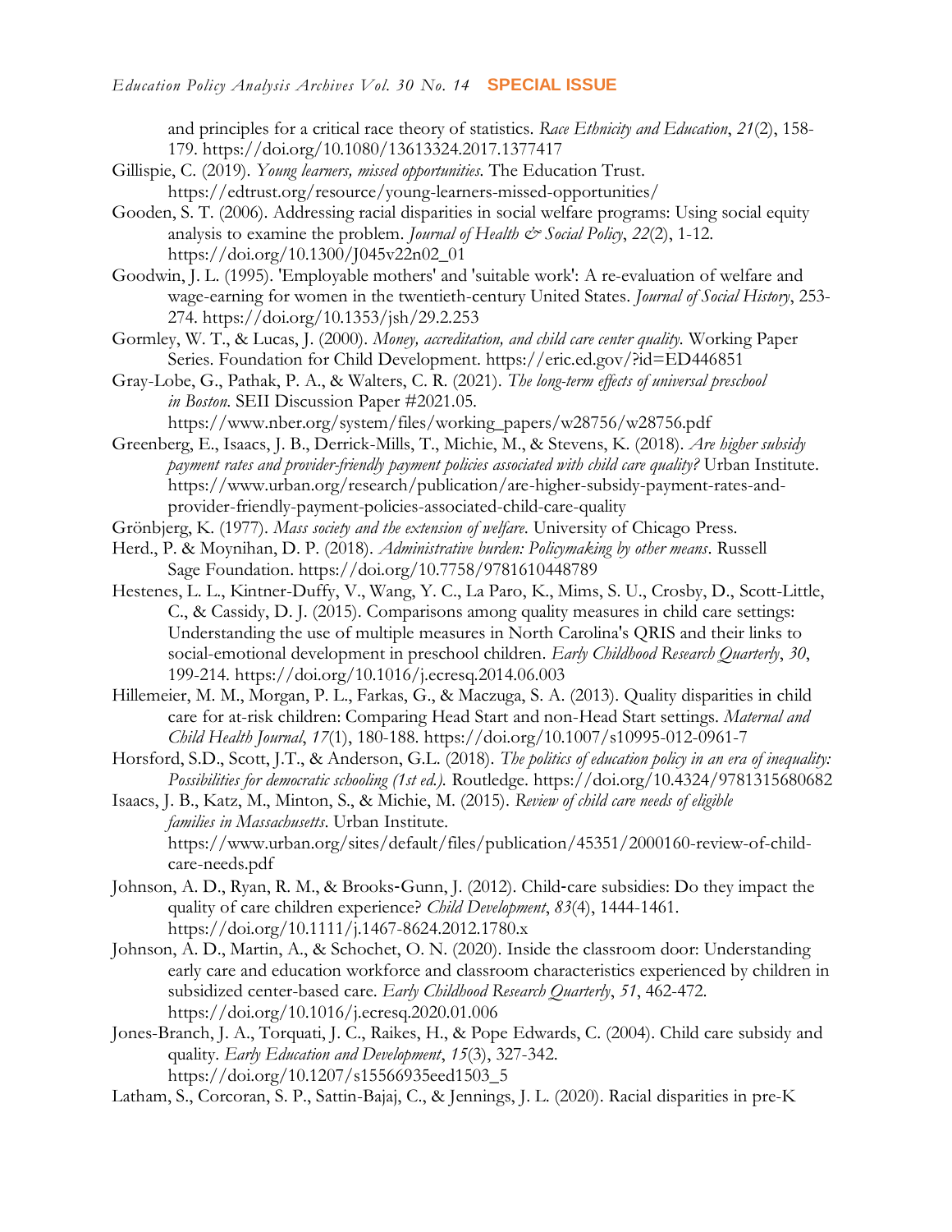and principles for a critical race theory of statistics. *Race Ethnicity and Education*, *21*(2), 158-179. https://doi.org/10.1080/13613324.2017.1377417

Gillispie, C. (2019). *Young learners, missed opportunities*. The Education Trust. https://edtrust.org/resource/young-learners-missed-opportunities/

Gooden, S. T. (2006). Addressing racial disparities in social welfare programs: Using social equity analysis to examine the problem. *Journal of Health & Social Policy*, *22*(2), 1-12. https://doi.org/10.1300/J045v22n02_01

Goodwin, J. L. (1995). 'Employable mothers' and 'suitable work': A re-evaluation of welfare and wage-earning for women in the twentieth-century United States. *Journal of Social History*, 253-274. https://doi.org/10.1353/jsh/29.2.253

Gormley, W. T., & Lucas, J. (2000). *Money, accreditation, and child care center quality.* Working Paper Series. Foundation for Child Development. https://eric.ed.gov/?id=ED446851

Gray-Lobe, G., Pathak, P. A., & Walters, C. R. (2021). *The long-term effects of universal preschool in Boston*. SEII Discussion Paper #2021.05. https://www.nber.org/system/files/working_papers/w28756/w28756.pdf

Greenberg, E., Isaacs, J. B., Derrick-Mills, T., Michie, M., & Stevens, K. (2018). *Are higher subsidy payment rates and provider-friendly payment policies associated with child care quality?* Urban Institute. https://www.urban.org/research/publication/are-higher-subsidy-payment-rates-and-provider-friendly-payment-policies-associated-child-care-quality

Grönbjerg, K. (1977). *Mass society and the extension of welfare*. University of Chicago Press.

Herd., P. & Moynihan, D. P. (2018). *Administrative burden: Policymaking by other means*. Russell Sage Foundation. https://doi.org/10.7758/9781610448789

Hestenes, L. L., Kintner-Duffy, V., Wang, Y. C., La Paro, K., Mims, S. U., Crosby, D., Scott-Little, C., & Cassidy, D. J. (2015). Comparisons among quality measures in child care settings: Understanding the use of multiple measures in North Carolina's QRIS and their links to social-emotional development in preschool children. *Early Childhood Research Quarterly*, *30*, 199-214. https://doi.org/10.1016/j.ecresq.2014.06.003

Hillemeier, M. M., Morgan, P. L., Farkas, G., & Maczuga, S. A. (2013). Quality disparities in child care for at-risk children: Comparing Head Start and non-Head Start settings. *Maternal and Child Health Journal*, *17*(1), 180-188. https://doi.org/10.1007/s10995-012-0961-7

Horsford, S.D., Scott, J.T., & Anderson, G.L. (2018). *The politics of education policy in an era of inequality: Possibilities for democratic schooling (1st ed.).* Routledge. https://doi.org/10.4324/9781315680682

Isaacs, J. B., Katz, M., Minton, S., & Michie, M. (2015). *Review of child care needs of eligible families in Massachusetts*. Urban Institute. https://www.urban.org/sites/default/files/publication/45351/2000160-review-of-child-care-needs.pdf

Johnson, A. D., Ryan, R. M., & Brooks‐Gunn, J. (2012). Child‐care subsidies: Do they impact the quality of care children experience? *Child Development*, *83*(4), 1444-1461. https://doi.org/10.1111/j.1467-8624.2012.1780.x

Johnson, A. D., Martin, A., & Schochet, O. N. (2020). Inside the classroom door: Understanding early care and education workforce and classroom characteristics experienced by children in subsidized center-based care. *Early Childhood Research Quarterly*, *51*, 462-472. https://doi.org/10.1016/j.ecresq.2020.01.006

Jones-Branch, J. A., Torquati, J. C., Raikes, H., & Pope Edwards, C. (2004). Child care subsidy and quality. *Early Education and Development*, *15*(3), 327-342. https://doi.org/10.1207/s15566935eed1503_5

Latham, S., Corcoran, S. P., Sattin-Bajaj, C., & Jennings, J. L. (2020). Racial disparities in pre-K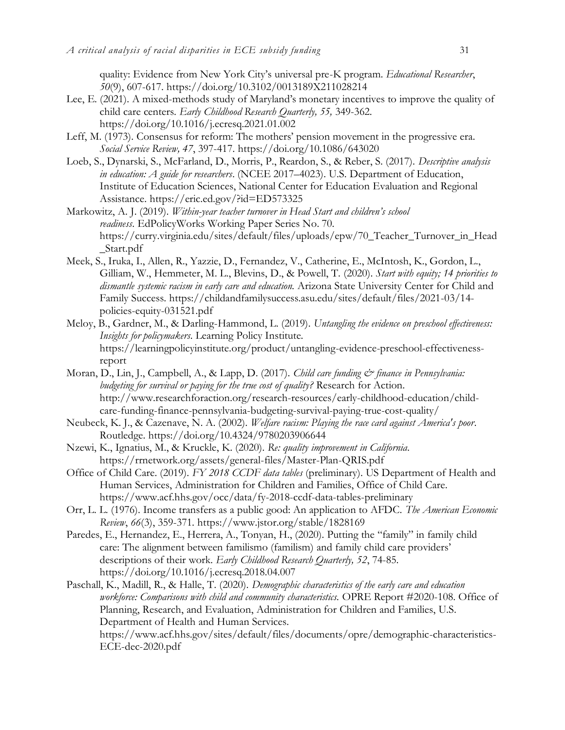quality: Evidence from New York City's universal pre-K program. *Educational Researcher*, *50*(9), 607-617. https://doi.org/10.3102/0013189X211028214

Lee, E. (2021). A mixed-methods study of Maryland's monetary incentives to improve the quality of child care centers. *Early Childhood Research Quarterly, 55,* 349-362. https://doi.org/10.1016/j.ecresq.2021.01.002

Leff, M. (1973). Consensus for reform: The mothers' pension movement in the progressive era. *Social Service Review, 47*, 397-417. https://doi.org/10.1086/643020

Loeb, S., Dynarski, S., McFarland, D., Morris, P., Reardon, S., & Reber, S. (2017). *Descriptive analysis in education: A guide for researchers*. (NCEE 2017–4023). U.S. Department of Education, Institute of Education Sciences, National Center for Education Evaluation and Regional Assistance. https://eric.ed.gov/?id=ED573325

Markowitz, A. J. (2019). *Within-year teacher turnover in Head Start and children's school readiness*. EdPolicyWorks Working Paper Series No. 70. https://curry.virginia.edu/sites/default/files/uploads/epw/70_Teacher_Turnover_in_Head_Start.pdf

Meek, S., Iruka, I., Allen, R., Yazzie, D., Fernandez, V., Catherine, E., McIntosh, K., Gordon, L., Gilliam, W., Hemmeter, M. L., Blevins, D., & Powell, T. (2020). *Start with equity; 14 priorities to dismantle systemic racism in early care and education.* Arizona State University Center for Child and Family Success. https://childandfamilysuccess.asu.edu/sites/default/files/2021-03/14-policies-equity-031521.pdf

Meloy, B., Gardner, M., & Darling-Hammond, L. (2019). *Untangling the evidence on preschool effectiveness: Insights for policymakers.* Learning Policy Institute. https://learningpolicyinstitute.org/product/untangling-evidence-preschool-effectiveness-report

Moran, D., Lin, J., Campbell, A., & Lapp, D. (2017). *Child care funding & finance in Pennsylvania: budgeting for survival or paying for the true cost of quality?* Research for Action. http://www.researchforaction.org/research-resources/early-childhood-education/child-care-funding-finance-pennsylvania-budgeting-survival-paying-true-cost-quality/

Neubeck, K. J., & Cazenave, N. A. (2002). *Welfare racism: Playing the race card against America's poor*. Routledge. https://doi.org/10.4324/9780203906644

Nzewi, K., Ignatius, M., & Kruckle, K. (2020). *Re: quality improvement in California*. https://rrnetwork.org/assets/general-files/Master-Plan-QRIS.pdf

Office of Child Care. (2019). *FY 2018 CCDF data tables* (preliminary). US Department of Health and Human Services, Administration for Children and Families, Office of Child Care. https://www.acf.hhs.gov/occ/data/fy-2018-ccdf-data-tables-preliminary

Orr, L. L. (1976). Income transfers as a public good: An application to AFDC. *The American Economic Review*, *66*(3), 359-371. https://www.jstor.org/stable/1828169

Paredes, E., Hernandez, E., Herrera, A., Tonyan, H., (2020). Putting the "family" in family child care: The alignment between familismo (familism) and family child care providers' descriptions of their work. *Early Childhood Research Quarterly, 52*, 74-85. https://doi.org/10.1016/j.ecresq.2018.04.007

Paschall, K., Madill, R., & Halle, T. (2020). *Demographic characteristics of the early care and education workforce: Comparisons with child and community characteristics.* OPRE Report #2020-108. Office of Planning, Research, and Evaluation, Administration for Children and Families, U.S. Department of Health and Human Services. https://www.acf.hhs.gov/sites/default/files/documents/opre/demographic-characteristics-ECE-dec-2020.pdf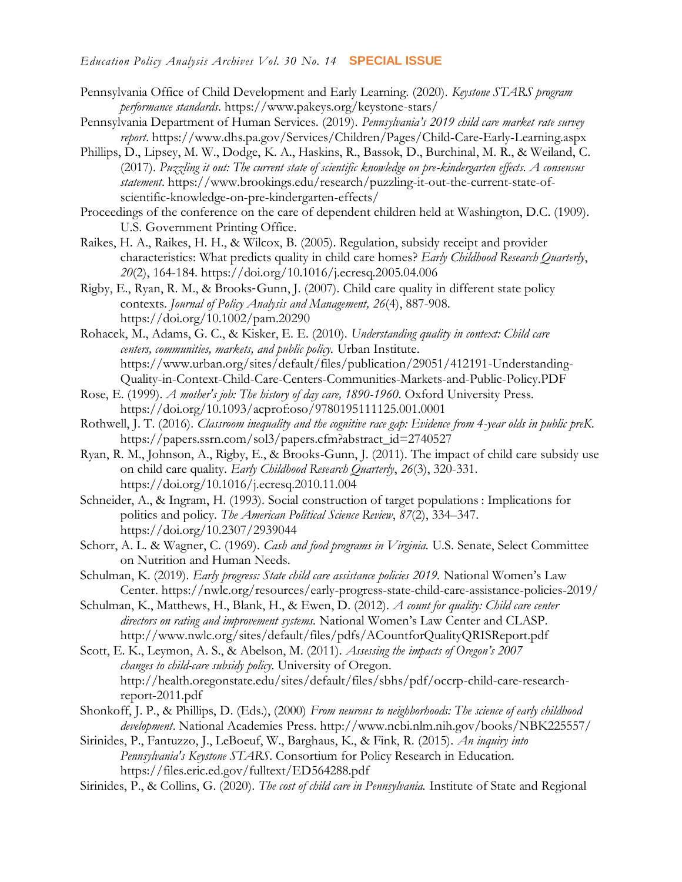Pennsylvania Office of Child Development and Early Learning. (2020). *Keystone STARS program performance standards*. https://www.pakeys.org/keystone-stars/

Pennsylvania Department of Human Services. (2019). *Pennsylvania's 2019 child care market rate survey report*. https://www.dhs.pa.gov/Services/Children/Pages/Child-Care-Early-Learning.aspx

Phillips, D., Lipsey, M. W., Dodge, K. A., Haskins, R., Bassok, D., Burchinal, M. R., & Weiland, C. (2017). *Puzzling it out: The current state of scientific knowledge on pre-kindergarten effects. A consensus statement*. https://www.brookings.edu/research/puzzling-it-out-the-current-state-of-scientific-knowledge-on-pre-kindergarten-effects/

Proceedings of the conference on the care of dependent children held at Washington, D.C. (1909). U.S. Government Printing Office.

Raikes, H. A., Raikes, H. H., & Wilcox, B. (2005). Regulation, subsidy receipt and provider characteristics: What predicts quality in child care homes? *Early Childhood Research Quarterly*, *20*(2), 164-184. https://doi.org/10.1016/j.ecresq.2005.04.006

Rigby, E., Ryan, R. M., & Brooks-Gunn, J. (2007). Child care quality in different state policy contexts. *Journal of Policy Analysis and Management, 26*(4), 887-908. https://doi.org/10.1002/pam.20290

Rohacek, M., Adams, G. C., & Kisker, E. E. (2010). *Understanding quality in context: Child care centers, communities, markets, and public policy.* Urban Institute. https://www.urban.org/sites/default/files/publication/29051/412191-Understanding-Quality-in-Context-Child-Care-Centers-Communities-Markets-and-Public-Policy.PDF

Rose, E. (1999). *A mother's job: The history of day care, 1890-1960*. Oxford University Press. https://doi.org/10.1093/acprof:oso/9780195111125.001.0001

Rothwell, J. T. (2016). *Classroom inequality and the cognitive race gap: Evidence from 4-year olds in public preK.* https://papers.ssrn.com/sol3/papers.cfm?abstract_id=2740527

Ryan, R. M., Johnson, A., Rigby, E., & Brooks-Gunn, J. (2011). The impact of child care subsidy use on child care quality. *Early Childhood Research Quarterly*, *26*(3), 320-331. https://doi.org/10.1016/j.ecresq.2010.11.004

Schneider, A., & Ingram, H. (1993). Social construction of target populations : Implications for politics and policy. *The American Political Science Review*, *87*(2), 334–347. https://doi.org/10.2307/2939044

Schorr, A. L. & Wagner, C. (1969). *Cash and food programs in Virginia.* U.S. Senate, Select Committee on Nutrition and Human Needs.

Schulman, K. (2019). *Early progress: State child care assistance policies 2019.* National Women's Law Center. https://nwlc.org/resources/early-progress-state-child-care-assistance-policies-2019/

Schulman, K., Matthews, H., Blank, H., & Ewen, D. (2012). *A count for quality: Child care center directors on rating and improvement systems.* National Women's Law Center and CLASP. http://www.nwlc.org/sites/default/files/pdfs/ACountforQualityQRISReport.pdf

Scott, E. K., Leymon, A. S., & Abelson, M. (2011). *Assessing the impacts of Oregon's 2007 changes to child-care subsidy policy.* University of Oregon. http://health.oregonstate.edu/sites/default/files/sbhs/pdf/occrp-child-care-research-report-2011.pdf

Shonkoff, J. P., & Phillips, D. (Eds.), (2000) *From neurons to neighborhoods: The science of early childhood development*. National Academies Press. http://www.ncbi.nlm.nih.gov/books/NBK225557/

Sirinides, P., Fantuzzo, J., LeBoeuf, W., Barghaus, K., & Fink, R. (2015). *An inquiry into Pennsylvania's Keystone STARS*. Consortium for Policy Research in Education. https://files.eric.ed.gov/fulltext/ED564288.pdf

Sirinides, P., & Collins, G. (2020). *The cost of child care in Pennsylvania.* Institute of State and Regional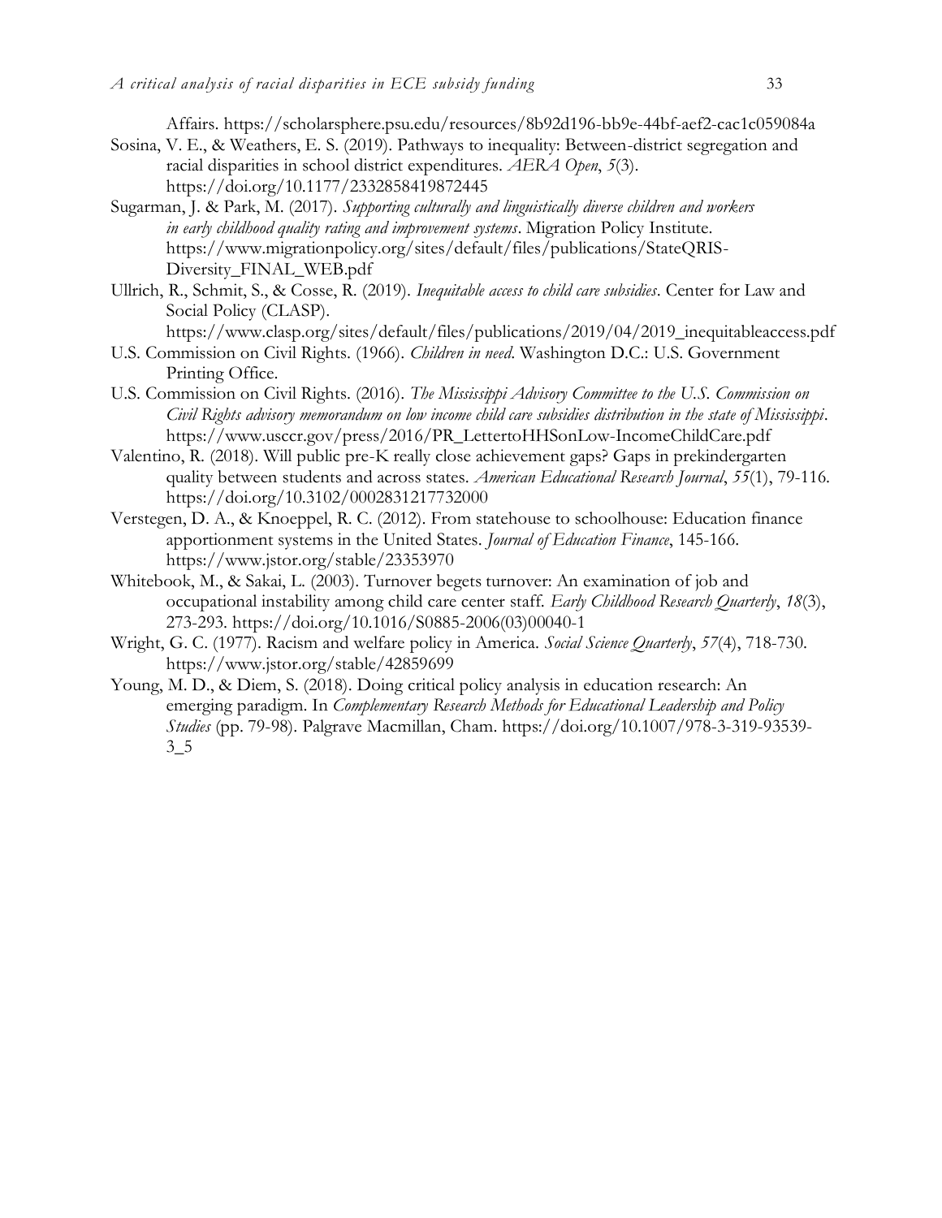Affairs. https://scholarsphere.psu.edu/resources/8b92d196-bb9e-44bf-aef2-cac1c059084a

Sosina, V. E., & Weathers, E. S. (2019). Pathways to inequality: Between-district segregation and racial disparities in school district expenditures. *AERA Open*, *5*(3). https://doi.org/10.1177/2332858419872445

Sugarman, J. & Park, M. (2017). *Supporting culturally and linguistically diverse children and workers in early childhood quality rating and improvement systems*. Migration Policy Institute. https://www.migrationpolicy.org/sites/default/files/publications/StateQRIS-Diversity_FINAL_WEB.pdf

Ullrich, R., Schmit, S., & Cosse, R. (2019). *Inequitable access to child care subsidies*. Center for Law and Social Policy (CLASP). https://www.clasp.org/sites/default/files/publications/2019/04/2019_inequitableaccess.pdf

U.S. Commission on Civil Rights. (1966). *Children in need*. Washington D.C.: U.S. Government Printing Office.

U.S. Commission on Civil Rights. (2016). *The Mississippi Advisory Committee to the U.S. Commission on Civil Rights advisory memorandum on low income child care subsidies distribution in the state of Mississippi*. https://www.usccr.gov/press/2016/PR_LettertoHHSonLow-IncomeChildCare.pdf

Valentino, R. (2018). Will public pre-K really close achievement gaps? Gaps in prekindergarten quality between students and across states. *American Educational Research Journal*, *55*(1), 79-116. https://doi.org/10.3102/0002831217732000

Verstegen, D. A., & Knoeppel, R. C. (2012). From statehouse to schoolhouse: Education finance apportionment systems in the United States. *Journal of Education Finance*, 145-166. https://www.jstor.org/stable/23353970

Whitebook, M., & Sakai, L. (2003). Turnover begets turnover: An examination of job and occupational instability among child care center staff. *Early Childhood Research Quarterly*, *18*(3), 273-293. https://doi.org/10.1016/S0885-2006(03)00040-1

Wright, G. C. (1977). Racism and welfare policy in America. *Social Science Quarterly*, *57*(4), 718-730. https://www.jstor.org/stable/42859699

Young, M. D., & Diem, S. (2018). Doing critical policy analysis in education research: An emerging paradigm. In *Complementary Research Methods for Educational Leadership and Policy Studies* (pp. 79-98). Palgrave Macmillan, Cham. https://doi.org/10.1007/978-3-319-93539-3_5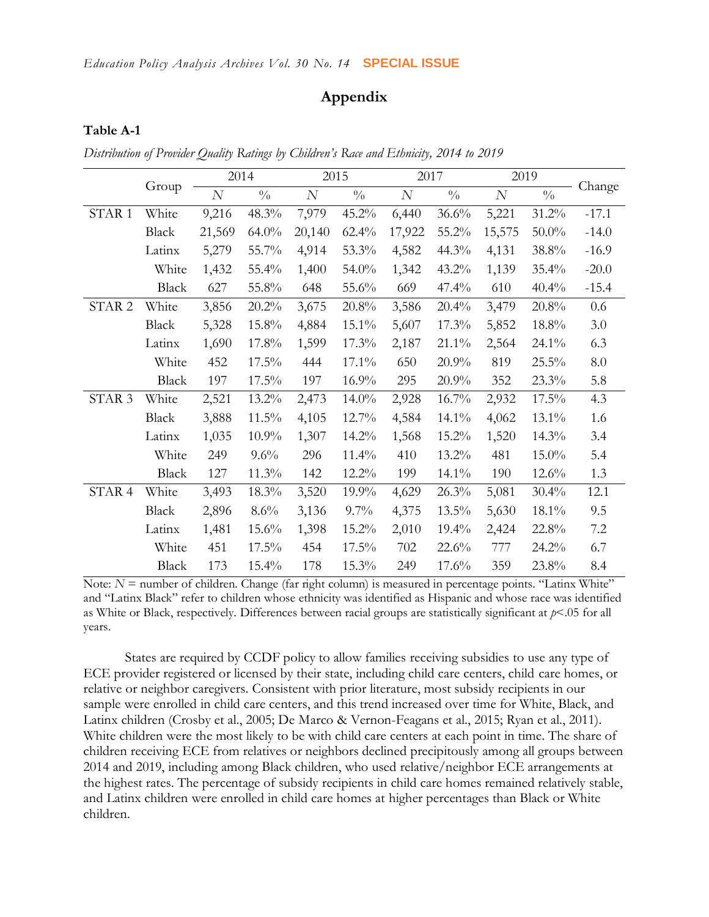## Appendix

**Table A-1**

*Distribution of Provider Quality Ratings by Children's Race and Ethnicity, 2014 to 2019*

| | Group | 2014 | | 2015 | | 2017 | | 2019 | | Change |
|---|---|---|---|---|---|---|---|---|---|---|
| | | *N* | % | *N* | % | *N* | % | *N* | % | |
| STAR 1 | White | 9,216 | 48.3% | 7,979 | 45.2% | 6,440 | 36.6% | 5,221 | 31.2% | -17.1 |
| | Black | 21,569 | 64.0% | 20,140 | 62.4% | 17,922 | 55.2% | 15,575 | 50.0% | -14.0 |
| | Latinx | 5,279 | 55.7% | 4,914 | 53.3% | 4,582 | 44.3% | 4,131 | 38.8% | -16.9 |
| | White | 1,432 | 55.4% | 1,400 | 54.0% | 1,342 | 43.2% | 1,139 | 35.4% | -20.0 |
| | Black | 627 | 55.8% | 648 | 55.6% | 669 | 47.4% | 610 | 40.4% | -15.4 |
| STAR 2 | White | 3,856 | 20.2% | 3,675 | 20.8% | 3,586 | 20.4% | 3,479 | 20.8% | 0.6 |
| | Black | 5,328 | 15.8% | 4,884 | 15.1% | 5,607 | 17.3% | 5,852 | 18.8% | 3.0 |
| | Latinx | 1,690 | 17.8% | 1,599 | 17.3% | 2,187 | 21.1% | 2,564 | 24.1% | 6.3 |
| | White | 452 | 17.5% | 444 | 17.1% | 650 | 20.9% | 819 | 25.5% | 8.0 |
| | Black | 197 | 17.5% | 197 | 16.9% | 295 | 20.9% | 352 | 23.3% | 5.8 |
| STAR 3 | White | 2,521 | 13.2% | 2,473 | 14.0% | 2,928 | 16.7% | 2,932 | 17.5% | 4.3 |
| | Black | 3,888 | 11.5% | 4,105 | 12.7% | 4,584 | 14.1% | 4,062 | 13.1% | 1.6 |
| | Latinx | 1,035 | 10.9% | 1,307 | 14.2% | 1,568 | 15.2% | 1,520 | 14.3% | 3.4 |
| | White | 249 | 9.6% | 296 | 11.4% | 410 | 13.2% | 481 | 15.0% | 5.4 |
| | Black | 127 | 11.3% | 142 | 12.2% | 199 | 14.1% | 190 | 12.6% | 1.3 |
| STAR 4 | White | 3,493 | 18.3% | 3,520 | 19.9% | 4,629 | 26.3% | 5,081 | 30.4% | 12.1 |
| | Black | 2,896 | 8.6% | 3,136 | 9.7% | 4,375 | 13.5% | 5,630 | 18.1% | 9.5 |
| | Latinx | 1,481 | 15.6% | 1,398 | 15.2% | 2,010 | 19.4% | 2,424 | 22.8% | 7.2 |
| | White | 451 | 17.5% | 454 | 17.5% | 702 | 22.6% | 777 | 24.2% | 6.7 |
| | Black | 173 | 15.4% | 178 | 15.3% | 249 | 17.6% | 359 | 23.8% | 8.4 |

Note: $N$ = number of children. Change (far right column) is measured in percentage points. "Latinx White" and "Latinx Black" refer to children whose ethnicity was identified as Hispanic and whose race was identified as White or Black, respectively. Differences between racial groups are statistically significant at $p<.05$ for all years.

States are required by CCDF policy to allow families receiving subsidies to use any type of ECE provider registered or licensed by their state, including child care centers, child care homes, or relative or neighbor caregivers. Consistent with prior literature, most subsidy recipients in our sample were enrolled in child care centers, and this trend increased over time for White, Black, and Latinx children (Crosby et al., 2005; De Marco & Vernon-Feagans et al., 2015; Ryan et al., 2011). White children were the most likely to be with child care centers at each point in time. The share of children receiving ECE from relatives or neighbors declined precipitously among all groups between 2014 and 2019, including among Black children, who used relative/neighbor ECE arrangements at the highest rates. The percentage of subsidy recipients in child care homes remained relatively stable, and Latinx children were enrolled in child care homes at higher percentages than Black or White children.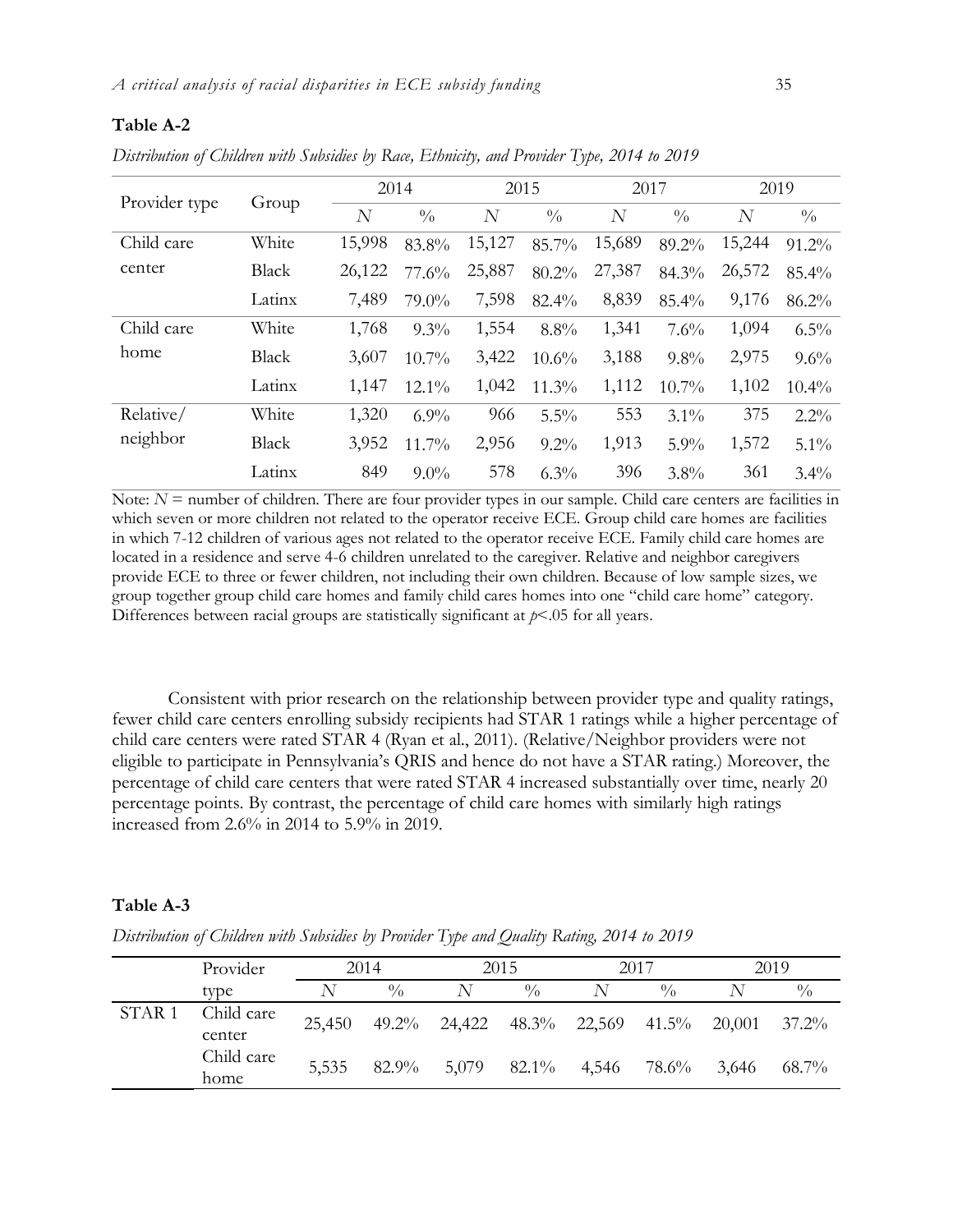**Table A-2**

*Distribution of Children with Subsidies by Race, Ethnicity, and Provider Type, 2014 to 2019*

| Provider type | Group | 2014 | | 2015 | | 2017 | | 2019 | |
|---|---|---|---|---|---|---|---|---|---|
| | | *N* | % | *N* | % | *N* | % | *N* | % |
| Child care center | White | 15,998 | 83.8% | 15,127 | 85.7% | 15,689 | 89.2% | 15,244 | 91.2% |
| | Black | 26,122 | 77.6% | 25,887 | 80.2% | 27,387 | 84.3% | 26,572 | 85.4% |
| | Latinx | 7,489 | 79.0% | 7,598 | 82.4% | 8,839 | 85.4% | 9,176 | 86.2% |
| Child care home | White | 1,768 | 9.3% | 1,554 | 8.8% | 1,341 | 7.6% | 1,094 | 6.5% |
| | Black | 3,607 | 10.7% | 3,422 | 10.6% | 3,188 | 9.8% | 2,975 | 9.6% |
| | Latinx | 1,147 | 12.1% | 1,042 | 11.3% | 1,112 | 10.7% | 1,102 | 10.4% |
| Relative/ neighbor | White | 1,320 | 6.9% | 966 | 5.5% | 553 | 3.1% | 375 | 2.2% |
| | Black | 3,952 | 11.7% | 2,956 | 9.2% | 1,913 | 5.9% | 1,572 | 5.1% |
| | Latinx | 849 | 9.0% | 578 | 6.3% | 396 | 3.8% | 361 | 3.4% |

Note: $N$ = number of children. There are four provider types in our sample. Child care centers are facilities in which seven or more children not related to the operator receive ECE. Group child care homes are facilities in which 7-12 children of various ages not related to the operator receive ECE. Family child care homes are located in a residence and serve 4-6 children unrelated to the caregiver. Relative and neighbor caregivers provide ECE to three or fewer children, not including their own children. Because of low sample sizes, we group together group child care homes and family child cares homes into one "child care home" category. Differences between racial groups are statistically significant at $p$<.05 for all years.

Consistent with prior research on the relationship between provider type and quality ratings, fewer child care centers enrolling subsidy recipients had STAR 1 ratings while a higher percentage of child care centers were rated STAR 4 (Ryan et al., 2011). (Relative/Neighbor providers were not eligible to participate in Pennsylvania's QRIS and hence do not have a STAR rating.) Moreover, the percentage of child care centers that were rated STAR 4 increased substantially over time, nearly 20 percentage points. By contrast, the percentage of child care homes with similarly high ratings increased from 2.6% in 2014 to 5.9% in 2019.

**Table A-3**

*Distribution of Children with Subsidies by Provider Type and Quality Rating, 2014 to 2019*

| | Provider type | 2014 | | 2015 | | 2017 | | 2019 | |
|---|---|---|---|---|---|---|---|---|---|
| | | *N* | % | *N* | % | *N* | % | *N* | % |
| STAR 1 | Child care center | 25,450 | 49.2% | 24,422 | 48.3% | 22,569 | 41.5% | 20,001 | 37.2% |
| | Child care home | 5,535 | 82.9% | 5,079 | 82.1% | 4,546 | 78.6% | 3,646 | 68.7% |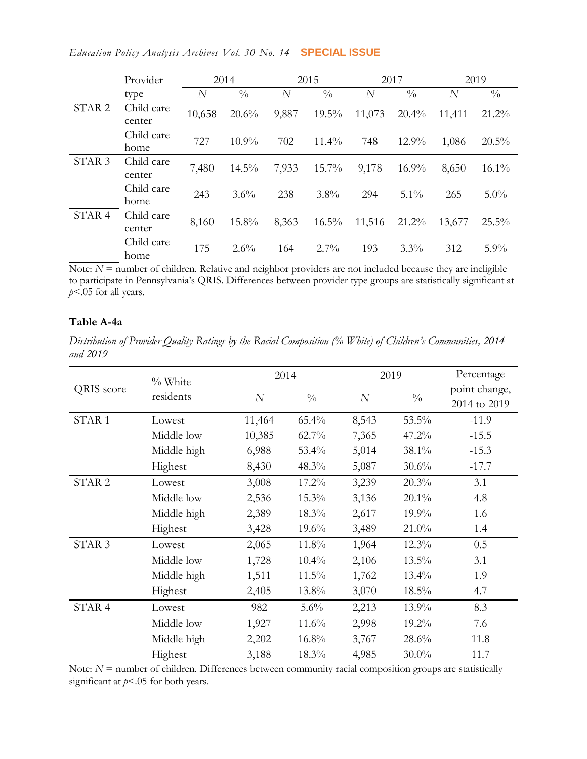| | Provider type | 2014 | | 2015 | | 2017 | | 2019 | |
|---|---|---|---|---|---|---|---|---|---|
| | | *N* | % | *N* | % | *N* | % | *N* | % |
| STAR 2 | Child care center | 10,658 | 20.6% | 9,887 | 19.5% | 11,073 | 20.4% | 11,411 | 21.2% |
| | Child care home | 727 | 10.9% | 702 | 11.4% | 748 | 12.9% | 1,086 | 20.5% |
| STAR 3 | Child care center | 7,480 | 14.5% | 7,933 | 15.7% | 9,178 | 16.9% | 8,650 | 16.1% |
| | Child care home | 243 | 3.6% | 238 | 3.8% | 294 | 5.1% | 265 | 5.0% |
| STAR 4 | Child care center | 8,160 | 15.8% | 8,363 | 16.5% | 11,516 | 21.2% | 13,677 | 25.5% |
| | Child care home | 175 | 2.6% | 164 | 2.7% | 193 | 3.3% | 312 | 5.9% |

Note: *N* = number of children. Relative and neighbor providers are not included because they are ineligible to participate in Pennsylvania's QRIS. Differences between provider type groups are statistically significant at $p<.05$ for all years.

**Table A-4a**

*Distribution of Provider Quality Ratings by the Racial Composition (% White) of Children's Communities, 2014 and 2019*

| QRIS score | % White residents | 2014 | | 2019 | | Percentage point change, 2014 to 2019 |
|---|---|---|---|---|---|---|
| | | *N* | % | *N* | % | |
| STAR 1 | Lowest | 11,464 | 65.4% | 8,543 | 53.5% | -11.9 |
| | Middle low | 10,385 | 62.7% | 7,365 | 47.2% | -15.5 |
| | Middle high | 6,988 | 53.4% | 5,014 | 38.1% | -15.3 |
| | Highest | 8,430 | 48.3% | 5,087 | 30.6% | -17.7 |
| STAR 2 | Lowest | 3,008 | 17.2% | 3,239 | 20.3% | 3.1 |
| | Middle low | 2,536 | 15.3% | 3,136 | 20.1% | 4.8 |
| | Middle high | 2,389 | 18.3% | 2,617 | 19.9% | 1.6 |
| | Highest | 3,428 | 19.6% | 3,489 | 21.0% | 1.4 |
| STAR 3 | Lowest | 2,065 | 11.8% | 1,964 | 12.3% | 0.5 |
| | Middle low | 1,728 | 10.4% | 2,106 | 13.5% | 3.1 |
| | Middle high | 1,511 | 11.5% | 1,762 | 13.4% | 1.9 |
| | Highest | 2,405 | 13.8% | 3,070 | 18.5% | 4.7 |
| STAR 4 | Lowest | 982 | 5.6% | 2,213 | 13.9% | 8.3 |
| | Middle low | 1,927 | 11.6% | 2,998 | 19.2% | 7.6 |
| | Middle high | 2,202 | 16.8% | 3,767 | 28.6% | 11.8 |
| | Highest | 3,188 | 18.3% | 4,985 | 30.0% | 11.7 |

Note: *N* = number of children. Differences between community racial composition groups are statistically significant at $p<.05$ for both years.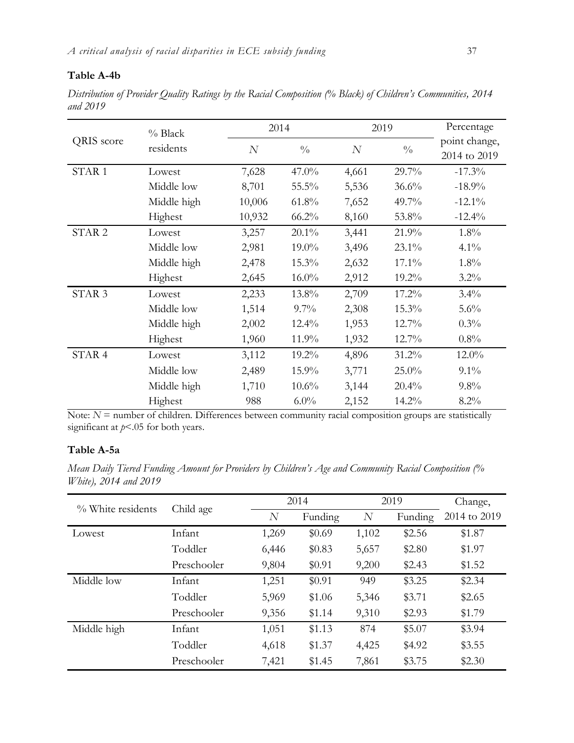**Table A-4b**

*Distribution of Provider Quality Ratings by the Racial Composition (% Black) of Children's Communities, 2014 and 2019*

| QRIS score | % Black residents | 2014 | | 2019 | | Percentage point change, 2014 to 2019 |
|---|---|---|---|---|---|---|
| | | *N* | % | *N* | % | |
| STAR 1 | Lowest | 7,628 | 47.0% | 4,661 | 29.7% | -17.3% |
| | Middle low | 8,701 | 55.5% | 5,536 | 36.6% | -18.9% |
| | Middle high | 10,006 | 61.8% | 7,652 | 49.7% | -12.1% |
| | Highest | 10,932 | 66.2% | 8,160 | 53.8% | -12.4% |
| STAR 2 | Lowest | 3,257 | 20.1% | 3,441 | 21.9% | 1.8% |
| | Middle low | 2,981 | 19.0% | 3,496 | 23.1% | 4.1% |
| | Middle high | 2,478 | 15.3% | 2,632 | 17.1% | 1.8% |
| | Highest | 2,645 | 16.0% | 2,912 | 19.2% | 3.2% |
| STAR 3 | Lowest | 2,233 | 13.8% | 2,709 | 17.2% | 3.4% |
| | Middle low | 1,514 | 9.7% | 2,308 | 15.3% | 5.6% |
| | Middle high | 2,002 | 12.4% | 1,953 | 12.7% | 0.3% |
| | Highest | 1,960 | 11.9% | 1,932 | 12.7% | 0.8% |
| STAR 4 | Lowest | 3,112 | 19.2% | 4,896 | 31.2% | 12.0% |
| | Middle low | 2,489 | 15.9% | 3,771 | 25.0% | 9.1% |
| | Middle high | 1,710 | 10.6% | 3,144 | 20.4% | 9.8% |
| | Highest | 988 | 6.0% | 2,152 | 14.2% | 8.2% |

Note: *N* = number of children. Differences between community racial composition groups are statistically significant at $p<.05$ for both years.

**Table A-5a**

*Mean Daily Tiered Funding Amount for Providers by Children's Age and Community Racial Composition (% White), 2014 and 2019*

| % White residents | Child age | 2014 | | 2019 | | Change, 2014 to 2019 |
|---|---|---|---|---|---|---|
| | | *N* | Funding | *N* | Funding | |
| Lowest | Infant | 1,269 | \$0.69 | 1,102 | \$2.56 | \$1.87 |
| | Toddler | 6,446 | \$0.83 | 5,657 | \$2.80 | \$1.97 |
| | Preschooler | 9,804 | \$0.91 | 9,200 | \$2.43 | \$1.52 |
| Middle low | Infant | 1,251 | \$0.91 | 949 | \$3.25 | \$2.34 |
| | Toddler | 5,969 | \$1.06 | 5,346 | \$3.71 | \$2.65 |
| | Preschooler | 9,356 | \$1.14 | 9,310 | \$2.93 | \$1.79 |
| Middle high | Infant | 1,051 | \$1.13 | 874 | \$5.07 | \$3.94 |
| | Toddler | 4,618 | \$1.37 | 4,425 | \$4.92 | \$3.55 |
| | Preschooler | 7,421 | \$1.45 | 7,861 | \$3.75 | \$2.30 |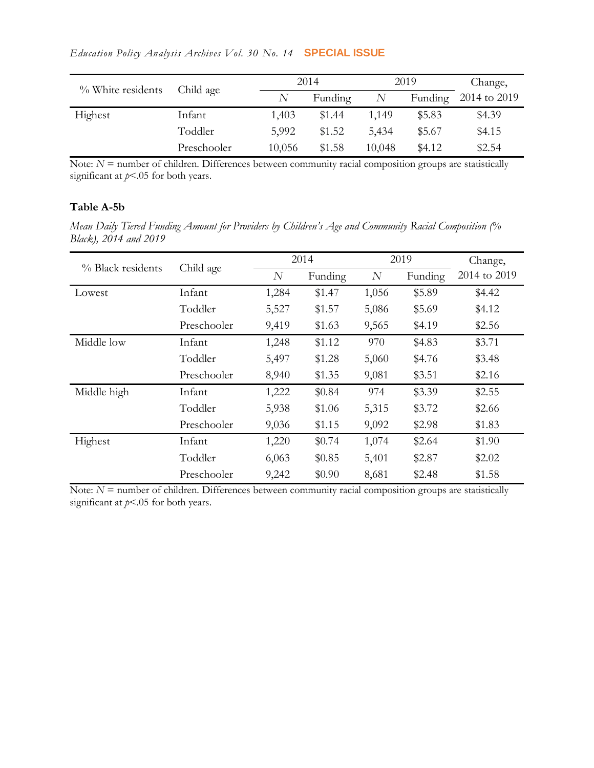| % White residents | Child age | 2014 | | 2019 | | Change, |
|---|---|---|---|---|---|---|
| | | *N* | Funding | *N* | Funding | 2014 to 2019 |
| Highest | Infant | 1,403 | $1.44 | 1,149 | $5.83 | $4.39 |
| | Toddler | 5,992 | $1.52 | 5,434 | $5.67 | $4.15 |
| | Preschooler | 10,056 | $1.58 | 10,048 | $4.12 | $2.54 |

Note: *N* = number of children. Differences between community racial composition groups are statistically significant at $p<.05$ for both years.

**Table A-5b**

*Mean Daily Tiered Funding Amount for Providers by Children's Age and Community Racial Composition (% Black), 2014 and 2019*

| % Black residents | Child age | 2014 | | 2019 | | Change, |
|---|---|---|---|---|---|---|
| | | *N* | Funding | *N* | Funding | 2014 to 2019 |
| Lowest | Infant | 1,284 | $1.47 | 1,056 | $5.89 | $4.42 |
| | Toddler | 5,527 | $1.57 | 5,086 | $5.69 | $4.12 |
| | Preschooler | 9,419 | $1.63 | 9,565 | $4.19 | $2.56 |
| Middle low | Infant | 1,248 | $1.12 | 970 | $4.83 | $3.71 |
| | Toddler | 5,497 | $1.28 | 5,060 | $4.76 | $3.48 |
| | Preschooler | 8,940 | $1.35 | 9,081 | $3.51 | $2.16 |
| Middle high | Infant | 1,222 | $0.84 | 974 | $3.39 | $2.55 |
| | Toddler | 5,938 | $1.06 | 5,315 | $3.72 | $2.66 |
| | Preschooler | 9,036 | $1.15 | 9,092 | $2.98 | $1.83 |
| Highest | Infant | 1,220 | $0.74 | 1,074 | $2.64 | $1.90 |
| | Toddler | 6,063 | $0.85 | 5,401 | $2.87 | $2.02 |
| | Preschooler | 9,242 | $0.90 | 8,681 | $2.48 | $1.58 |

Note: *N* = number of children. Differences between community racial composition groups are statistically significant at $p<.05$ for both years.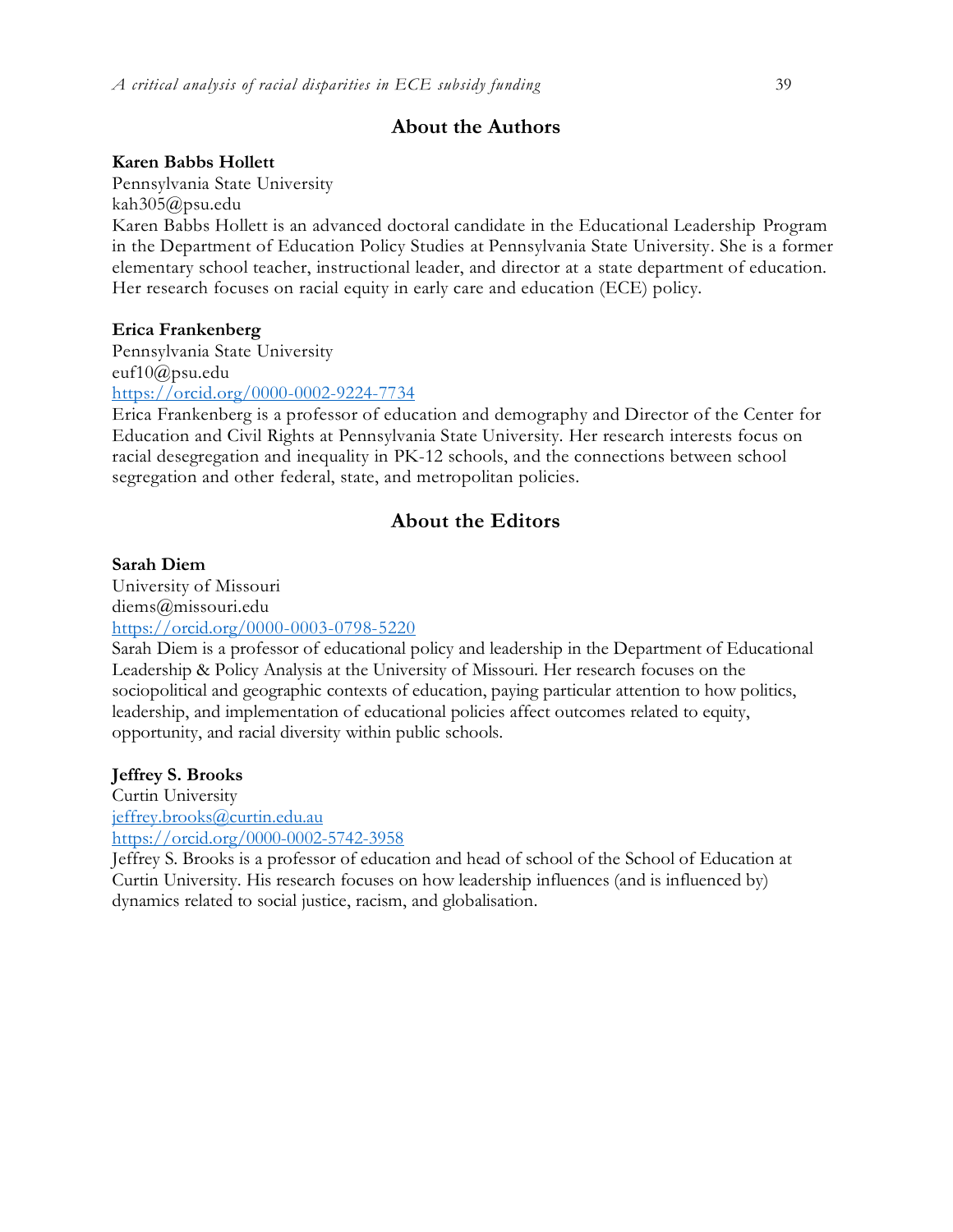## About the Authors

**Karen Babbs Hollett**
Pennsylvania State University
kah305@psu.edu
Karen Babbs Hollett is an advanced doctoral candidate in the Educational Leadership Program in the Department of Education Policy Studies at Pennsylvania State University. She is a former elementary school teacher, instructional leader, and director at a state department of education. Her research focuses on racial equity in early care and education (ECE) policy.

**Erica Frankenberg**
Pennsylvania State University
euf10@psu.edu
https://orcid.org/0000-0002-9224-7734
Erica Frankenberg is a professor of education and demography and Director of the Center for Education and Civil Rights at Pennsylvania State University. Her research interests focus on racial desegregation and inequality in PK-12 schools, and the connections between school segregation and other federal, state, and metropolitan policies.

## About the Editors

**Sarah Diem**
University of Missouri
diems@missouri.edu
https://orcid.org/0000-0003-0798-5220
Sarah Diem is a professor of educational policy and leadership in the Department of Educational Leadership & Policy Analysis at the University of Missouri. Her research focuses on the sociopolitical and geographic contexts of education, paying particular attention to how politics, leadership, and implementation of educational policies affect outcomes related to equity, opportunity, and racial diversity within public schools.

**Jeffrey S. Brooks**
Curtin University
jeffrey.brooks@curtin.edu.au
https://orcid.org/0000-0002-5742-3958
Jeffrey S. Brooks is a professor of education and head of school of the School of Education at Curtin University. His research focuses on how leadership influences (and is influenced by) dynamics related to social justice, racism, and globalisation.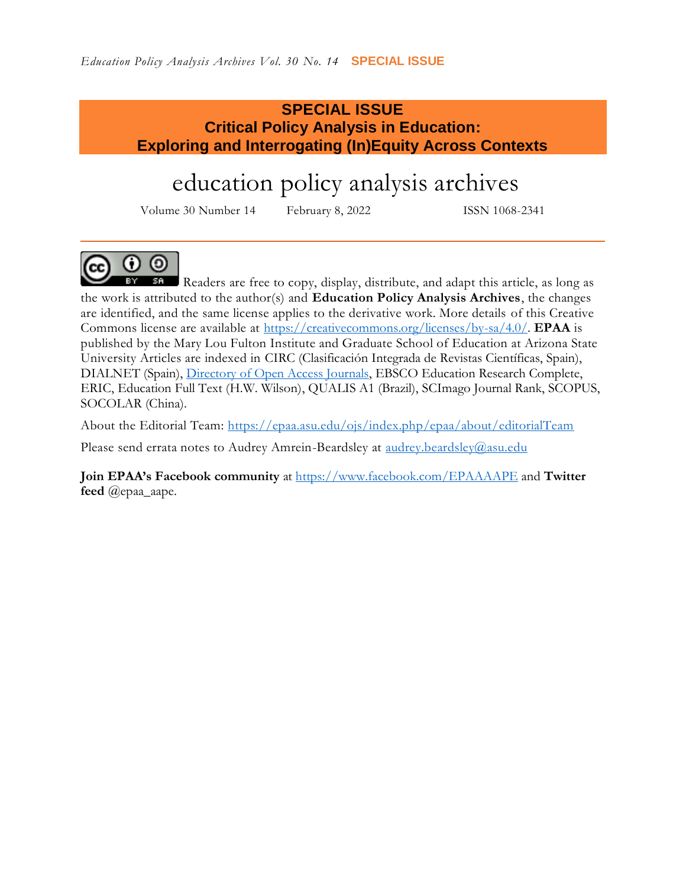**SPECIAL ISSUE**
**Critical Policy Analysis in Education:**
**Exploring and Interrogating (In)Equity Across Contexts**

# education policy analysis archives

Volume 30 Number 14 February 8, 2022 ISSN 1068-2341

Readers are free to copy, display, distribute, and adapt this article, as long as the work is attributed to the author(s) and **Education Policy Analysis Archives**, the changes are identified, and the same license applies to the derivative work. More details of this Creative Commons license are available at https://creativecommons.org/licenses/by-sa/4.0/. **EPAA** is published by the Mary Lou Fulton Institute and Graduate School of Education at Arizona State University Articles are indexed in CIRC (Clasificación Integrada de Revistas Científicas, Spain), DIALNET (Spain), Directory of Open Access Journals, EBSCO Education Research Complete, ERIC, Education Full Text (H.W. Wilson), QUALIS A1 (Brazil), SCImago Journal Rank, SCOPUS, SOCOLAR (China).

About the Editorial Team: https://epaa.asu.edu/ojs/index.php/epaa/about/editorialTeam

Please send errata notes to Audrey Amrein-Beardsley at audrey.beardsley@asu.edu

**Join EPAA's Facebook community** at https://www.facebook.com/EPAAAAPE and **Twitter feed** @epaa_aape.